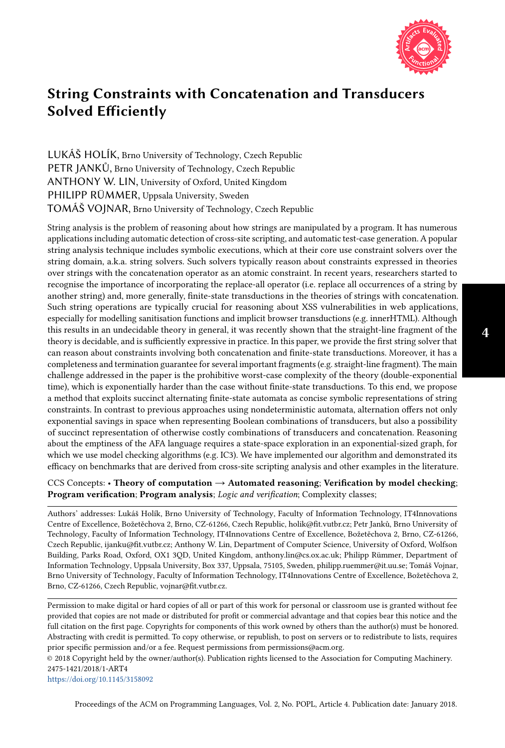# String Constraints with Concatenation and Transducers Solved Efficiently

LUKÁŠ HOLÍK, Brno University of Technology, Czech Republic
PETR JANKŮ, Brno University of Technology, Czech Republic
ANTHONY W. LIN, University of Oxford, United Kingdom
PHILIPP RÜMMER, Uppsala University, Sweden
TOMÁŠ VOJNAR, Brno University of Technology, Czech Republic

String analysis is the problem of reasoning about how strings are manipulated by a program. It has numerous applications including automatic detection of cross-site scripting, and automatic test-case generation. A popular string analysis technique includes symbolic executions, which at their core use constraint solvers over the string domain, a.k.a. string solvers. Such solvers typically reason about constraints expressed in theories over strings with the concatenation operator as an atomic constraint. In recent years, researchers started to recognise the importance of incorporating the replace-all operator (i.e. replace all occurrences of a string by another string) and, more generally, finite-state transductions in the theories of strings with concatenation. Such string operations are typically crucial for reasoning about XSS vulnerabilities in web applications, especially for modelling sanitisation functions and implicit browser transductions (e.g. innerHTML). Although this results in an undecidable theory in general, it was recently shown that the straight-line fragment of the theory is decidable, and is sufficiently expressive in practice. In this paper, we provide the first string solver that can reason about constraints involving both concatenation and finite-state transductions. Moreover, it has a completeness and termination guarantee for several important fragments (e.g. straight-line fragment). The main challenge addressed in the paper is the prohibitive worst-case complexity of the theory (double-exponential time), which is exponentially harder than the case without finite-state transductions. To this end, we propose a method that exploits succinct alternating finite-state automata as concise symbolic representations of string constraints. In contrast to previous approaches using nondeterministic automata, alternation offers not only exponential savings in space when representing Boolean combinations of transducers, but also a possibility of succinct representation of otherwise costly combinations of transducers and concatenation. Reasoning about the emptiness of the AFA language requires a state-space exploration in an exponential-sized graph, for which we use model checking algorithms (e.g. IC3). We have implemented our algorithm and demonstrated its efficacy on benchmarks that are derived from cross-site scripting analysis and other examples in the literature.

CCS Concepts: • **Theory of computation** → **Automated reasoning**; **Verification by model checking**; **Program verification**; **Program analysis**; *Logic and verification*; Complexity classes;

Authors' addresses: Lukáš Holík, Brno University of Technology, Faculty of Information Technology, IT4Innovations Centre of Excellence, Božetěchova 2, Brno, CZ-61266, Czech Republic, holik@fit.vutbr.cz; Petr Janků, Brno University of Technology, Faculty of Information Technology, IT4Innovations Centre of Excellence, Božetěchova 2, Brno, CZ-61266, Czech Republic, ijanku@fit.vutbr.cz; Anthony W. Lin, Department of Computer Science, University of Oxford, Wolfson Building, Parks Road, Oxford, OX1 3QD, United Kingdom, anthony.lin@cs.ox.ac.uk; Philipp Rümmer, Department of Information Technology, Uppsala University, Box 337, Uppsala, 75105, Sweden, philipp.ruemmer@it.uu.se; Tomáš Vojnar, Brno University of Technology, Faculty of Information Technology, IT4Innovations Centre of Excellence, Božetěchova 2, Brno, CZ-61266, Czech Republic, vojnar@fit.vutbr.cz.

Permission to make digital or hard copies of all or part of this work for personal or classroom use is granted without fee provided that copies are not made or distributed for profit or commercial advantage and that copies bear this notice and the full citation on the first page. Copyrights for components of this work owned by others than the author(s) must be honored. Abstracting with credit is permitted. To copy otherwise, or republish, to post on servers or to redistribute to lists, requires prior specific permission and/or a fee. Request permissions from permissions@acm.org.
© 2018 Copyright held by the owner/author(s). Publication rights licensed to the Association for Computing Machinery.
2475-1421/2018/1-ART4
https://doi.org/10.1145/3158092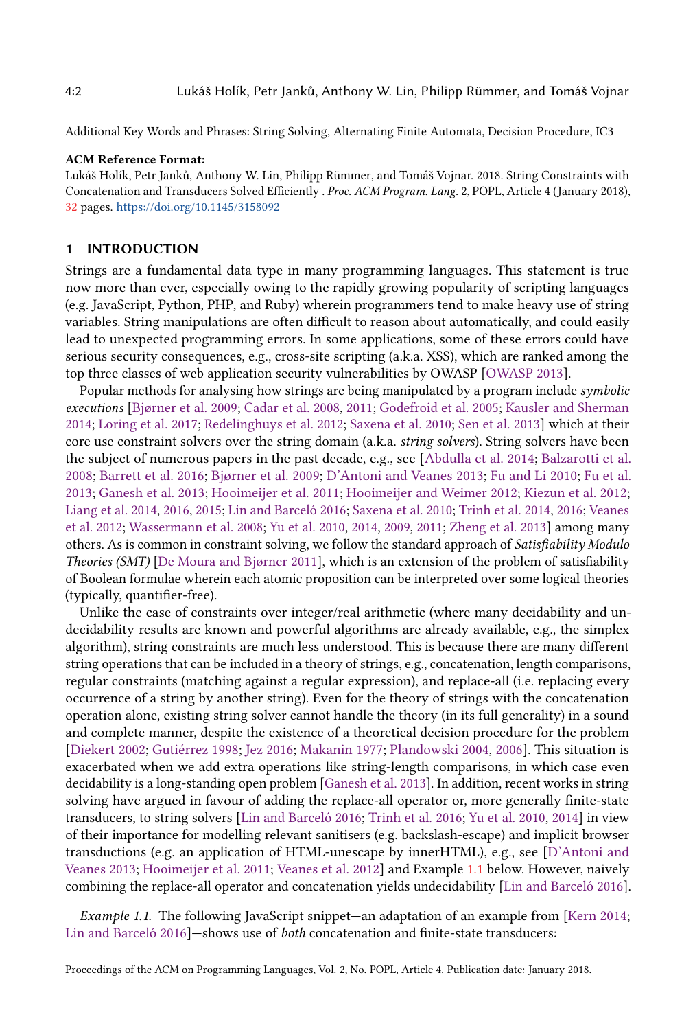Additional Key Words and Phrases: String Solving, Alternating Finite Automata, Decision Procedure, IC3

**ACM Reference Format:**

Lukáš Holík, Petr Janků, Anthony W. Lin, Philipp Rümmer, and Tomáš Vojnar. 2018. String Constraints with Concatenation and Transducers Solved Efficiently . *Proc. ACM Program. Lang.* 2, POPL, Article 4 (January 2018), 32 pages. https://doi.org/10.1145/3158092

## 1 INTRODUCTION

Strings are a fundamental data type in many programming languages. This statement is true now more than ever, especially owing to the rapidly growing popularity of scripting languages (e.g. JavaScript, Python, PHP, and Ruby) wherein programmers tend to make heavy use of string variables. String manipulations are often difficult to reason about automatically, and could easily lead to unexpected programming errors. In some applications, some of these errors could have serious security consequences, e.g., cross-site scripting (a.k.a. XSS), which are ranked among the top three classes of web application security vulnerabilities by OWASP [OWASP 2013].

Popular methods for analysing how strings are being manipulated by a program include *symbolic executions* [Bjørner et al. 2009; Cadar et al. 2008, 2011; Godefroid et al. 2005; Kausler and Sherman 2014; Loring et al. 2017; Redelinghuys et al. 2012; Saxena et al. 2010; Sen et al. 2013] which at their core use constraint solvers over the string domain (a.k.a. *string solvers*). String solvers have been the subject of numerous papers in the past decade, e.g., see [Abdulla et al. 2014; Balzarotti et al. 2008; Barrett et al. 2016; Bjørner et al. 2009; D'Antoni and Veanes 2013; Fu and Li 2010; Fu et al. 2013; Ganesh et al. 2013; Hooimeijer et al. 2011; Hooimeijer and Weimer 2012; Kiezun et al. 2012; Liang et al. 2014, 2016, 2015; Lin and Barceló 2016; Saxena et al. 2010; Trinh et al. 2014, 2016; Veanes et al. 2012; Wassermann et al. 2008; Yu et al. 2010, 2014, 2009, 2011; Zheng et al. 2013] among many others. As is common in constraint solving, we follow the standard approach of *Satisfiability Modulo Theories (SMT)* [De Moura and Bjørner 2011], which is an extension of the problem of satisfiability of Boolean formulae wherein each atomic proposition can be interpreted over some logical theories (typically, quantifier-free).

Unlike the case of constraints over integer/real arithmetic (where many decidability and undecidability results are known and powerful algorithms are already available, e.g., the simplex algorithm), string constraints are much less understood. This is because there are many different string operations that can be included in a theory of strings, e.g., concatenation, length comparisons, regular constraints (matching against a regular expression), and replace-all (i.e. replacing every occurrence of a string by another string). Even for the theory of strings with the concatenation operation alone, existing string solver cannot handle the theory (in its full generality) in a sound and complete manner, despite the existence of a theoretical decision procedure for the problem [Diekert 2002; Gutiérrez 1998; Jez 2016; Makanin 1977; Plandowski 2004, 2006]. This situation is exacerbated when we add extra operations like string-length comparisons, in which case even decidability is a long-standing open problem [Ganesh et al. 2013]. In addition, recent works in string solving have argued in favour of adding the replace-all operator or, more generally finite-state transducers, to string solvers [Lin and Barceló 2016; Trinh et al. 2016; Yu et al. 2010, 2014] in view of their importance for modelling relevant sanitisers (e.g. backslash-escape) and implicit browser transductions (e.g. an application of HTML-unescape by innerHTML), e.g., see [D'Antoni and Veanes 2013; Hooimeijer et al. 2011; Veanes et al. 2012] and Example 1.1 below. However, naively combining the replace-all operator and concatenation yields undecidability [Lin and Barceló 2016].

*Example 1.1.* The following JavaScript snippet—an adaptation of an example from [Kern 2014; Lin and Barceló 2016]—shows use of *both* concatenation and finite-state transducers: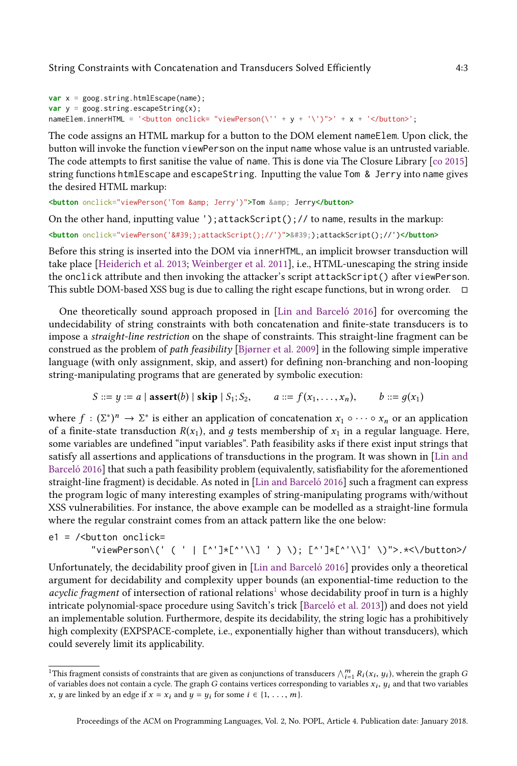```
var x = goog.string.htmlEscape(name);
var y = goog.string.escapeString(x);
nameElem.innerHTML = '<button onclick= "viewPerson(\'' + y + '\')">' + x + '</button>';
```

The code assigns an HTML markup for a button to the DOM element `nameElem`. Upon click, the button will invoke the function `viewPerson` on the input `name` whose value is an untrusted variable. The code attempts to first sanitise the value of `name`. This is done via The Closure Library [co 2015] string functions `htmlEscape` and `escapeString`. Inputting the value `Tom & Jerry` into `name` gives the desired HTML markup:

```
<button onclick="viewPerson('Tom &amp; Jerry')">Tom &amp; Jerry</button>
```

On the other hand, inputting value `');attackScript();//` to `name`, results in the markup:

```
<button onclick="viewPerson('&#39;);attackScript();//')">&#39;);attackScript();//')</button>
```

Before this string is inserted into the DOM via `innerHTML`, an implicit browser transduction will take place [Heiderich et al. 2013; Weinberger et al. 2011], i.e., HTML-unescaping the string inside the `onclick` attribute and then invoking the attacker's script `attackScript()` after `viewPerson`. This subtle DOM-based XSS bug is due to calling the right escape functions, but in wrong order. □

One theoretically sound approach proposed in [Lin and Barceló 2016] for overcoming the undecidability of string constraints with both concatenation and finite-state transducers is to impose a *straight-line restriction* on the shape of constraints. This straight-line fragment can be construed as the problem of *path feasibility* [Bjørner et al. 2009] in the following simple imperative language (with only assignment, skip, and assert) for defining non-branching and non-looping string-manipulating programs that are generated by symbolic execution:

$$S ::= y := a \mid \textbf{assert}(b) \mid \textbf{skip} \mid S_1; S_2, \qquad a ::= f(x_1, \ldots, x_n), \qquad b ::= g(x_1)$$

where $f : (\Sigma^*)^n \to \Sigma^*$ is either an application of concatenation $x_1 \circ \cdots \circ x_n$ or an application of a finite-state transduction $R(x_1)$, and $g$ tests membership of $x_1$ in a regular language. Here, some variables are undefined "input variables". Path feasibility asks if there exist input strings that satisfy all assertions and applications of transductions in the program. It was shown in [Lin and Barceló 2016] that such a path feasibility problem (equivalently, satisfiability for the aforementioned straight-line fragment) is decidable. As noted in [Lin and Barceló 2016] such a fragment can express the program logic of many interesting examples of string-manipulating programs with/without XSS vulnerabilities. For instance, the above example can be modelled as a straight-line formula where the regular constraint comes from an attack pattern like the one below:

```
e1 = /<button onclick=
        "viewPerson\(' ( ' | [^']*[^'\\] ' ) \); [^']*[^'\\]' \)">.*<\/button>/
```

Unfortunately, the decidability proof given in [Lin and Barceló 2016] provides only a theoretical argument for decidability and complexity upper bounds (an exponential-time reduction to the *acyclic fragment* of intersection of rational relations[1] whose decidability proof in turn is a highly intricate polynomial-space procedure using Savitch's trick [Barceló et al. 2013]) and does not yield an implementable solution. Furthermore, despite its decidability, the string logic has a prohibitively high complexity (EXPSPACE-complete, i.e., exponentially higher than without transducers), which could severely limit its applicability.

---

[1] This fragment consists of constraints that are given as conjunctions of transducers $\bigwedge_{i=1}^{m} R_i(x_i, y_i)$, wherein the graph $G$ of variables does not contain a cycle. The graph $G$ contains vertices corresponding to variables $x_i$, $y_i$ and that two variables $x$, $y$ are linked by an edge if $x = x_i$ and $y = y_i$ for some $i \in \{1, \ldots, m\}$.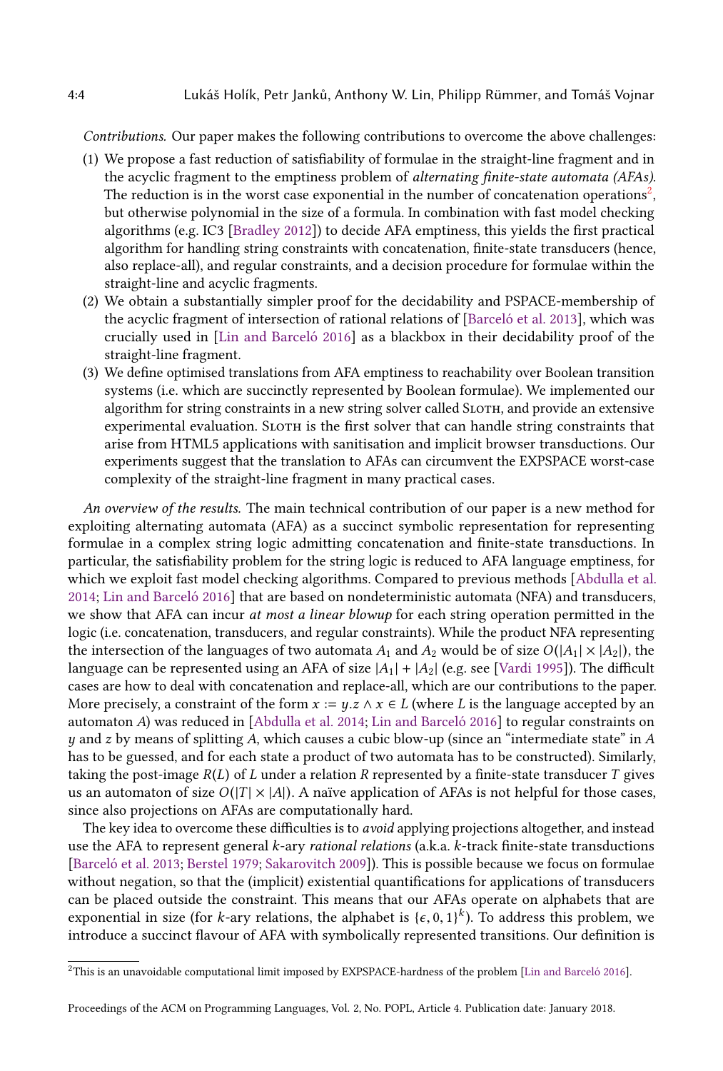*Contributions.* Our paper makes the following contributions to overcome the above challenges:

(1) We propose a fast reduction of satisfiability of formulae in the straight-line fragment and in the acyclic fragment to the emptiness problem of *alternating finite-state automata (AFAs)*. The reduction is in the worst case exponential in the number of concatenation operations[2], but otherwise polynomial in the size of a formula. In combination with fast model checking algorithms (e.g. IC3 [Bradley 2012]) to decide AFA emptiness, this yields the first practical algorithm for handling string constraints with concatenation, finite-state transducers (hence, also replace-all), and regular constraints, and a decision procedure for formulae within the straight-line and acyclic fragments.

(2) We obtain a substantially simpler proof for the decidability and PSPACE-membership of the acyclic fragment of intersection of rational relations of [Barceló et al. 2013], which was crucially used in [Lin and Barceló 2016] as a blackbox in their decidability proof of the straight-line fragment.

(3) We define optimised translations from AFA emptiness to reachability over Boolean transition systems (i.e. which are succinctly represented by Boolean formulae). We implemented our algorithm for string constraints in a new string solver called Sloth, and provide an extensive experimental evaluation. Sloth is the first solver that can handle string constraints that arise from HTML5 applications with sanitisation and implicit browser transductions. Our experiments suggest that the translation to AFAs can circumvent the EXPSPACE worst-case complexity of the straight-line fragment in many practical cases.

*An overview of the results.* The main technical contribution of our paper is a new method for exploiting alternating automata (AFA) as a succinct symbolic representation for representing formulae in a complex string logic admitting concatenation and finite-state transductions. In particular, the satisfiability problem for the string logic is reduced to AFA language emptiness, for which we exploit fast model checking algorithms. Compared to previous methods [Abdulla et al. 2014; Lin and Barceló 2016] that are based on nondeterministic automata (NFA) and transducers, we show that AFA can incur *at most a linear blowup* for each string operation permitted in the logic (i.e. concatenation, transducers, and regular constraints). While the product NFA representing the intersection of the languages of two automata $A_1$ and $A_2$ would be of size $O(|A_1| \times |A_2|)$, the language can be represented using an AFA of size $|A_1| + |A_2|$ (e.g. see [Vardi 1995]). The difficult cases are how to deal with concatenation and replace-all, which are our contributions to the paper. More precisely, a constraint of the form $x := y.z \wedge x \in L$ (where $L$ is the language accepted by an automaton $A$) was reduced in [Abdulla et al. 2014; Lin and Barceló 2016] to regular constraints on $y$ and $z$ by means of splitting $A$, which causes a cubic blow-up (since an "intermediate state" in $A$ has to be guessed, and for each state a product of two automata has to be constructed). Similarly, taking the post-image $R(L)$ of $L$ under a relation $R$ represented by a finite-state transducer $T$ gives us an automaton of size $O(|T| \times |A|)$. A naïve application of AFAs is not helpful for those cases, since also projections on AFAs are computationally hard.

The key idea to overcome these difficulties is to *avoid* applying projections altogether, and instead use the AFA to represent general $k$-ary *rational relations* (a.k.a. $k$-track finite-state transductions [Barceló et al. 2013; Berstel 1979; Sakarovitch 2009]). This is possible because we focus on formulae without negation, so that the (implicit) existential quantifications for applications of transducers can be placed outside the constraint. This means that our AFAs operate on alphabets that are exponential in size (for $k$-ary relations, the alphabet is $\{\epsilon, 0, 1\}^k$). To address this problem, we introduce a succinct flavour of AFA with symbolically represented transitions. Our definition is

[2]This is an unavoidable computational limit imposed by EXPSPACE-hardness of the problem [Lin and Barceló 2016].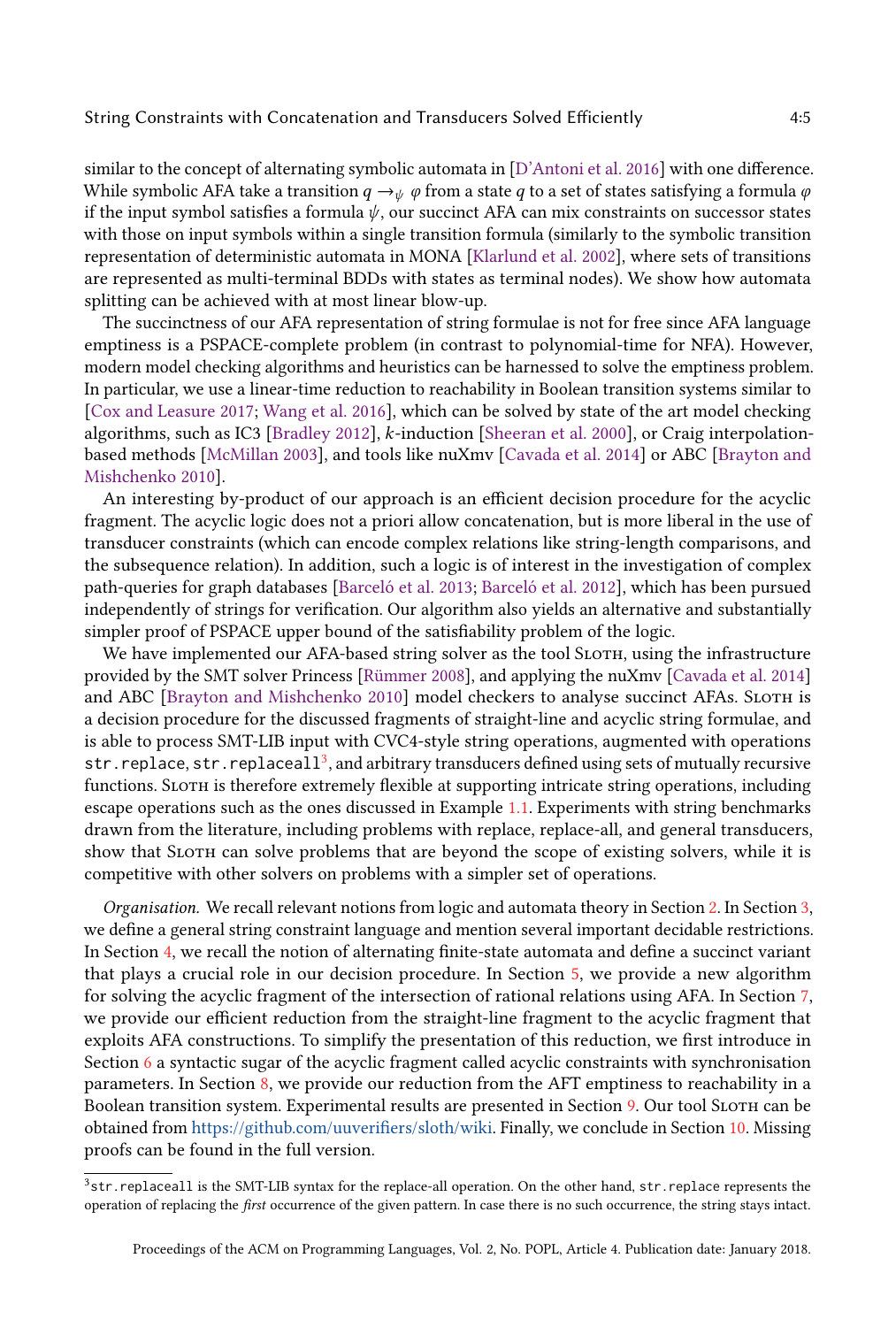similar to the concept of alternating symbolic automata in [D'Antoni et al. 2016] with one difference. While symbolic AFA take a transition $q \rightarrow_{\psi} \varphi$ from a state $q$ to a set of states satisfying a formula $\varphi$ if the input symbol satisfies a formula $\psi$, our succinct AFA can mix constraints on successor states with those on input symbols within a single transition formula (similarly to the symbolic transition representation of deterministic automata in MONA [Klarlund et al. 2002], where sets of transitions are represented as multi-terminal BDDs with states as terminal nodes). We show how automata splitting can be achieved with at most linear blow-up.

The succinctness of our AFA representation of string formulae is not for free since AFA language emptiness is a PSPACE-complete problem (in contrast to polynomial-time for NFA). However, modern model checking algorithms and heuristics can be harnessed to solve the emptiness problem. In particular, we use a linear-time reduction to reachability in Boolean transition systems similar to [Cox and Leasure 2017; Wang et al. 2016], which can be solved by state of the art model checking algorithms, such as IC3 [Bradley 2012], $k$-induction [Sheeran et al. 2000], or Craig interpolation-based methods [McMillan 2003], and tools like nuXmv [Cavada et al. 2014] or ABC [Brayton and Mishchenko 2010].

An interesting by-product of our approach is an efficient decision procedure for the acyclic fragment. The acyclic logic does not a priori allow concatenation, but is more liberal in the use of transducer constraints (which can encode complex relations like string-length comparisons, and the subsequence relation). In addition, such a logic is of interest in the investigation of complex path-queries for graph databases [Barceló et al. 2013; Barceló et al. 2012], which has been pursued independently of strings for verification. Our algorithm also yields an alternative and substantially simpler proof of PSPACE upper bound of the satisfiability problem of the logic.

We have implemented our AFA-based string solver as the tool Sloth, using the infrastructure provided by the SMT solver Princess [Rümmer 2008], and applying the nuXmv [Cavada et al. 2014] and ABC [Brayton and Mishchenko 2010] model checkers to analyse succinct AFAs. Sloth is a decision procedure for the discussed fragments of straight-line and acyclic string formulae, and is able to process SMT-LIB input with CVC4-style string operations, augmented with operations `str.replace`, `str.replaceall`[3], and arbitrary transducers defined using sets of mutually recursive functions. Sloth is therefore extremely flexible at supporting intricate string operations, including escape operations such as the ones discussed in Example 1.1. Experiments with string benchmarks drawn from the literature, including problems with replace, replace-all, and general transducers, show that Sloth can solve problems that are beyond the scope of existing solvers, while it is competitive with other solvers on problems with a simpler set of operations.

*Organisation.* We recall relevant notions from logic and automata theory in Section 2. In Section 3, we define a general string constraint language and mention several important decidable restrictions. In Section 4, we recall the notion of alternating finite-state automata and define a succinct variant that plays a crucial role in our decision procedure. In Section 5, we provide a new algorithm for solving the acyclic fragment of the intersection of rational relations using AFA. In Section 7, we provide our efficient reduction from the straight-line fragment to the acyclic fragment that exploits AFA constructions. To simplify the presentation of this reduction, we first introduce in Section 6 a syntactic sugar of the acyclic fragment called acyclic constraints with synchronisation parameters. In Section 8, we provide our reduction from the AFT emptiness to reachability in a Boolean transition system. Experimental results are presented in Section 9. Our tool Sloth can be obtained from https://github.com/uuverifiers/sloth/wiki. Finally, we conclude in Section 10. Missing proofs can be found in the full version.

[3] `str.replaceall` is the SMT-LIB syntax for the replace-all operation. On the other hand, `str.replace` represents the operation of replacing the *first* occurrence of the given pattern. In case there is no such occurrence, the string stays intact.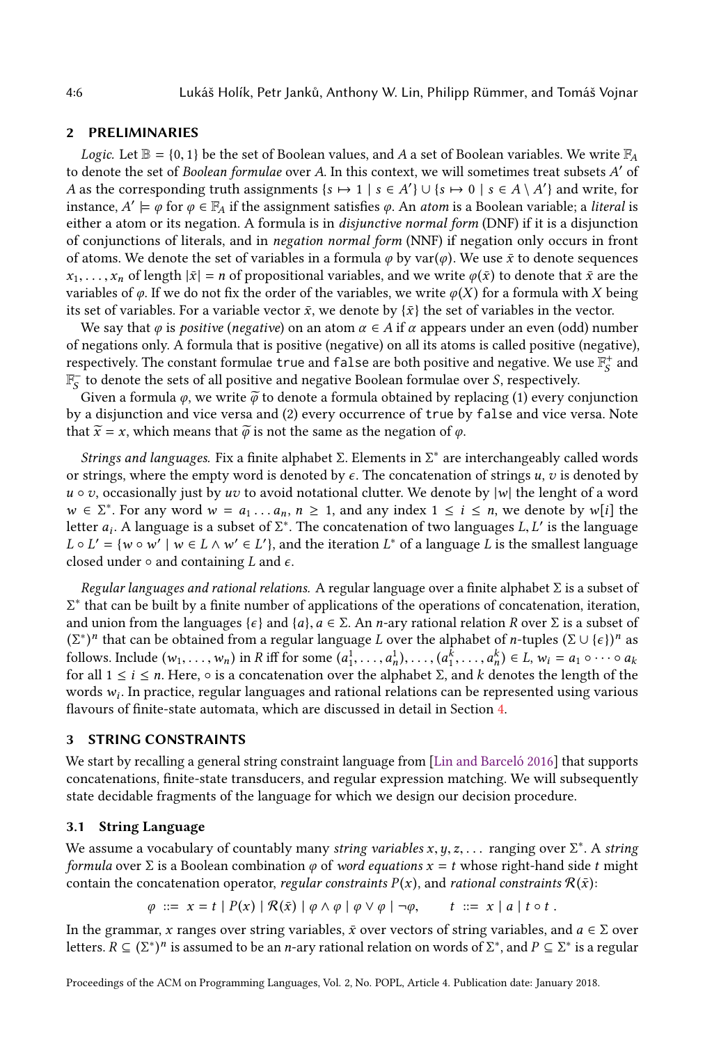## 2 PRELIMINARIES

*Logic.* Let $\mathbb{B} = \{0, 1\}$ be the set of Boolean values, and $A$ a set of Boolean variables. We write $\mathbb{F}_A$ to denote the set of *Boolean formulae* over $A$. In this context, we will sometimes treat subsets $A'$ of $A$ as the corresponding truth assignments $\{s \mapsto 1 \mid s \in A'\} \cup \{s \mapsto 0 \mid s \in A \setminus A'\}$ and write, for instance, $A' \models \varphi$ for $\varphi \in \mathbb{F}_A$ if the assignment satisfies $\varphi$. An *atom* is a Boolean variable; a *literal* is either a atom or its negation. A formula is in *disjunctive normal form* (DNF) if it is a disjunction of conjunctions of literals, and in *negation normal form* (NNF) if negation only occurs in front of atoms. We denote the set of variables in a formula $\varphi$ by $\mathrm{var}(\varphi)$. We use $\bar{x}$ to denote sequences $x_1, \ldots, x_n$ of length $|\bar{x}| = n$ of propositional variables, and we write $\varphi(\bar{x})$ to denote that $\bar{x}$ are the variables of $\varphi$. If we do not fix the order of the variables, we write $\varphi(X)$ for a formula with $X$ being its set of variables. For a variable vector $\bar{x}$, we denote by $\{\bar{x}\}$ the set of variables in the vector.

We say that $\varphi$ is *positive* (*negative*) on an atom $\alpha \in A$ if $\alpha$ appears under an even (odd) number of negations only. A formula that is positive (negative) on all its atoms is called positive (negative), respectively. The constant formulae `true` and `false` are both positive and negative. We use $\mathbb{F}_S^+$ and $\mathbb{F}_S^-$ to denote the sets of all positive and negative Boolean formulae over $S$, respectively.

Given a formula $\varphi$, we write $\widetilde{\varphi}$ to denote a formula obtained by replacing (1) every conjunction by a disjunction and vice versa and (2) every occurrence of `true` by `false` and vice versa. Note that $\widetilde{x} = x$, which means that $\widetilde{\varphi}$ is not the same as the negation of $\varphi$.

*Strings and languages.* Fix a finite alphabet $\Sigma$. Elements in $\Sigma^*$ are interchangeably called words or strings, where the empty word is denoted by $\epsilon$. The concatenation of strings $u, v$ is denoted by $u \circ v$, occasionally just by $uv$ to avoid notational clutter. We denote by $|w|$ the lenght of a word $w \in \Sigma^*$. For any word $w = a_1 \ldots a_n$, $n \geq 1$, and any index $1 \leq i \leq n$, we denote by $w[i]$ the letter $a_i$. A language is a subset of $\Sigma^*$. The concatenation of two languages $L, L'$ is the language $L \circ L' = \{w \circ w' \mid w \in L \wedge w' \in L'\}$, and the iteration $L^*$ of a language $L$ is the smallest language closed under $\circ$ and containing $L$ and $\epsilon$.

*Regular languages and rational relations.* A regular language over a finite alphabet $\Sigma$ is a subset of $\Sigma^*$ that can be built by a finite number of applications of the operations of concatenation, iteration, and union from the languages $\{\epsilon\}$ and $\{a\}$, $a \in \Sigma$. An $n$-ary rational relation $R$ over $\Sigma$ is a subset of $(\Sigma^*)^n$ that can be obtained from a regular language $L$ over the alphabet of $n$-tuples $(\Sigma \cup \{\epsilon\})^n$ as follows. Include $(w_1, \ldots, w_n)$ in $R$ iff for some $(a_1^1, \ldots, a_n^1), \ldots, (a_1^k, \ldots, a_n^k) \in L$, $w_i = a_1 \circ \cdots \circ a_k$ for all $1 \leq i \leq n$. Here, $\circ$ is a concatenation over the alphabet $\Sigma$, and $k$ denotes the length of the words $w_i$. In practice, regular languages and rational relations can be represented using various flavours of finite-state automata, which are discussed in detail in Section 4.

## 3 STRING CONSTRAINTS

We start by recalling a general string constraint language from [Lin and Barceló 2016] that supports concatenations, finite-state transducers, and regular expression matching. We will subsequently state decidable fragments of the language for which we design our decision procedure.

### 3.1 String Language

We assume a vocabulary of countably many *string variables* $x, y, z, \ldots$ ranging over $\Sigma^*$. A *string formula* over $\Sigma$ is a Boolean combination $\varphi$ of *word equations* $x = t$ whose right-hand side $t$ might contain the concatenation operator, *regular constraints* $P(x)$, and *rational constraints* $\mathcal{R}(\bar{x})$:

$$\varphi \ ::= \ x = t \mid P(x) \mid \mathcal{R}(\bar{x}) \mid \varphi \wedge \varphi \mid \varphi \vee \varphi \mid \neg\varphi, \qquad t \ ::= \ x \mid a \mid t \circ t \ .$$

In the grammar, $x$ ranges over string variables, $\bar{x}$ over vectors of string variables, and $a \in \Sigma$ over letters. $R \subseteq (\Sigma^*)^n$ is assumed to be an $n$-ary rational relation on words of $\Sigma^*$, and $P \subseteq \Sigma^*$ is a regular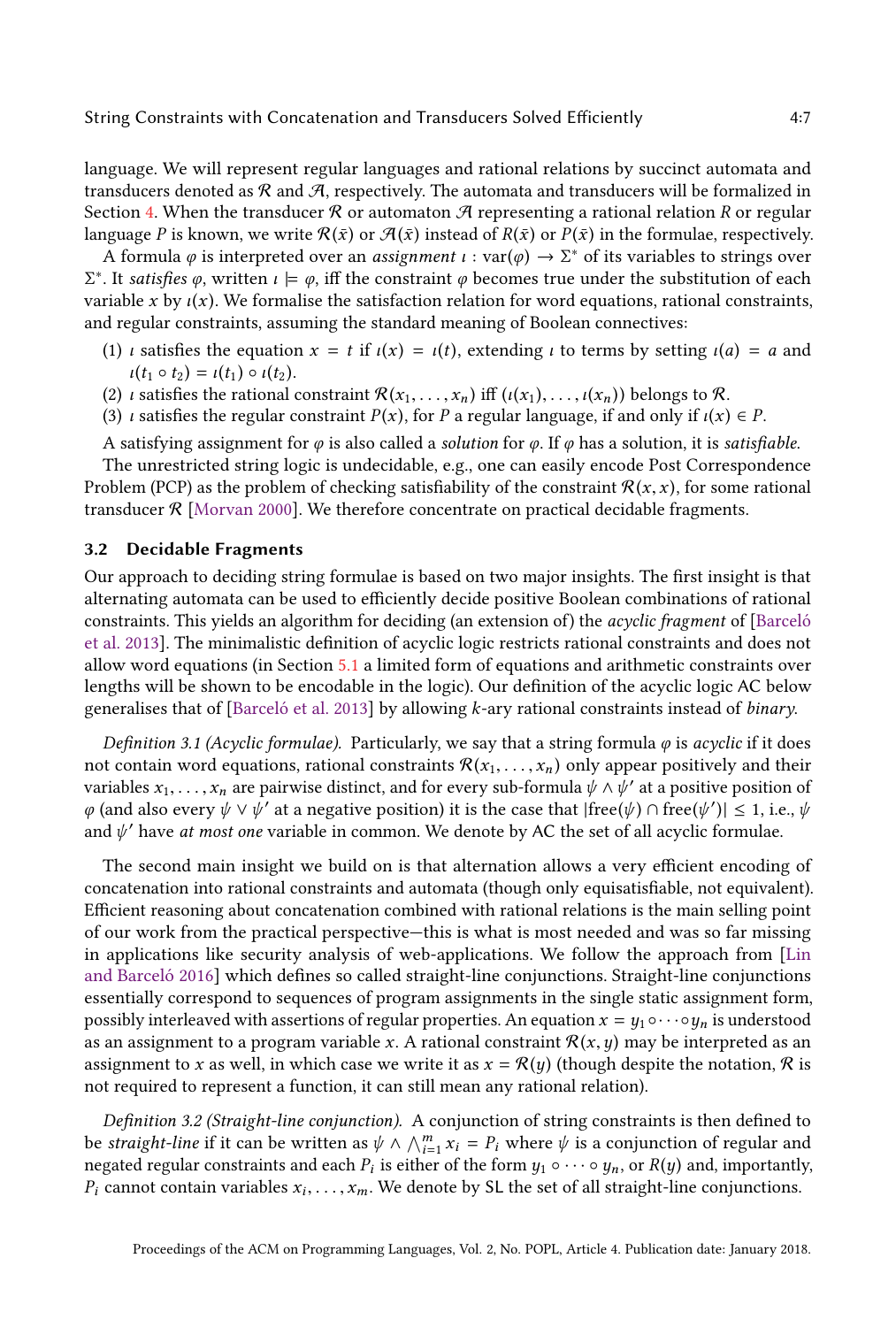language. We will represent regular languages and rational relations by succinct automata and transducers denoted as $\mathcal{R}$ and $\mathcal{A}$, respectively. The automata and transducers will be formalized in Section 4. When the transducer $\mathcal{R}$ or automaton $\mathcal{A}$ representing a rational relation $R$ or regular language $P$ is known, we write $\mathcal{R}(\bar{x})$ or $\mathcal{A}(\bar{x})$ instead of $R(\bar{x})$ or $P(\bar{x})$ in the formulae, respectively.

A formula $\varphi$ is interpreted over an *assignment* $\iota : \mathrm{var}(\varphi) \to \Sigma^*$ of its variables to strings over $\Sigma^*$. It *satisfies* $\varphi$, written $\iota \models \varphi$, iff the constraint $\varphi$ becomes true under the substitution of each variable $x$ by $\iota(x)$. We formalise the satisfaction relation for word equations, rational constraints, and regular constraints, assuming the standard meaning of Boolean connectives:

(1) $\iota$ satisfies the equation $x = t$ if $\iota(x) = \iota(t)$, extending $\iota$ to terms by setting $\iota(a) = a$ and $\iota(t_1 \circ t_2) = \iota(t_1) \circ \iota(t_2)$.
(2) $\iota$ satisfies the rational constraint $\mathcal{R}(x_1, \ldots, x_n)$ iff $(\iota(x_1), \ldots, \iota(x_n))$ belongs to $\mathcal{R}$.
(3) $\iota$ satisfies the regular constraint $P(x)$, for $P$ a regular language, if and only if $\iota(x) \in P$.

A satisfying assignment for $\varphi$ is also called a *solution* for $\varphi$. If $\varphi$ has a solution, it is *satisfiable*.

The unrestricted string logic is undecidable, e.g., one can easily encode Post Correspondence Problem (PCP) as the problem of checking satisfiability of the constraint $\mathcal{R}(x, x)$, for some rational transducer $\mathcal{R}$ [Morvan 2000]. We therefore concentrate on practical decidable fragments.

### 3.2 Decidable Fragments

Our approach to deciding string formulae is based on two major insights. The first insight is that alternating automata can be used to efficiently decide positive Boolean combinations of rational constraints. This yields an algorithm for deciding (an extension of) the *acyclic fragment* of [Barceló et al. 2013]. The minimalistic definition of acyclic logic restricts rational constraints and does not allow word equations (in Section 5.1 a limited form of equations and arithmetic constraints over lengths will be shown to be encodable in the logic). Our definition of the acyclic logic AC below generalises that of [Barceló et al. 2013] by allowing $k$-ary rational constraints instead of *binary*.

*Definition 3.1 (Acyclic formulae).* Particularly, we say that a string formula $\varphi$ is *acyclic* if it does not contain word equations, rational constraints $\mathcal{R}(x_1, \ldots, x_n)$ only appear positively and their variables $x_1, \ldots, x_n$ are pairwise distinct, and for every sub-formula $\psi \wedge \psi'$ at a positive position of $\varphi$ (and also every $\psi \vee \psi'$ at a negative position) it is the case that $|\mathrm{free}(\psi) \cap \mathrm{free}(\psi')| \leq 1$, i.e., $\psi$ and $\psi'$ have *at most one* variable in common. We denote by AC the set of all acyclic formulae.

The second main insight we build on is that alternation allows a very efficient encoding of concatenation into rational constraints and automata (though only equisatisfiable, not equivalent). Efficient reasoning about concatenation combined with rational relations is the main selling point of our work from the practical perspective—this is what is most needed and was so far missing in applications like security analysis of web-applications. We follow the approach from [Lin and Barceló 2016] which defines so called straight-line conjunctions. Straight-line conjunctions essentially correspond to sequences of program assignments in the single static assignment form, possibly interleaved with assertions of regular properties. An equation $x = y_1 \circ \cdots \circ y_n$ is understood as an assignment to a program variable $x$. A rational constraint $\mathcal{R}(x, y)$ may be interpreted as an assignment to $x$ as well, in which case we write it as $x = \mathcal{R}(y)$ (though despite the notation, $\mathcal{R}$ is not required to represent a function, it can still mean any rational relation).

*Definition 3.2 (Straight-line conjunction).* A conjunction of string constraints is then defined to be *straight-line* if it can be written as $\psi \wedge \bigwedge_{i=1}^{m} x_i = P_i$ where $\psi$ is a conjunction of regular and negated regular constraints and each $P_i$ is either of the form $y_1 \circ \cdots \circ y_n$, or $R(y)$ and, importantly, $P_i$ cannot contain variables $x_i, \ldots, x_m$. We denote by SL the set of all straight-line conjunctions.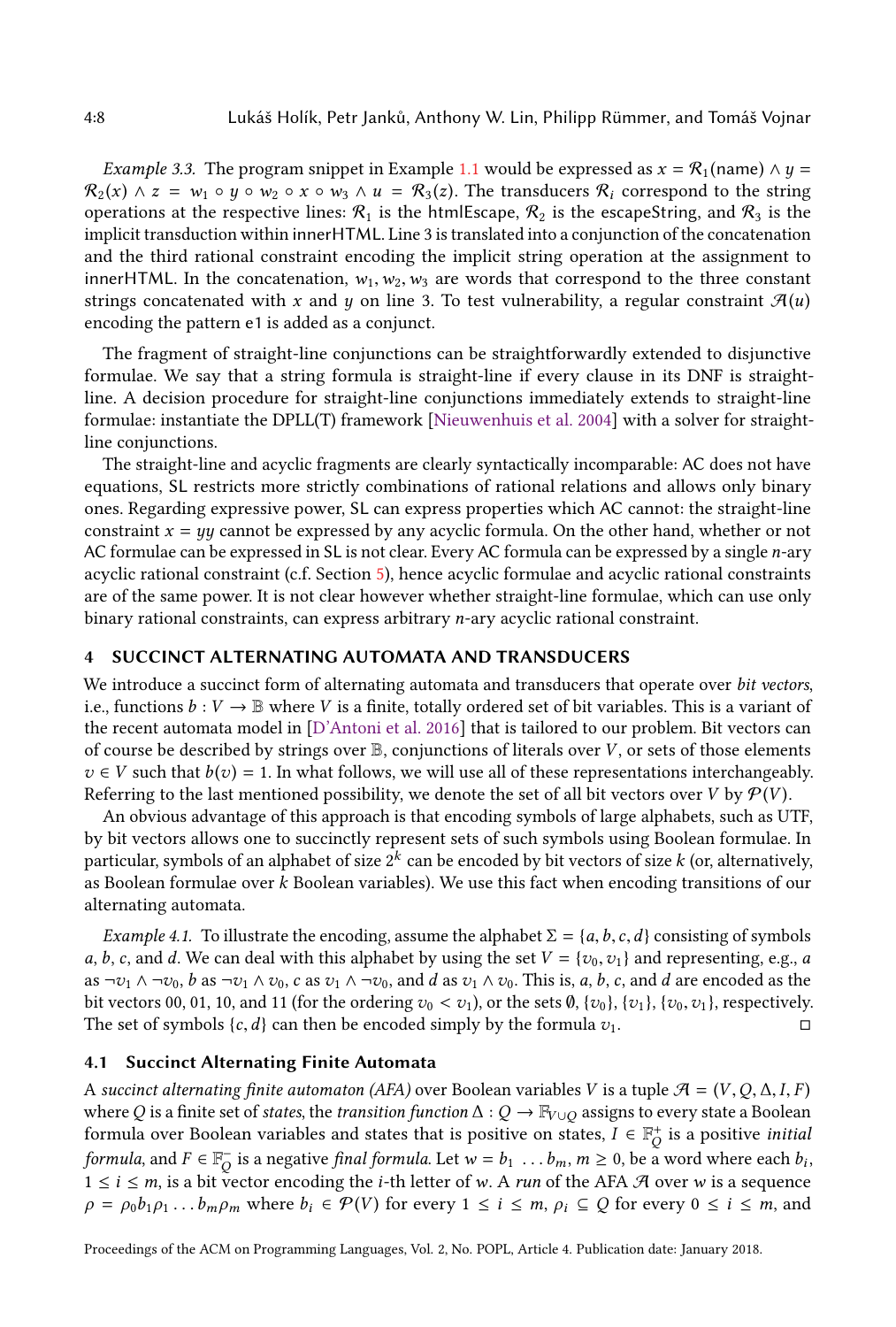*Example 3.3.* The program snippet in Example 1.1 would be expressed as $x = \mathcal{R}_1(\text{name}) \wedge y = \mathcal{R}_2(x) \wedge z = w_1 \circ y \circ w_2 \circ x \circ w_3 \wedge u = \mathcal{R}_3(z)$. The transducers $\mathcal{R}_i$ correspond to the string operations at the respective lines: $\mathcal{R}_1$ is the htmlEscape, $\mathcal{R}_2$ is the escapeString, and $\mathcal{R}_3$ is the implicit transduction within innerHTML. Line 3 is translated into a conjunction of the concatenation and the third rational constraint encoding the implicit string operation at the assignment to innerHTML. In the concatenation, $w_1, w_2, w_3$ are words that correspond to the three constant strings concatenated with $x$ and $y$ on line 3. To test vulnerability, a regular constraint $\mathcal{A}(u)$ encoding the pattern e1 is added as a conjunct.

The fragment of straight-line conjunctions can be straightforwardly extended to disjunctive formulae. We say that a string formula is straight-line if every clause in its DNF is straight-line. A decision procedure for straight-line conjunctions immediately extends to straight-line formulae: instantiate the DPLL(T) framework [Nieuwenhuis et al. 2004] with a solver for straight-line conjunctions.

The straight-line and acyclic fragments are clearly syntactically incomparable: AC does not have equations, SL restricts more strictly combinations of rational relations and allows only binary ones. Regarding expressive power, SL can express properties which AC cannot: the straight-line constraint $x = yy$ cannot be expressed by any acyclic formula. On the other hand, whether or not AC formulae can be expressed in SL is not clear. Every AC formula can be expressed by a single $n$-ary acyclic rational constraint (c.f. Section 5), hence acyclic formulae and acyclic rational constraints are of the same power. It is not clear however whether straight-line formulae, which can use only binary rational constraints, can express arbitrary $n$-ary acyclic rational constraint.

## 4 SUCCINCT ALTERNATING AUTOMATA AND TRANSDUCERS

We introduce a succinct form of alternating automata and transducers that operate over *bit vectors*, i.e., functions $b : V \to \mathbb{B}$ where $V$ is a finite, totally ordered set of bit variables. This is a variant of the recent automata model in [D'Antoni et al. 2016] that is tailored to our problem. Bit vectors can of course be described by strings over $\mathbb{B}$, conjunctions of literals over $V$, or sets of those elements $v \in V$ such that $b(v) = 1$. In what follows, we will use all of these representations interchangeably. Referring to the last mentioned possibility, we denote the set of all bit vectors over $V$ by $\mathcal{P}(V)$.

An obvious advantage of this approach is that encoding symbols of large alphabets, such as UTF, by bit vectors allows one to succinctly represent sets of such symbols using Boolean formulae. In particular, symbols of an alphabet of size $2^k$ can be encoded by bit vectors of size $k$ (or, alternatively, as Boolean formulae over $k$ Boolean variables). We use this fact when encoding transitions of our alternating automata.

*Example 4.1.* To illustrate the encoding, assume the alphabet $\Sigma = \{a, b, c, d\}$ consisting of symbols $a$, $b$, $c$, and $d$. We can deal with this alphabet by using the set $V = \{v_0, v_1\}$ and representing, e.g., $a$ as $\neg v_1 \wedge \neg v_0$, $b$ as $\neg v_1 \wedge v_0$, $c$ as $v_1 \wedge \neg v_0$, and $d$ as $v_1 \wedge v_0$. This is, $a$, $b$, $c$, and $d$ are encoded as the bit vectors 00, 01, 10, and 11 (for the ordering $v_0 < v_1$), or the sets $\emptyset$, $\{v_0\}$, $\{v_1\}$, $\{v_0, v_1\}$, respectively. The set of symbols $\{c, d\}$ can then be encoded simply by the formula $v_1$. □

### 4.1 Succinct Alternating Finite Automata

A *succinct alternating finite automaton (AFA)* over Boolean variables $V$ is a tuple $\mathcal{A} = (V, Q, \Delta, I, F)$ where $Q$ is a finite set of *states*, the *transition function* $\Delta : Q \to \mathbb{F}_{V \cup Q}$ assigns to every state a Boolean formula over Boolean variables and states that is positive on states, $I \in \mathbb{F}^+_Q$ is a positive *initial formula*, and $F \in \mathbb{F}^-_Q$ is a negative *final formula*. Let $w = b_1 \ \ldots b_m$, $m \geq 0$, be a word where each $b_i$, $1 \leq i \leq m$, is a bit vector encoding the $i$-th letter of $w$. A *run* of the AFA $\mathcal{A}$ over $w$ is a sequence $\rho = \rho_0 b_1 \rho_1 \ldots b_m \rho_m$ where $b_i \in \mathcal{P}(V)$ for every $1 \leq i \leq m$, $\rho_i \subseteq Q$ for every $0 \leq i \leq m$, and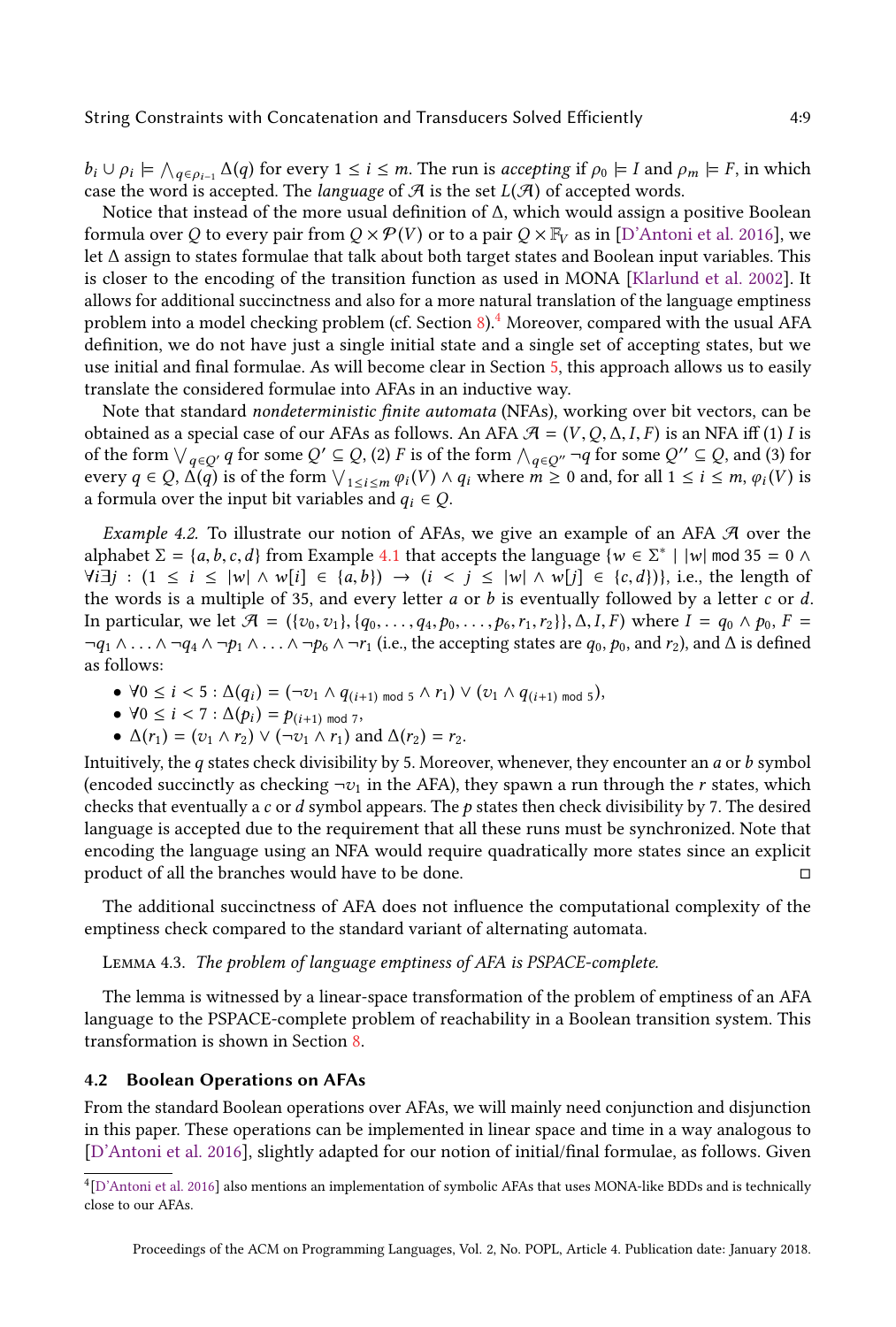$b_i \cup \rho_i \models \bigwedge_{q \in \rho_{i-1}} \Delta(q)$ for every $1 \leq i \leq m$. The run is *accepting* if $\rho_0 \models I$ and $\rho_m \models F$, in which case the word is accepted. The *language* of $\mathcal{A}$ is the set $L(\mathcal{A})$ of accepted words.

Notice that instead of the more usual definition of $\Delta$, which would assign a positive Boolean formula over $Q$ to every pair from $Q \times \mathcal{P}(V)$ or to a pair $Q \times \mathbb{F}_V$ as in [D'Antoni et al. 2016], we let $\Delta$ assign to states formulae that talk about both target states and Boolean input variables. This is closer to the encoding of the transition function as used in MONA [Klarlund et al. 2002]. It allows for additional succinctness and also for a more natural translation of the language emptiness problem into a model checking problem (cf. Section 8).[4] Moreover, compared with the usual AFA definition, we do not have just a single initial state and a single set of accepting states, but we use initial and final formulae. As will become clear in Section 5, this approach allows us to easily translate the considered formulae into AFAs in an inductive way.

Note that standard *nondeterministic finite automata* (NFAs), working over bit vectors, can be obtained as a special case of our AFAs as follows. An AFA $\mathcal{A} = (V, Q, \Delta, I, F)$ is an NFA iff (1) $I$ is of the form $\bigvee_{q \in Q'} q$ for some $Q' \subseteq Q$, (2) $F$ is of the form $\bigwedge_{q \in Q''} \neg q$ for some $Q'' \subseteq Q$, and (3) for every $q \in Q$, $\Delta(q)$ is of the form $\bigvee_{1 \leq i \leq m} \varphi_i(V) \wedge q_i$ where $m \geq 0$ and, for all $1 \leq i \leq m$, $\varphi_i(V)$ is a formula over the input bit variables and $q_i \in Q$.

*Example 4.2.* To illustrate our notion of AFAs, we give an example of an AFA $\mathcal{A}$ over the alphabet $\Sigma = \{a, b, c, d\}$ from Example 4.1 that accepts the language $\{w \in \Sigma^* \mid |w| \bmod 35 = 0 \wedge \forall i \exists j : (1 \leq i \leq |w| \wedge w[i] \in \{a, b\}) \rightarrow (i < j \leq |w| \wedge w[j] \in \{c, d\})\}$, i.e., the length of the words is a multiple of 35, and every letter $a$ or $b$ is eventually followed by a letter $c$ or $d$. In particular, we let $\mathcal{A} = (\{v_0, v_1\}, \{q_0, \ldots, q_4, p_0, \ldots, p_6, r_1, r_2\}, \Delta, I, F)$ where $I = q_0 \wedge p_0$, $F = \neg q_1 \wedge \ldots \wedge \neg q_4 \wedge \neg p_1 \wedge \ldots \wedge \neg p_6 \wedge \neg r_1$ (i.e., the accepting states are $q_0$, $p_0$, and $r_2$), and $\Delta$ is defined as follows:

- $\forall 0 \leq i < 5 : \Delta(q_i) = (\neg v_1 \wedge q_{(i+1) \bmod 5} \wedge r_1) \vee (v_1 \wedge q_{(i+1) \bmod 5})$,
- $\forall 0 \leq i < 7 : \Delta(p_i) = p_{(i+1) \bmod 7}$,
- $\Delta(r_1) = (v_1 \wedge r_2) \vee (\neg v_1 \wedge r_1)$ and $\Delta(r_2) = r_2$.

Intuitively, the $q$ states check divisibility by 5. Moreover, whenever, they encounter an $a$ or $b$ symbol (encoded succinctly as checking $\neg v_1$ in the AFA), they spawn a run through the $r$ states, which checks that eventually a $c$ or $d$ symbol appears. The $p$ states then check divisibility by 7. The desired language is accepted due to the requirement that all these runs must be synchronized. Note that encoding the language using an NFA would require quadratically more states since an explicit product of all the branches would have to be done. □

The additional succinctness of AFA does not influence the computational complexity of the emptiness check compared to the standard variant of alternating automata.

Lemma 4.3. *The problem of language emptiness of AFA is PSPACE-complete.*

The lemma is witnessed by a linear-space transformation of the problem of emptiness of an AFA language to the PSPACE-complete problem of reachability in a Boolean transition system. This transformation is shown in Section 8.

### 4.2 Boolean Operations on AFAs

From the standard Boolean operations over AFAs, we will mainly need conjunction and disjunction in this paper. These operations can be implemented in linear space and time in a way analogous to [D'Antoni et al. 2016], slightly adapted for our notion of initial/final formulae, as follows. Given

[4] [D'Antoni et al. 2016] also mentions an implementation of symbolic AFAs that uses MONA-like BDDs and is technically close to our AFAs.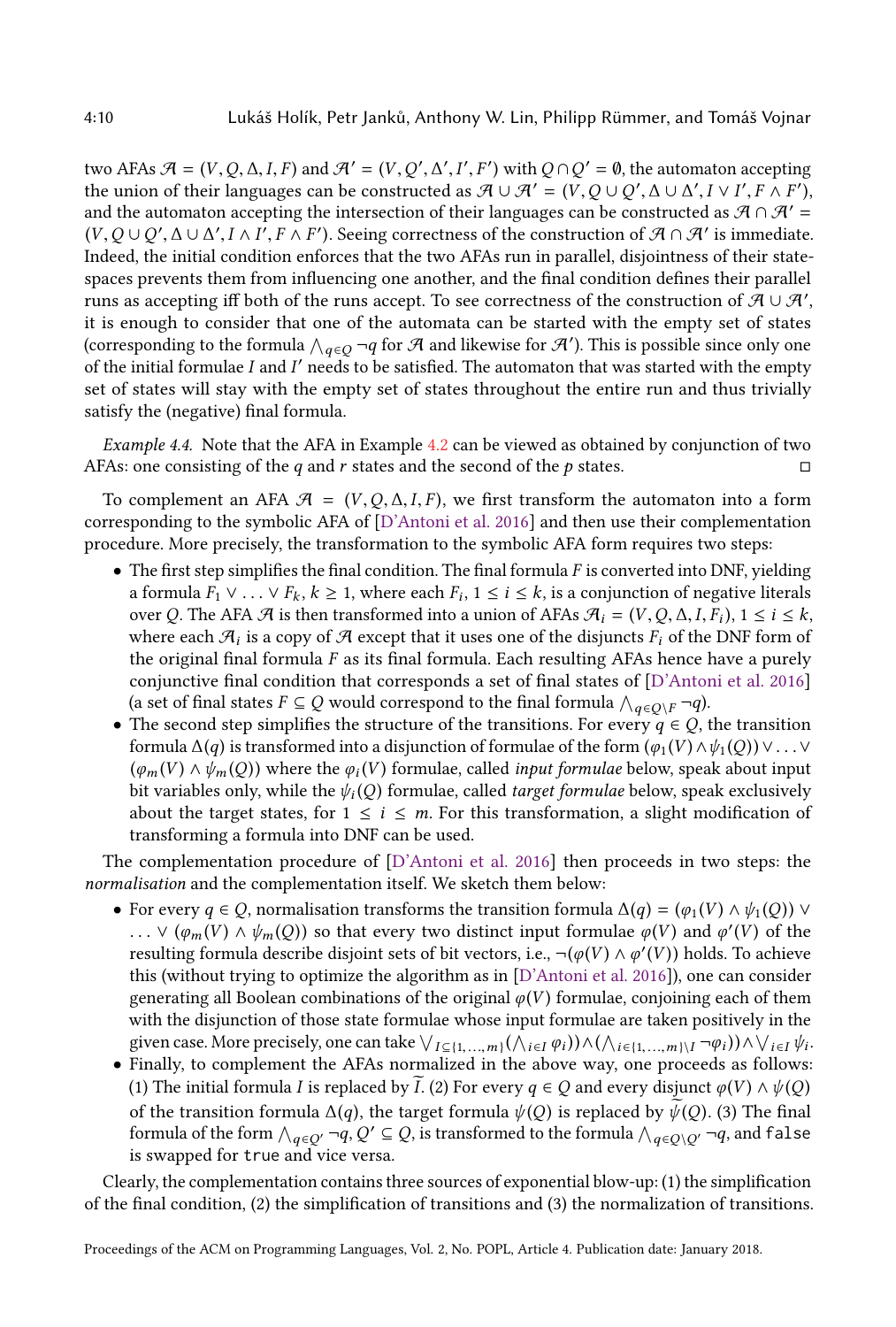two AFAs $\mathcal{A} = (V, Q, \Delta, I, F)$ and $\mathcal{A}' = (V, Q', \Delta', I', F')$ with $Q \cap Q' = \emptyset$, the automaton accepting the union of their languages can be constructed as $\mathcal{A} \cup \mathcal{A}' = (V, Q \cup Q', \Delta \cup \Delta', I \vee I', F \wedge F')$, and the automaton accepting the intersection of their languages can be constructed as $\mathcal{A} \cap \mathcal{A}' = (V, Q \cup Q', \Delta \cup \Delta', I \wedge I', F \wedge F')$. Seeing correctness of the construction of $\mathcal{A} \cap \mathcal{A}'$ is immediate. Indeed, the initial condition enforces that the two AFAs run in parallel, disjointness of their state-spaces prevents them from influencing one another, and the final condition defines their parallel runs as accepting iff both of the runs accept. To see correctness of the construction of $\mathcal{A} \cup \mathcal{A}'$, it is enough to consider that one of the automata can be started with the empty set of states (corresponding to the formula $\bigwedge_{q \in Q} \neg q$ for $\mathcal{A}$ and likewise for $\mathcal{A}'$). This is possible since only one of the initial formulae $I$ and $I'$ needs to be satisfied. The automaton that was started with the empty set of states will stay with the empty set of states throughout the entire run and thus trivially satisfy the (negative) final formula.

*Example 4.4.* Note that the AFA in Example 4.2 can be viewed as obtained by conjunction of two AFAs: one consisting of the $q$ and $r$ states and the second of the $p$ states. □

To complement an AFA $\mathcal{A} = (V, Q, \Delta, I, F)$, we first transform the automaton into a form corresponding to the symbolic AFA of [D'Antoni et al. 2016] and then use their complementation procedure. More precisely, the transformation to the symbolic AFA form requires two steps:

- The first step simplifies the final condition. The final formula $F$ is converted into DNF, yielding a formula $F_1 \vee \ldots \vee F_k$, $k \geq 1$, where each $F_i$, $1 \leq i \leq k$, is a conjunction of negative literals over $Q$. The AFA $\mathcal{A}$ is then transformed into a union of AFAs $\mathcal{A}_i = (V, Q, \Delta, I, F_i)$, $1 \leq i \leq k$, where each $\mathcal{A}_i$ is a copy of $\mathcal{A}$ except that it uses one of the disjuncts $F_i$ of the DNF form of the original final formula $F$ as its final formula. Each resulting AFAs hence have a purely conjunctive final condition that corresponds a set of final states of [D'Antoni et al. 2016] (a set of final states $F \subseteq Q$ would correspond to the final formula $\bigwedge_{q \in Q \setminus F} \neg q$).
- The second step simplifies the structure of the transitions. For every $q \in Q$, the transition formula $\Delta(q)$ is transformed into a disjunction of formulae of the form $(\varphi_1(V) \wedge \psi_1(Q)) \vee \ldots \vee (\varphi_m(V) \wedge \psi_m(Q))$ where the $\varphi_i(V)$ formulae, called *input formulae* below, speak about input bit variables only, while the $\psi_i(Q)$ formulae, called *target formulae* below, speak exclusively about the target states, for $1 \leq i \leq m$. For this transformation, a slight modification of transforming a formula into DNF can be used.

The complementation procedure of [D'Antoni et al. 2016] then proceeds in two steps: the *normalisation* and the complementation itself. We sketch them below:

- For every $q \in Q$, normalisation transforms the transition formula $\Delta(q) = (\varphi_1(V) \wedge \psi_1(Q)) \vee \ldots \vee (\varphi_m(V) \wedge \psi_m(Q))$ so that every two distinct input formulae $\varphi(V)$ and $\varphi'(V)$ of the resulting formula describe disjoint sets of bit vectors, i.e., $\neg(\varphi(V) \wedge \varphi'(V))$ holds. To achieve this (without trying to optimize the algorithm as in [D'Antoni et al. 2016]), one can consider generating all Boolean combinations of the original $\varphi(V)$ formulae, conjoining each of them with the disjunction of those state formulae whose input formulae are taken positively in the given case. More precisely, one can take $\bigvee_{I \subseteq \{1,\ldots,m\}} (\bigwedge_{i \in I} \varphi_i)) \wedge (\bigwedge_{i \in \{1,\ldots,m\} \setminus I} \neg \varphi_i)) \wedge \bigvee_{i \in I} \psi_i$.
- Finally, to complement the AFAs normalized in the above way, one proceeds as follows: (1) The initial formula $I$ is replaced by $\widetilde{I}$. (2) For every $q \in Q$ and every disjunct $\varphi(V) \wedge \psi(Q)$ of the transition formula $\Delta(q)$, the target formula $\psi(Q)$ is replaced by $\widetilde{\psi}(Q)$. (3) The final formula of the form $\bigwedge_{q \in Q'} \neg q$, $Q' \subseteq Q$, is transformed to the formula $\bigwedge_{q \in Q \setminus Q'} \neg q$, and `false` is swapped for `true` and vice versa.

Clearly, the complementation contains three sources of exponential blow-up: (1) the simplification of the final condition, (2) the simplification of transitions and (3) the normalization of transitions.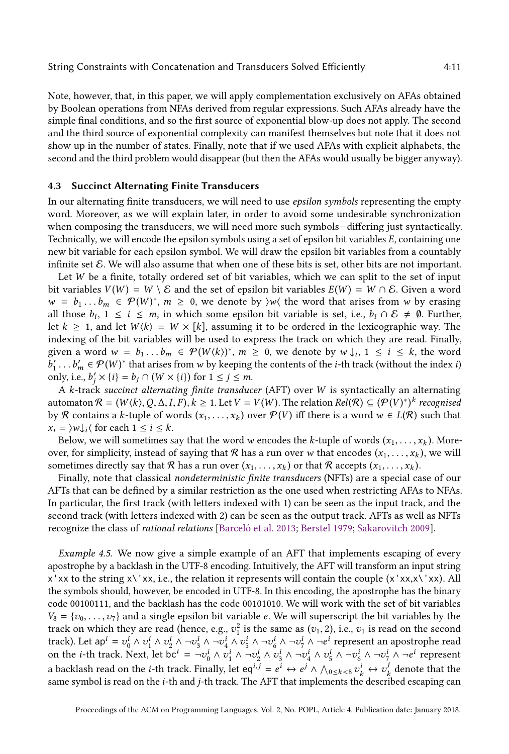Note, however, that, in this paper, we will apply complementation exclusively on AFAs obtained by Boolean operations from NFAs derived from regular expressions. Such AFAs already have the simple final conditions, and so the first source of exponential blow-up does not apply. The second and the third source of exponential complexity can manifest themselves but note that it does not show up in the number of states. Finally, note that if we used AFAs with explicit alphabets, the second and the third problem would disappear (but then the AFAs would usually be bigger anyway).

### 4.3 Succinct Alternating Finite Transducers

In our alternating finite transducers, we will need to use *epsilon symbols* representing the empty word. Moreover, as we will explain later, in order to avoid some undesirable synchronization when composing the transducers, we will need more such symbols—differing just syntactically. Technically, we will encode the epsilon symbols using a set of epsilon bit variables $E$, containing one new bit variable for each epsilon symbol. We will draw the epsilon bit variables from a countably infinite set $\mathcal{E}$. We will also assume that when one of these bits is set, other bits are not important.

Let $W$ be a finite, totally ordered set of bit variables, which we can split to the set of input bit variables $V(W) = W \setminus \mathcal{E}$ and the set of epsilon bit variables $E(W) = W \cap \mathcal{E}$. Given a word $w = b_1 \dots b_m \in \mathcal{P}(W)^*$, $m \geq 0$, we denote by $\rangle w \langle$ the word that arises from $w$ by erasing all those $b_i$, $1 \leq i \leq m$, in which some epsilon bit variable is set, i.e., $b_i \cap \mathcal{E} \neq \emptyset$. Further, let $k \geq 1$, and let $W\langle k \rangle = W \times [k]$, assuming it to be ordered in the lexicographic way. The indexing of the bit variables will be used to express the track on which they are read. Finally, given a word $w = b_1 \dots b_m \in \mathcal{P}(W\langle k \rangle)^*$, $m \geq 0$, we denote by $w\downarrow_i$, $1 \leq i \leq k$, the word $b'_1 \dots b'_m \in \mathcal{P}(W)^*$ that arises from $w$ by keeping the contents of the $i$-th track (without the index $i$) only, i.e., $b'_j \times \{i\} = b_j \cap (W \times \{i\})$ for $1 \leq j \leq m$.

A $k$-track *succinct alternating finite transducer* (AFT) over $W$ is syntactically an alternating automaton $\mathcal{R} = (W\langle k \rangle, Q, \Delta, I, F)$, $k \geq 1$. Let $V = V(W)$. The relation $Rel(\mathcal{R}) \subseteq (\mathcal{P}(V)^*)^k$ *recognised* by $\mathcal{R}$ contains a $k$-tuple of words $(x_1, \dots, x_k)$ over $\mathcal{P}(V)$ iff there is a word $w \in L(\mathcal{R})$ such that $x_i = \rangle w\downarrow_i \langle$ for each $1 \leq i \leq k$.

Below, we will sometimes say that the word $w$ encodes the $k$-tuple of words $(x_1, \dots, x_k)$. Moreover, for simplicity, instead of saying that $\mathcal{R}$ has a run over $w$ that encodes $(x_1, \dots, x_k)$, we will sometimes directly say that $\mathcal{R}$ has a run over $(x_1, \dots, x_k)$ or that $\mathcal{R}$ accepts $(x_1, \dots, x_k)$.

Finally, note that classical *nondeterministic finite transducers* (NFTs) are a special case of our AFTs that can be defined by a similar restriction as the one used when restricting AFAs to NFAs. In particular, the first track (with letters indexed with 1) can be seen as the input track, and the second track (with letters indexed with 2) can be seen as the output track. AFTs as well as NFTs recognize the class of *rational relations* [Barceló et al. 2013; Berstel 1979; Sakarovitch 2009].

*Example 4.5.* We now give a simple example of an AFT that implements escaping of every apostrophe by a backlash in the UTF-8 encoding. Intuitively, the AFT will transform an input string `x'xx` to the string `x\'xx`, i.e., the relation it represents will contain the couple (`x'xx`,`x\'xx`). All the symbols should, however, be encoded in UTF-8. In this encoding, the apostrophe has the binary code 00100111, and the backlash has the code 00101010. We will work with the set of bit variables $V_8 = \{v_0, \dots, v_7\}$ and a single epsilon bit variable $e$. We will superscript the bit variables by the track on which they are read (hence, e.g., $v_1^2$ is the same as $(v_1, 2)$, i.e., $v_1$ is read on the second track). Let $\mathsf{ap}^i = v_0^i \wedge v_1^i \wedge v_2^i \wedge \neg v_3^i \wedge \neg v_4^i \wedge v_5^i \wedge \neg v_6^i \wedge \neg v_7^i \wedge \neg e^i$ represent an apostrophe read on the $i$-th track. Next, let $\mathsf{bc}^i = \neg v_0^i \wedge v_1^i \wedge \neg v_2^i \wedge v_3^i \wedge \neg v_4^i \wedge v_5^i \wedge \neg v_6^i \wedge \neg v_7^i \wedge \neg e^i$ represent a backlash read on the $i$-th track. Finally, let $\mathsf{eq}^{i,j} = e^i \leftrightarrow e^j \wedge \bigwedge_{0 \leq k < 8} v_k^i \leftrightarrow v_k^j$ denote that the same symbol is read on the $i$-th and $j$-th track. The AFT that implements the described escaping can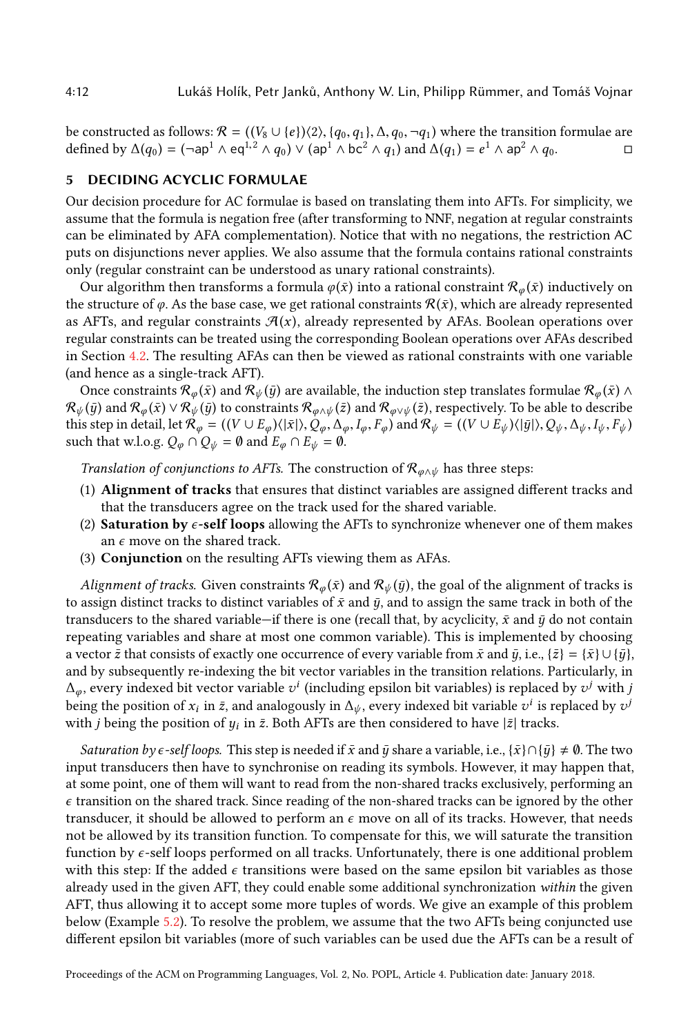be constructed as follows: $\mathcal{R} = ((V_8 \cup \{e\})\langle 2\rangle, \{q_0, q_1\}, \Delta, q_0, \neg q_1)$ where the transition formulae are defined by $\Delta(q_0) = (\neg \mathsf{ap}^1 \wedge \mathsf{eq}^{1,2} \wedge q_0) \vee (\mathsf{ap}^1 \wedge \mathsf{bc}^2 \wedge q_1)$ and $\Delta(q_1) = e^1 \wedge \mathsf{ap}^2 \wedge q_0$. □

## 5 DECIDING ACYCLIC FORMULAE

Our decision procedure for AC formulae is based on translating them into AFTs. For simplicity, we assume that the formula is negation free (after transforming to NNF, negation at regular constraints can be eliminated by AFA complementation). Notice that with no negations, the restriction AC puts on disjunctions never applies. We also assume that the formula contains rational constraints only (regular constraint can be understood as unary rational constraints).

Our algorithm then transforms a formula $\varphi(\bar{x})$ into a rational constraint $\mathcal{R}_\varphi(\bar{x})$ inductively on the structure of $\varphi$. As the base case, we get rational constraints $\mathcal{R}(\bar{x})$, which are already represented as AFTs, and regular constraints $\mathcal{A}(x)$, already represented by AFAs. Boolean operations over regular constraints can be treated using the corresponding Boolean operations over AFAs described in Section 4.2. The resulting AFAs can then be viewed as rational constraints with one variable (and hence as a single-track AFT).

Once constraints $\mathcal{R}_\varphi(\bar{x})$ and $\mathcal{R}_\psi(\bar{y})$ are available, the induction step translates formulae $\mathcal{R}_\varphi(\bar{x}) \wedge \mathcal{R}_\psi(\bar{y})$ and $\mathcal{R}_\varphi(\bar{x}) \vee \mathcal{R}_\psi(\bar{y})$ to constraints $\mathcal{R}_{\varphi\wedge\psi}(\bar{z})$ and $\mathcal{R}_{\varphi\vee\psi}(\bar{z})$, respectively. To be able to describe this step in detail, let $\mathcal{R}_\varphi = ((V \cup E_\varphi)\langle|\bar{x}|\rangle, Q_\varphi, \Delta_\varphi, I_\varphi, F_\varphi)$ and $\mathcal{R}_\psi = ((V \cup E_\psi)\langle|\bar{y}|\rangle, Q_\psi, \Delta_\psi, I_\psi, F_\psi)$ such that w.l.o.g. $Q_\varphi \cap Q_\psi = \emptyset$ and $E_\varphi \cap E_\psi = \emptyset$.

*Translation of conjunctions to AFTs.* The construction of $\mathcal{R}_{\varphi\wedge\psi}$ has three steps:

1. **Alignment of tracks** that ensures that distinct variables are assigned different tracks and that the transducers agree on the track used for the shared variable.
2. **Saturation by $\epsilon$-self loops** allowing the AFTs to synchronize whenever one of them makes an $\epsilon$ move on the shared track.
3. **Conjunction** on the resulting AFTs viewing them as AFAs.

*Alignment of tracks.* Given constraints $\mathcal{R}_\varphi(\bar{x})$ and $\mathcal{R}_\psi(\bar{y})$, the goal of the alignment of tracks is to assign distinct tracks to distinct variables of $\bar{x}$ and $\bar{y}$, and to assign the same track in both of the transducers to the shared variable—if there is one (recall that, by acyclicity, $\bar{x}$ and $\bar{y}$ do not contain repeating variables and share at most one common variable). This is implemented by choosing a vector $\bar{z}$ that consists of exactly one occurrence of every variable from $\bar{x}$ and $\bar{y}$, i.e., $\{\bar{z}\} = \{\bar{x}\} \cup \{\bar{y}\}$, and by subsequently re-indexing the bit vector variables in the transition relations. Particularly, in $\Delta_\varphi$, every indexed bit vector variable $v^i$ (including epsilon bit variables) is replaced by $v^j$ with $j$ being the position of $x_i$ in $\bar{z}$, and analogously in $\Delta_\psi$, every indexed bit variable $v^i$ is replaced by $v^j$ with $j$ being the position of $y_i$ in $\bar{z}$. Both AFTs are then considered to have $|\bar{z}|$ tracks.

*Saturation by $\epsilon$-self loops.* This step is needed if $\bar{x}$ and $\bar{y}$ share a variable, i.e., $\{\bar{x}\} \cap \{\bar{y}\} \neq \emptyset$. The two input transducers then have to synchronise on reading its symbols. However, it may happen that, at some point, one of them will want to read from the non-shared tracks exclusively, performing an $\epsilon$ transition on the shared track. Since reading of the non-shared tracks can be ignored by the other transducer, it should be allowed to perform an $\epsilon$ move on all of its tracks. However, that needs not be allowed by its transition function. To compensate for this, we will saturate the transition function by $\epsilon$-self loops performed on all tracks. Unfortunately, there is one additional problem with this step: If the added $\epsilon$ transitions were based on the same epsilon bit variables as those already used in the given AFT, they could enable some additional synchronization *within* the given AFT, thus allowing it to accept some more tuples of words. We give an example of this problem below (Example 5.2). To resolve the problem, we assume that the two AFTs being conjuncted use different epsilon bit variables (more of such variables can be used due the AFTs can be a result of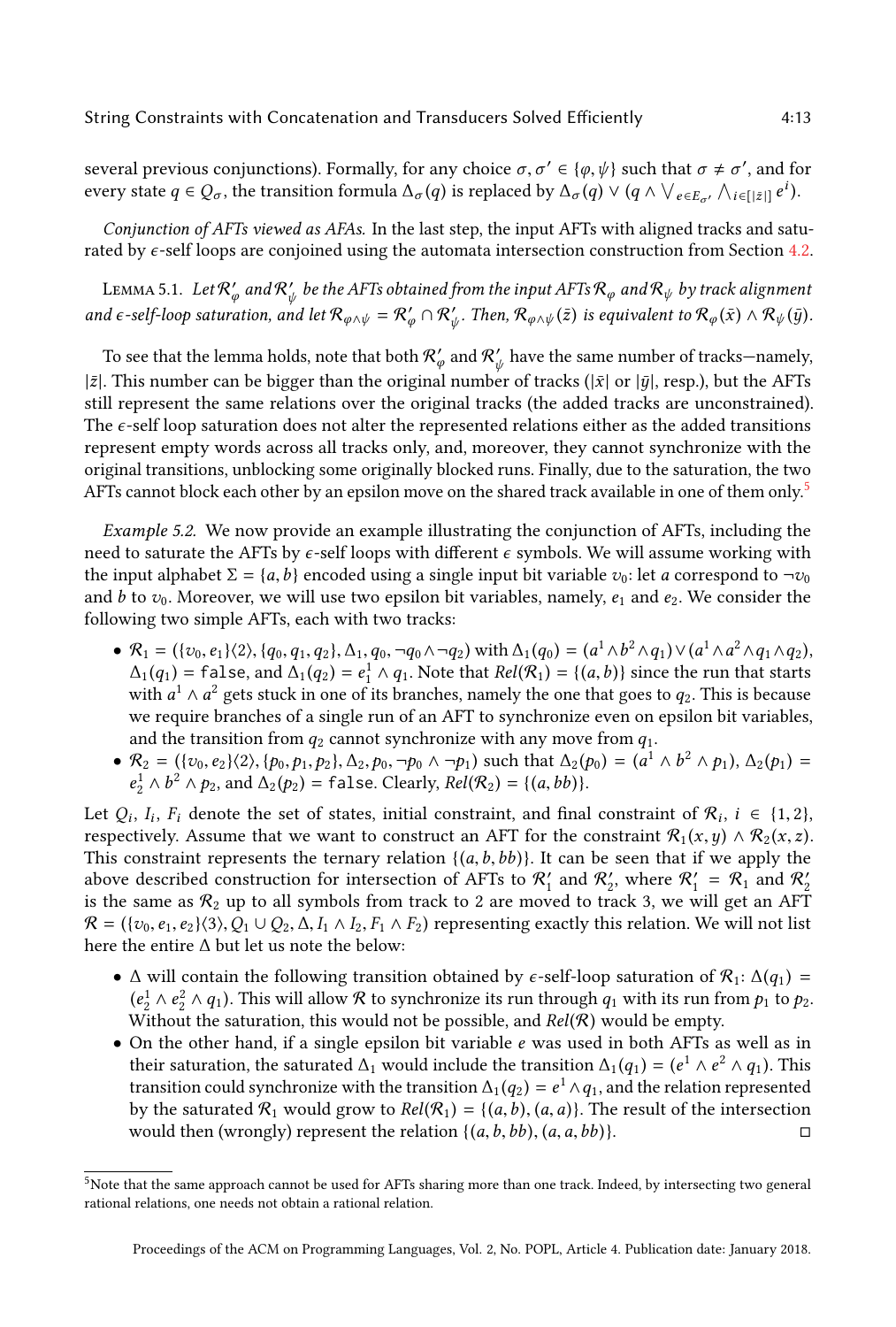several previous conjunctions). Formally, for any choice $\sigma, \sigma' \in \{\varphi, \psi\}$ such that $\sigma \neq \sigma'$, and for every state $q \in Q_\sigma$, the transition formula $\Delta_\sigma(q)$ is replaced by $\Delta_\sigma(q) \vee (q \wedge \bigvee_{e \in E_{\sigma'}} \bigwedge_{i \in [|\bar{z}|]} e^i)$.

*Conjunction of AFTs viewed as AFAs.* In the last step, the input AFTs with aligned tracks and saturated by $\epsilon$-self loops are conjoined using the automata intersection construction from Section 4.2.

Lemma 5.1. *Let $\mathcal{R}'_\varphi$ and $\mathcal{R}'_\psi$ be the AFTs obtained from the input AFTs $\mathcal{R}_\varphi$ and $\mathcal{R}_\psi$ by track alignment and $\epsilon$-self-loop saturation, and let $\mathcal{R}_{\varphi \wedge \psi} = \mathcal{R}'_\varphi \cap \mathcal{R}'_\psi$. Then, $\mathcal{R}_{\varphi \wedge \psi}(\bar{z})$ is equivalent to $\mathcal{R}_\varphi(\bar{x}) \wedge \mathcal{R}_\psi(\bar{y})$.*

To see that the lemma holds, note that both $\mathcal{R}'_\varphi$ and $\mathcal{R}'_\psi$ have the same number of tracks—namely, $|\bar{z}|$. This number can be bigger than the original number of tracks ($|\bar{x}|$ or $|\bar{y}|$, resp.), but the AFTs still represent the same relations over the original tracks (the added tracks are unconstrained). The $\epsilon$-self loop saturation does not alter the represented relations either as the added transitions represent empty words across all tracks only, and, moreover, they cannot synchronize with the original transitions, unblocking some originally blocked runs. Finally, due to the saturation, the two AFTs cannot block each other by an epsilon move on the shared track available in one of them only.[5]

*Example 5.2.* We now provide an example illustrating the conjunction of AFTs, including the need to saturate the AFTs by $\epsilon$-self loops with different $\epsilon$ symbols. We will assume working with the input alphabet $\Sigma = \{a, b\}$ encoded using a single input bit variable $v_0$: let $a$ correspond to $\neg v_0$ and $b$ to $v_0$. Moreover, we will use two epsilon bit variables, namely, $e_1$ and $e_2$. We consider the following two simple AFTs, each with two tracks:

- $\mathcal{R}_1 = (\{v_0, e_1\}\langle 2\rangle, \{q_0, q_1, q_2\}, \Delta_1, q_0, \neg q_0 \wedge \neg q_2)$ with $\Delta_1(q_0) = (a^1 \wedge b^2 \wedge q_1) \vee (a^1 \wedge a^2 \wedge q_1 \wedge q_2)$, $\Delta_1(q_1) = \texttt{false}$, and $\Delta_1(q_2) = e_1^1 \wedge q_1$. Note that $Rel(\mathcal{R}_1) = \{(a, b)\}$ since the run that starts with $a^1 \wedge a^2$ gets stuck in one of its branches, namely the one that goes to $q_2$. This is because we require branches of a single run of an AFT to synchronize even on epsilon bit variables, and the transition from $q_2$ cannot synchronize with any move from $q_1$.
- $\mathcal{R}_2 = (\{v_0, e_2\}\langle 2\rangle, \{p_0, p_1, p_2\}, \Delta_2, p_0, \neg p_0 \wedge \neg p_1)$ such that $\Delta_2(p_0) = (a^1 \wedge b^2 \wedge p_1)$, $\Delta_2(p_1) = e_2^1 \wedge b^2 \wedge p_2$, and $\Delta_2(p_2) = \texttt{false}$. Clearly, $Rel(\mathcal{R}_2) = \{(a, bb)\}$.

Let $Q_i$, $I_i$, $F_i$ denote the set of states, initial constraint, and final constraint of $\mathcal{R}_i$, $i \in \{1, 2\}$, respectively. Assume that we want to construct an AFT for the constraint $\mathcal{R}_1(x, y) \wedge \mathcal{R}_2(x, z)$. This constraint represents the ternary relation $\{(a, b, bb)\}$. It can be seen that if we apply the above described construction for intersection of AFTs to $\mathcal{R}'_1$ and $\mathcal{R}'_2$, where $\mathcal{R}'_1 = \mathcal{R}_1$ and $\mathcal{R}'_2$ is the same as $\mathcal{R}_2$ up to all symbols from track to 2 are moved to track 3, we will get an AFT $\mathcal{R} = (\{v_0, e_1, e_2\}\langle 3\rangle, Q_1 \cup Q_2, \Delta, I_1 \wedge I_2, F_1 \wedge F_2)$ representing exactly this relation. We will not list here the entire $\Delta$ but let us note the below:

- $\Delta$ will contain the following transition obtained by $\epsilon$-self-loop saturation of $\mathcal{R}_1$: $\Delta(q_1) = (e_2^1 \wedge e_2^2 \wedge q_1)$. This will allow $\mathcal{R}$ to synchronize its run through $q_1$ with its run from $p_1$ to $p_2$. Without the saturation, this would not be possible, and $Rel(\mathcal{R})$ would be empty.
- On the other hand, if a single epsilon bit variable $e$ was used in both AFTs as well as in their saturation, the saturated $\Delta_1$ would include the transition $\Delta_1(q_1) = (e^1 \wedge e^2 \wedge q_1)$. This transition could synchronize with the transition $\Delta_1(q_2) = e^1 \wedge q_1$, and the relation represented by the saturated $\mathcal{R}_1$ would grow to $Rel(\mathcal{R}_1) = \{(a, b), (a, a)\}$. The result of the intersection would then (wrongly) represent the relation $\{(a, b, bb), (a, a, bb)\}$. □

---

[5] Note that the same approach cannot be used for AFTs sharing more than one track. Indeed, by intersecting two general rational relations, one needs not obtain a rational relation.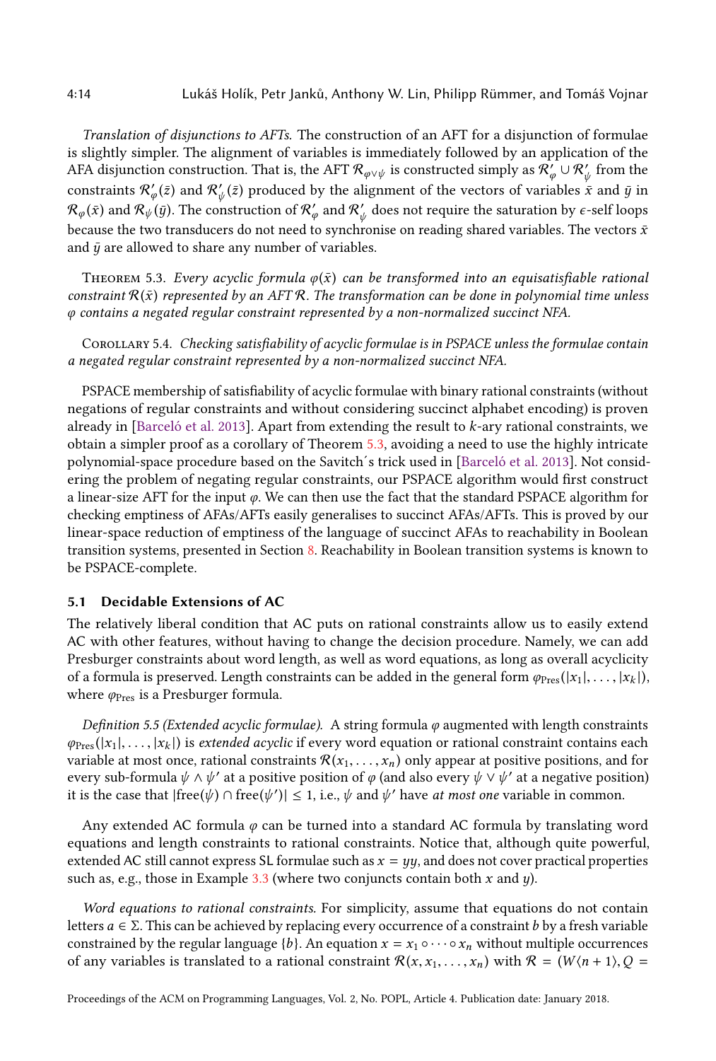*Translation of disjunctions to AFTs.* The construction of an AFT for a disjunction of formulae is slightly simpler. The alignment of variables is immediately followed by an application of the AFA disjunction construction. That is, the AFT $\mathcal{R}_{\varphi \vee \psi}$ is constructed simply as $\mathcal{R}'_\varphi \cup \mathcal{R}'_\psi$ from the constraints $\mathcal{R}'_\varphi(\bar{z})$ and $\mathcal{R}'_\psi(\bar{z})$ produced by the alignment of the vectors of variables $\bar{x}$ and $\bar{y}$ in $\mathcal{R}_\varphi(\bar{x})$ and $\mathcal{R}_\psi(\bar{y})$. The construction of $\mathcal{R}'_\varphi$ and $\mathcal{R}'_\psi$ does not require the saturation by $\epsilon$-self loops because the two transducers do not need to synchronise on reading shared variables. The vectors $\bar{x}$ and $\bar{y}$ are allowed to share any number of variables.

Theorem 5.3. *Every acyclic formula $\varphi(\bar{x})$ can be transformed into an equisatisfiable rational constraint $\mathcal{R}(\bar{x})$ represented by an AFT $\mathcal{R}$. The transformation can be done in polynomial time unless $\varphi$ contains a negated regular constraint represented by a non-normalized succinct NFA.*

Corollary 5.4. *Checking satisfiability of acyclic formulae is in PSPACE unless the formulae contain a negated regular constraint represented by a non-normalized succinct NFA.*

PSPACE membership of satisfiability of acyclic formulae with binary rational constraints (without negations of regular constraints and without considering succinct alphabet encoding) is proven already in [Barceló et al. 2013]. Apart from extending the result to $k$-ary rational constraints, we obtain a simpler proof as a corollary of Theorem 5.3, avoiding a need to use the highly intricate polynomial-space procedure based on the Savitch´s trick used in [Barceló et al. 2013]. Not considering the problem of negating regular constraints, our PSPACE algorithm would first construct a linear-size AFT for the input $\varphi$. We can then use the fact that the standard PSPACE algorithm for checking emptiness of AFAs/AFTs easily generalises to succinct AFAs/AFTs. This is proved by our linear-space reduction of emptiness of the language of succinct AFAs to reachability in Boolean transition systems, presented in Section 8. Reachability in Boolean transition systems is known to be PSPACE-complete.

### 5.1 Decidable Extensions of AC

The relatively liberal condition that AC puts on rational constraints allow us to easily extend AC with other features, without having to change the decision procedure. Namely, we can add Presburger constraints about word length, as well as word equations, as long as overall acyclicity of a formula is preserved. Length constraints can be added in the general form $\varphi_{\text{Pres}}(|x_1|, \ldots, |x_k|)$, where $\varphi_{\text{Pres}}$ is a Presburger formula.

*Definition 5.5 (Extended acyclic formulae).* A string formula $\varphi$ augmented with length constraints $\varphi_{\text{Pres}}(|x_1|, \ldots, |x_k|)$ is *extended acyclic* if every word equation or rational constraint contains each variable at most once, rational constraints $\mathcal{R}(x_1, \ldots, x_n)$ only appear at positive positions, and for every sub-formula $\psi \wedge \psi'$ at a positive position of $\varphi$ (and also every $\psi \vee \psi'$ at a negative position) it is the case that $|\text{free}(\psi) \cap \text{free}(\psi')| \le 1$, i.e., $\psi$ and $\psi'$ have *at most one* variable in common.

Any extended AC formula $\varphi$ can be turned into a standard AC formula by translating word equations and length constraints to rational constraints. Notice that, although quite powerful, extended AC still cannot express SL formulae such as $x = yy$, and does not cover practical properties such as, e.g., those in Example 3.3 (where two conjuncts contain both $x$ and $y$).

*Word equations to rational constraints.* For simplicity, assume that equations do not contain letters $a \in \Sigma$. This can be achieved by replacing every occurrence of a constraint $b$ by a fresh variable constrained by the regular language $\{b\}$. An equation $x = x_1 \circ \cdots \circ x_n$ without multiple occurrences of any variables is translated to a rational constraint $\mathcal{R}(x, x_1, \ldots, x_n)$ with $\mathcal{R} = (W\langle n+1 \rangle, Q =$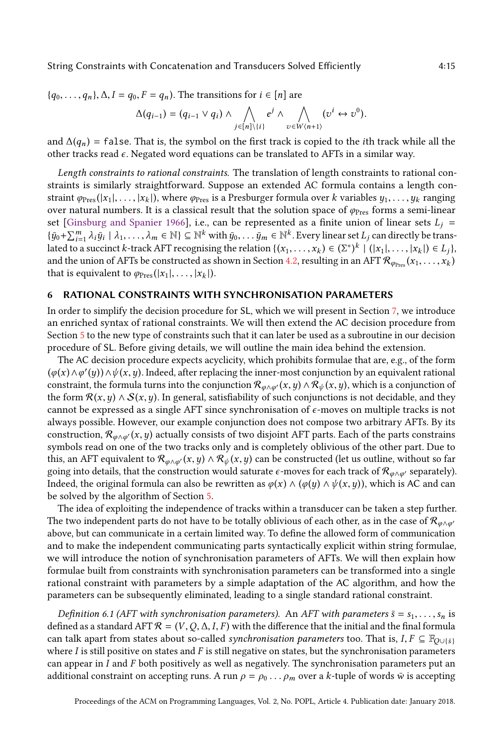$\{q_0, \ldots, q_n\}, \Delta, I = q_0, F = q_n)$. The transitions for $i \in [n]$ are

$$\Delta(q_{i-1}) = (q_{i-1} \vee q_i) \wedge \bigwedge_{j \in [n] \setminus \{i\}} e^j \wedge \bigwedge_{v \in W\langle n+1 \rangle} (v^i \leftrightarrow v^0).$$

and $\Delta(q_n) = \texttt{false}$. That is, the symbol on the first track is copied to the $i$th track while all the other tracks read $\epsilon$. Negated word equations can be translated to AFTs in a similar way.

*Length constraints to rational constraints.* The translation of length constraints to rational constraints is similarly straightforward. Suppose an extended AC formula contains a length constraint $\varphi_{\text{Pres}}(|x_1|, \ldots, |x_k|)$, where $\varphi_{\text{Pres}}$ is a Presburger formula over $k$ variables $y_1, \ldots, y_k$ ranging over natural numbers. It is a classical result that the solution space of $\varphi_{\text{Pres}}$ forms a semi-linear set [Ginsburg and Spanier 1966], i.e., can be represented as a finite union of linear sets $L_j = \{\bar{y}_0 + \sum_{i=1}^{m} \lambda_i \bar{y}_i \mid \lambda_1, \ldots, \lambda_m \in \mathbb{N}\} \subseteq \mathbb{N}^k$ with $\bar{y}_0, \ldots \bar{y}_m \in \mathbb{N}^k$. Every linear set $L_j$ can directly be translated to a succinct $k$-track AFT recognising the relation $\{(x_1, \ldots, x_k) \in (\Sigma^*)^k \mid (|x_1|, \ldots, |x_k|) \in L_j\}$, and the union of AFTs be constructed as shown in Section 4.2, resulting in an AFT $\mathcal{R}_{\varphi_{\text{Pres}}}(x_1, \ldots, x_k)$ that is equivalent to $\varphi_{\text{Pres}}(|x_1|, \ldots, |x_k|)$.

## 6 RATIONAL CONSTRAINTS WITH SYNCHRONISATION PARAMETERS

In order to simplify the decision procedure for SL, which we will present in Section 7, we introduce an enriched syntax of rational constraints. We will then extend the AC decision procedure from Section 5 to the new type of constraints such that it can later be used as a subroutine in our decision procedure of SL. Before giving details, we will outline the main idea behind the extension.

The AC decision procedure expects acyclicity, which prohibits formulae that are, e.g., of the form $(\varphi(x) \wedge \varphi'(y)) \wedge \psi(x, y)$. Indeed, after replacing the inner-most conjunction by an equivalent rational constraint, the formula turns into the conjunction $\mathcal{R}_{\varphi \wedge \varphi'}(x, y) \wedge \mathcal{R}_{\psi}(x, y)$, which is a conjunction of the form $\mathcal{R}(x, y) \wedge \mathcal{S}(x, y)$. In general, satisfiability of such conjunctions is not decidable, and they cannot be expressed as a single AFT since synchronisation of $\epsilon$-moves on multiple tracks is not always possible. However, our example conjunction does not compose two arbitrary AFTs. By its construction, $\mathcal{R}_{\varphi \wedge \varphi'}(x, y)$ actually consists of two disjoint AFT parts. Each of the parts constrains symbols read on one of the two tracks only and is completely oblivious of the other part. Due to this, an AFT equivalent to $\mathcal{R}_{\varphi \wedge \varphi'}(x, y) \wedge \mathcal{R}_{\psi}(x, y)$ can be constructed (let us outline, without so far going into details, that the construction would saturate $\epsilon$-moves for each track of $\mathcal{R}_{\varphi \wedge \varphi'}$ separately). Indeed, the original formula can also be rewritten as $\varphi(x) \wedge (\varphi(y) \wedge \psi(x, y))$, which is AC and can be solved by the algorithm of Section 5.

The idea of exploiting the independence of tracks within a transducer can be taken a step further. The two independent parts do not have to be totally oblivious of each other, as in the case of $\mathcal{R}_{\varphi \wedge \varphi'}$ above, but can communicate in a certain limited way. To define the allowed form of communication and to make the independent communicating parts syntactically explicit within string formulae, we will introduce the notion of synchronisation parameters of AFTs. We will then explain how formulae built from constraints with synchronisation parameters can be transformed into a single rational constraint with parameters by a simple adaptation of the AC algorithm, and how the parameters can be subsequently eliminated, leading to a single standard rational constraint.

*Definition 6.1 (AFT with synchronisation parameters).* An *AFT with parameters* $\bar{s} = s_1, \ldots, s_n$ is defined as a standard AFT $\mathcal{R} = (V, Q, \Delta, I, F)$ with the difference that the initial and the final formula can talk apart from states about so-called *synchronisation parameters* too. That is, $I, F \subseteq \mathbb{F}_{Q \cup \{\bar{s}\}}$ where $I$ is still positive on states and $F$ is still negative on states, but the synchronisation parameters can appear in $I$ and $F$ both positively as well as negatively. The synchronisation parameters put an additional constraint on accepting runs. A run $\rho = \rho_0 \ldots \rho_m$ over a $k$-tuple of words $\bar{w}$ is accepting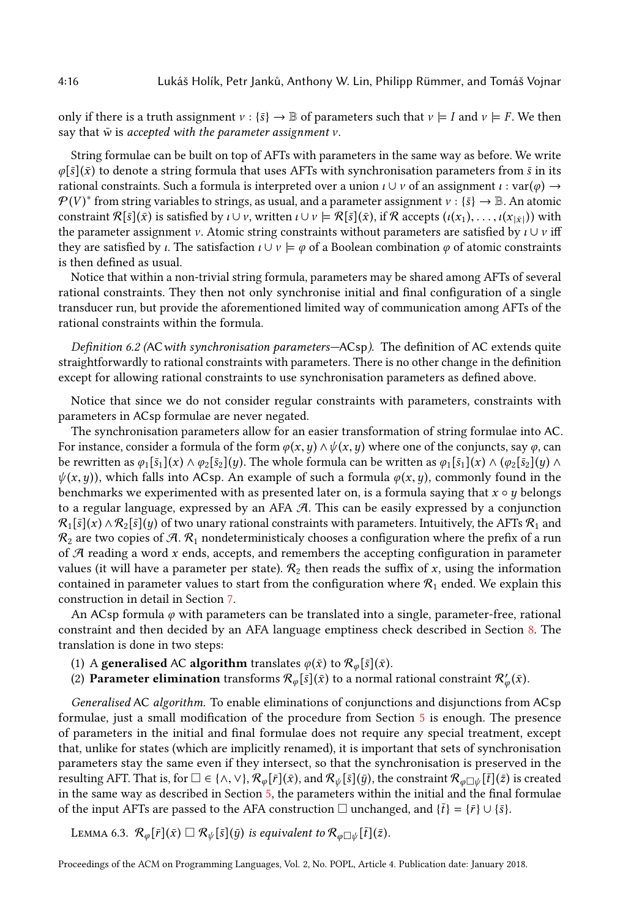only if there is a truth assignment $\nu : \{\bar{s}\} \to \mathbb{B}$ of parameters such that $\nu \models I$ and $\nu \models F$. We then say that $\bar{w}$ is *accepted with the parameter assignment* $\nu$.

String formulae can be built on top of AFTs with parameters in the same way as before. We write $\varphi[\bar{s}](\bar{x})$ to denote a string formula that uses AFTs with synchronisation parameters from $\bar{s}$ in its rational constraints. Such a formula is interpreted over a union $\iota \cup \nu$ of an assignment $\iota : \text{var}(\varphi) \to \mathcal{P}(V)^*$ from string variables to strings, as usual, and a parameter assignment $\nu : \{\bar{s}\} \to \mathbb{B}$. An atomic constraint $\mathcal{R}[\bar{s}](\bar{x})$ is satisfied by $\iota \cup \nu$, written $\iota \cup \nu \models \mathcal{R}[\bar{s}](\bar{x})$, if $\mathcal{R}$ accepts $(\iota(x_1), \ldots, \iota(x_{|\bar{x}|}))$ with the parameter assignment $\nu$. Atomic string constraints without parameters are satisfied by $\iota \cup \nu$ iff they are satisfied by $\iota$. The satisfaction $\iota \cup \nu \models \varphi$ of a Boolean combination $\varphi$ of atomic constraints is then defined as usual.

Notice that within a non-trivial string formula, parameters may be shared among AFTs of several rational constraints. They then not only synchronise initial and final configuration of a single transducer run, but provide the aforementioned limited way of communication among AFTs of the rational constraints within the formula.

*Definition 6.2 (*AC *with synchronisation parameters—*ACsp*).* The definition of AC extends quite straightforwardly to rational constraints with parameters. There is no other change in the definition except for allowing rational constraints to use synchronisation parameters as defined above.

Notice that since we do not consider regular constraints with parameters, constraints with parameters in ACsp formulae are never negated.

The synchronisation parameters allow for an easier transformation of string formulae into AC. For instance, consider a formula of the form $\varphi(x, y) \land \psi(x, y)$ where one of the conjuncts, say $\varphi$, can be rewritten as $\varphi_1[\bar{s}_1](x) \land \varphi_2[\bar{s}_2](y)$. The whole formula can be written as $\varphi_1[\bar{s}_1](x) \land (\varphi_2[\bar{s}_2](y) \land \psi(x, y))$, which falls into ACsp. An example of such a formula $\varphi(x, y)$, commonly found in the benchmarks we experimented with as presented later on, is a formula saying that $x \circ y$ belongs to a regular language, expressed by an AFA $\mathcal{A}$. This can be easily expressed by a conjunction $\mathcal{R}_1[\bar{s}](x) \land \mathcal{R}_2[\bar{s}](y)$ of two unary rational constraints with parameters. Intuitively, the AFTs $\mathcal{R}_1$ and $\mathcal{R}_2$ are two copies of $\mathcal{A}$. $\mathcal{R}_1$ nondeterministicaly chooses a configuration where the prefix of a run of $\mathcal{A}$ reading a word $x$ ends, accepts, and remembers the accepting configuration in parameter values (it will have a parameter per state). $\mathcal{R}_2$ then reads the suffix of $x$, using the information contained in parameter values to start from the configuration where $\mathcal{R}_1$ ended. We explain this construction in detail in Section 7.

An ACsp formula $\varphi$ with parameters can be translated into a single, parameter-free, rational constraint and then decided by an AFA language emptiness check described in Section 8. The translation is done in two steps:

(1) A **generalised** AC **algorithm** translates $\varphi(\bar{x})$ to $\mathcal{R}_\varphi[\bar{s}](\bar{x})$.
(2) **Parameter elimination** transforms $\mathcal{R}_\varphi[\bar{s}](\bar{x})$ to a normal rational constraint $\mathcal{R}'_\varphi(\bar{x})$.

*Generalised* AC *algorithm.* To enable eliminations of conjunctions and disjunctions from ACsp formulae, just a small modification of the procedure from Section 5 is enough. The presence of parameters in the initial and final formulae does not require any special treatment, except that, unlike for states (which are implicitly renamed), it is important that sets of synchronisation parameters stay the same even if they intersect, so that the synchronisation is preserved in the resulting AFT. That is, for $\Box \in \{\land, \lor\}$, $\mathcal{R}_\varphi[\bar{r}](\bar{x})$, and $\mathcal{R}_\psi[\bar{s}](\bar{y})$, the constraint $\mathcal{R}_{\varphi\Box\psi}[\bar{t}](\bar{z})$ is created in the same way as described in Section 5, the parameters within the initial and the final formulae of the input AFTs are passed to the AFA construction $\Box$ unchanged, and $\{\bar{t}\} = \{\bar{r}\} \cup \{\bar{s}\}$.

Lemma 6.3. *$\mathcal{R}_\varphi[\bar{r}](\bar{x}) \ \Box \ \mathcal{R}_\psi[\bar{s}](\bar{y})$ is equivalent to $\mathcal{R}_{\varphi\Box\psi}[\bar{t}](\bar{z})$.*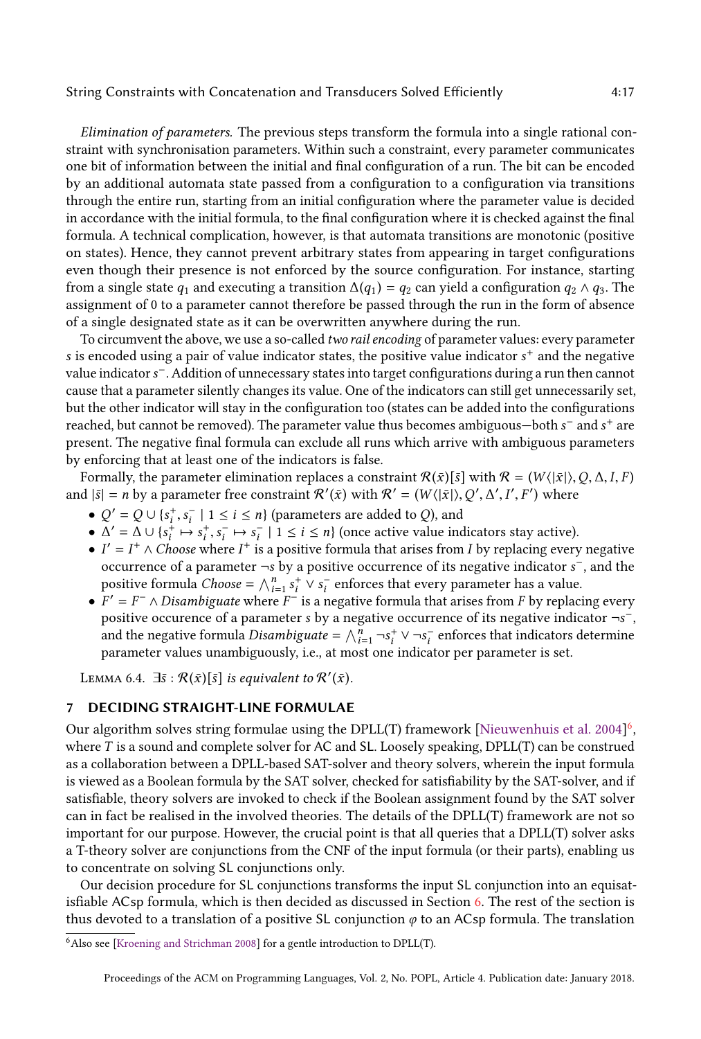*Elimination of parameters.* The previous steps transform the formula into a single rational constraint with synchronisation parameters. Within such a constraint, every parameter communicates one bit of information between the initial and final configuration of a run. The bit can be encoded by an additional automata state passed from a configuration to a configuration via transitions through the entire run, starting from an initial configuration where the parameter value is decided in accordance with the initial formula, to the final configuration where it is checked against the final formula. A technical complication, however, is that automata transitions are monotonic (positive on states). Hence, they cannot prevent arbitrary states from appearing in target configurations even though their presence is not enforced by the source configuration. For instance, starting from a single state $q_1$ and executing a transition $\Delta(q_1) = q_2$ can yield a configuration $q_2 \wedge q_3$. The assignment of 0 to a parameter cannot therefore be passed through the run in the form of absence of a single designated state as it can be overwritten anywhere during the run.

To circumvent the above, we use a so-called *two rail encoding* of parameter values: every parameter $s$ is encoded using a pair of value indicator states, the positive value indicator $s^+$ and the negative value indicator $s^-$. Addition of unnecessary states into target configurations during a run then cannot cause that a parameter silently changes its value. One of the indicators can still get unnecessarily set, but the other indicator will stay in the configuration too (states can be added into the configurations reached, but cannot be removed). The parameter value thus becomes ambiguous—both $s^-$ and $s^+$ are present. The negative final formula can exclude all runs which arrive with ambiguous parameters by enforcing that at least one of the indicators is false.

Formally, the parameter elimination replaces a constraint $\mathcal{R}(\bar{x})[\bar{s}]$ with $\mathcal{R} = (W\langle|\bar{x}|\rangle, Q, \Delta, I, F)$ and $|\bar{s}| = n$ by a parameter free constraint $\mathcal{R}'(\bar{x})$ with $\mathcal{R}' = (W\langle|\bar{x}|\rangle, Q', \Delta', I', F')$ where

- $Q' = Q \cup \{s_i^+, s_i^- \mid 1 \leq i \leq n\}$ (parameters are added to $Q$), and
- $\Delta' = \Delta \cup \{s_i^+ \mapsto s_i^+, s_i^- \mapsto s_i^- \mid 1 \leq i \leq n\}$ (once active value indicators stay active).
- $I' = I^+ \wedge \mathit{Choose}$ where $I^+$ is a positive formula that arises from $I$ by replacing every negative occurrence of a parameter $\neg s$ by a positive occurrence of its negative indicator $s^-$, and the positive formula $\mathit{Choose} = \bigwedge_{i=1}^{n} s_i^+ \vee s_i^-$ enforces that every parameter has a value.
- $F' = F^- \wedge \mathit{Disambiguate}$ where $F^-$ is a negative formula that arises from $F$ by replacing every positive occurence of a parameter $s$ by a negative occurrence of its negative indicator $\neg s^-$, and the negative formula $\mathit{Disambiguate} = \bigwedge_{i=1}^{n} \neg s_i^+ \vee \neg s_i^-$ enforces that indicators determine parameter values unambiguously, i.e., at most one indicator per parameter is set.

Lemma 6.4. *$\exists \bar{s} : \mathcal{R}(\bar{x})[\bar{s}]$ is equivalent to $\mathcal{R}'(\bar{x})$.*

## 7 DECIDING STRAIGHT-LINE FORMULAE

Our algorithm solves string formulae using the DPLL(T) framework [Nieuwenhuis et al. 2004][6], where $T$ is a sound and complete solver for AC and SL. Loosely speaking, DPLL(T) can be construed as a collaboration between a DPLL-based SAT-solver and theory solvers, wherein the input formula is viewed as a Boolean formula by the SAT solver, checked for satisfiability by the SAT-solver, and if satisfiable, theory solvers are invoked to check if the Boolean assignment found by the SAT solver can in fact be realised in the involved theories. The details of the DPLL(T) framework are not so important for our purpose. However, the crucial point is that all queries that a DPLL(T) solver asks a T-theory solver are conjunctions from the CNF of the input formula (or their parts), enabling us to concentrate on solving SL conjunctions only.

Our decision procedure for SL conjunctions transforms the input SL conjunction into an equisatisfiable ACsp formula, which is then decided as discussed in Section 6. The rest of the section is thus devoted to a translation of a positive SL conjunction $\varphi$ to an ACsp formula. The translation

[6] Also see [Kroening and Strichman 2008] for a gentle introduction to DPLL(T).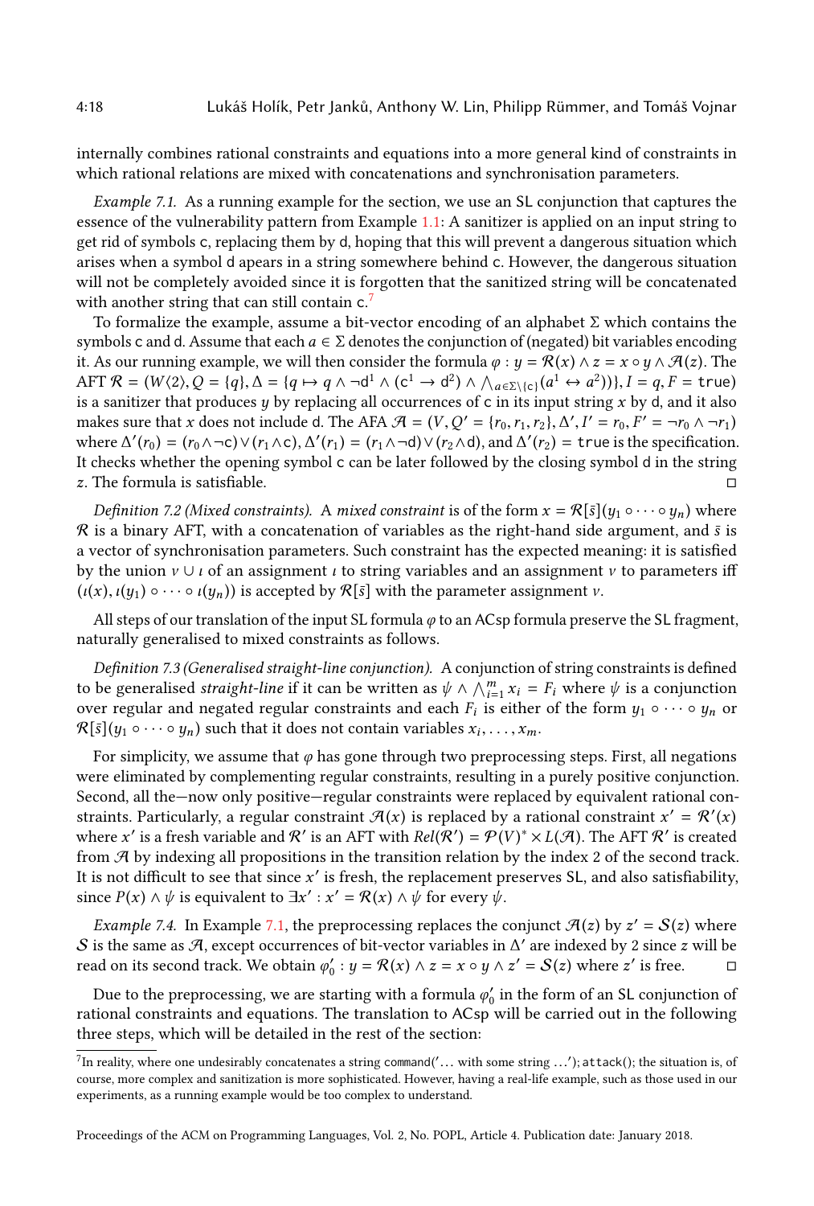internally combines rational constraints and equations into a more general kind of constraints in which rational relations are mixed with concatenations and synchronisation parameters.

*Example 7.1.* As a running example for the section, we use an SL conjunction that captures the essence of the vulnerability pattern from Example 1.1: A sanitizer is applied on an input string to get rid of symbols c, replacing them by d, hoping that this will prevent a dangerous situation which arises when a symbol d apears in a string somewhere behind c. However, the dangerous situation will not be completely avoided since it is forgotten that the sanitized string will be concatenated with another string that can still contain c.[7]

To formalize the example, assume a bit-vector encoding of an alphabet $\Sigma$ which contains the symbols c and d. Assume that each $a \in \Sigma$ denotes the conjunction of (negated) bit variables encoding it. As our running example, we will then consider the formula $\varphi : y = \mathcal{R}(x) \land z = x \circ y \land \mathcal{A}(z)$. The AFT $\mathcal{R} = (W\langle 2\rangle, Q = \{q\}, \Delta = \{q \mapsto q \land \neg \mathsf{d}^1 \land (\mathsf{c}^1 \to \mathsf{d}^2) \land \bigwedge_{a \in \Sigma\setminus\{\mathsf{c}\}}(a^1 \leftrightarrow a^2))\}, I = q, F = \mathtt{true})$ is a sanitizer that produces $y$ by replacing all occurrences of c in its input string $x$ by d, and it also makes sure that $x$ does not include d. The AFA $\mathcal{A} = (V, Q' = \{r_0, r_1, r_2\}, \Delta', I' = r_0, F' = \neg r_0 \land \neg r_1)$ where $\Delta'(r_0) = (r_0 \land \neg \mathsf{c}) \lor (r_1 \land \mathsf{c}), \Delta'(r_1) = (r_1 \land \neg \mathsf{d}) \lor (r_2 \land \mathsf{d})$, and $\Delta'(r_2) = \mathtt{true}$ is the specification. It checks whether the opening symbol c can be later followed by the closing symbol d in the string $z$. The formula is satisfiable. ◻

*Definition 7.2 (Mixed constraints).* A *mixed constraint* is of the form $x = \mathcal{R}[\bar{s}](y_1 \circ \cdots \circ y_n)$ where $\mathcal{R}$ is a binary AFT, with a concatenation of variables as the right-hand side argument, and $\bar{s}$ is a vector of synchronisation parameters. Such constraint has the expected meaning: it is satisfied by the union $\nu \cup \iota$ of an assignment $\iota$ to string variables and an assignment $\nu$ to parameters iff $(\iota(x), \iota(y_1) \circ \cdots \circ \iota(y_n))$ is accepted by $\mathcal{R}[\bar{s}]$ with the parameter assignment $\nu$.

All steps of our translation of the input SL formula $\varphi$ to an ACsp formula preserve the SL fragment, naturally generalised to mixed constraints as follows.

*Definition 7.3 (Generalised straight-line conjunction).* A conjunction of string constraints is defined to be generalised *straight-line* if it can be written as $\psi \land \bigwedge_{i=1}^{m} x_i = F_i$ where $\psi$ is a conjunction over regular and negated regular constraints and each $F_i$ is either of the form $y_1 \circ \cdots \circ y_n$ or $\mathcal{R}[\bar{s}](y_1 \circ \cdots \circ y_n)$ such that it does not contain variables $x_i, \ldots, x_m$.

For simplicity, we assume that $\varphi$ has gone through two preprocessing steps. First, all negations were eliminated by complementing regular constraints, resulting in a purely positive conjunction. Second, all the—now only positive—regular constraints were replaced by equivalent rational constraints. Particularly, a regular constraint $\mathcal{A}(x)$ is replaced by a rational constraint $x' = \mathcal{R}'(x)$ where $x'$ is a fresh variable and $\mathcal{R}'$ is an AFT with $Rel(\mathcal{R}') = \mathcal{P}(V)^* \times L(\mathcal{A})$. The AFT $\mathcal{R}'$ is created from $\mathcal{A}$ by indexing all propositions in the transition relation by the index 2 of the second track. It is not difficult to see that since $x'$ is fresh, the replacement preserves SL, and also satisfiability, since $P(x) \land \psi$ is equivalent to $\exists x' : x' = \mathcal{R}(x) \land \psi$ for every $\psi$.

*Example 7.4.* In Example 7.1, the preprocessing replaces the conjunct $\mathcal{A}(z)$ by $z' = \mathcal{S}(z)$ where $\mathcal{S}$ is the same as $\mathcal{A}$, except occurrences of bit-vector variables in $\Delta'$ are indexed by 2 since $z$ will be read on its second track. We obtain $\varphi'_0 : y = \mathcal{R}(x) \land z = x \circ y \land z' = \mathcal{S}(z)$ where $z'$ is free. ◻

Due to the preprocessing, we are starting with a formula $\varphi'_0$ in the form of an SL conjunction of rational constraints and equations. The translation to ACsp will be carried out in the following three steps, which will be detailed in the rest of the section:

[7] In reality, where one undesirably concatenates a string `command('`... with some string ...`'); attack();` the situation is, of course, more complex and sanitization is more sophisticated. However, having a real-life example, such as those used in our experiments, as a running example would be too complex to understand.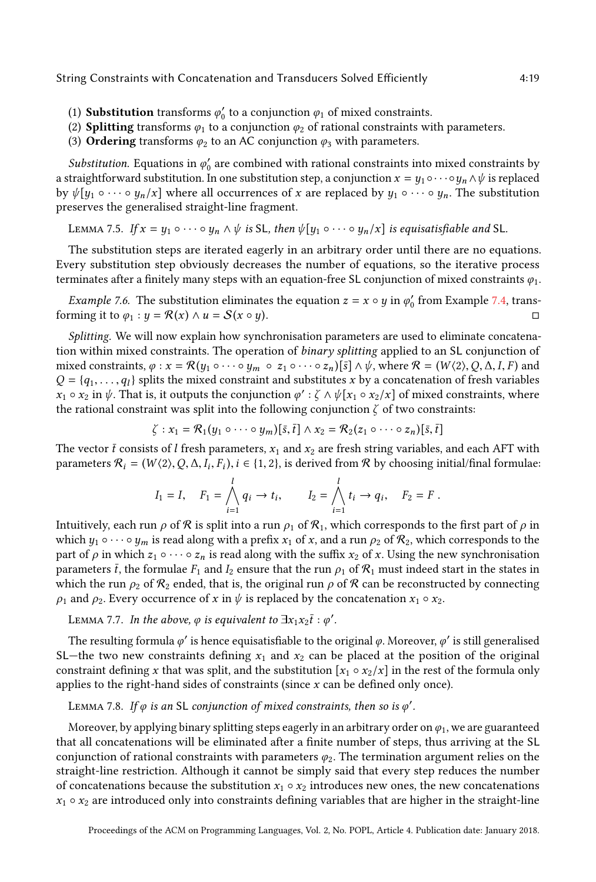(1) **Substitution** transforms $\varphi_0'$ to a conjunction $\varphi_1$ of mixed constraints.
(2) **Splitting** transforms $\varphi_1$ to a conjunction $\varphi_2$ of rational constraints with parameters.
(3) **Ordering** transforms $\varphi_2$ to an AC conjunction $\varphi_3$ with parameters.

*Substitution.* Equations in $\varphi_0'$ are combined with rational constraints into mixed constraints by a straightforward substitution. In one substitution step, a conjunction $x = y_1 \circ \cdots \circ y_n \wedge \psi$ is replaced by $\psi[y_1 \circ \cdots \circ y_n/x]$ where all occurrences of $x$ are replaced by $y_1 \circ \cdots \circ y_n$. The substitution preserves the generalised straight-line fragment.

Lemma 7.5. *If $x = y_1 \circ \cdots \circ y_n \wedge \psi$ is* SL*, then $\psi[y_1 \circ \cdots \circ y_n/x]$ is equisatisfiable and* SL*.*

The substitution steps are iterated eagerly in an arbitrary order until there are no equations. Every substitution step obviously decreases the number of equations, so the iterative process terminates after a finitely many steps with an equation-free SL conjunction of mixed constraints $\varphi_1$.

*Example 7.6.* The substitution eliminates the equation $z = x \circ y$ in $\varphi_0'$ from Example 7.4, transforming it to $\varphi_1 : y = \mathcal{R}(x) \wedge u = \mathcal{S}(x \circ y)$. □

*Splitting.* We will now explain how synchronisation parameters are used to eliminate concatenation within mixed constraints. The operation of *binary splitting* applied to an SL conjunction of mixed constraints, $\varphi : x = \mathcal{R}(y_1 \circ \cdots \circ y_m \ \circ \ z_1 \circ \cdots \circ z_n)[\bar{s}] \wedge \psi$, where $\mathcal{R} = (W\langle 2 \rangle, Q, \Delta, I, F)$ and $Q = \{q_1, \ldots, q_l\}$ splits the mixed constraint and substitutes $x$ by a concatenation of fresh variables $x_1 \circ x_2$ in $\psi$. That is, it outputs the conjunction $\varphi' : \zeta \wedge \psi[x_1 \circ x_2/x]$ of mixed constraints, where the rational constraint was split into the following conjunction $\zeta$ of two constraints:

$$\zeta : x_1 = \mathcal{R}_1(y_1 \circ \cdots \circ y_m)[\bar{s}, \bar{t}] \wedge x_2 = \mathcal{R}_2(z_1 \circ \cdots \circ z_n)[\bar{s}, \bar{t}]$$

The vector $\bar{t}$ consists of $l$ fresh parameters, $x_1$ and $x_2$ are fresh string variables, and each AFT with parameters $\mathcal{R}_i = (W\langle 2 \rangle, Q, \Delta, I_i, F_i), i \in \{1, 2\}$, is derived from $\mathcal{R}$ by choosing initial/final formulae:

$$I_1 = I, \quad F_1 = \bigwedge_{i=1}^{l} q_i \rightarrow t_i, \qquad I_2 = \bigwedge_{i=1}^{l} t_i \rightarrow q_i, \quad F_2 = F \ .$$

Intuitively, each run $\rho$ of $\mathcal{R}$ is split into a run $\rho_1$ of $\mathcal{R}_1$, which corresponds to the first part of $\rho$ in which $y_1 \circ \cdots \circ y_m$ is read along with a prefix $x_1$ of $x$, and a run $\rho_2$ of $\mathcal{R}_2$, which corresponds to the part of $\rho$ in which $z_1 \circ \cdots \circ z_n$ is read along with the suffix $x_2$ of $x$. Using the new synchronisation parameters $\bar{t}$, the formulae $F_1$ and $I_2$ ensure that the run $\rho_1$ of $\mathcal{R}_1$ must indeed start in the states in which the run $\rho_2$ of $\mathcal{R}_2$ ended, that is, the original run $\rho$ of $\mathcal{R}$ can be reconstructed by connecting $\rho_1$ and $\rho_2$. Every occurrence of $x$ in $\psi$ is replaced by the concatenation $x_1 \circ x_2$.

Lemma 7.7. *In the above, $\varphi$ is equivalent to $\exists x_1 x_2 \bar{t} : \varphi'$.*

The resulting formula $\varphi'$ is hence equisatisfiable to the original $\varphi$. Moreover, $\varphi'$ is still generalised SL—the two new constraints defining $x_1$ and $x_2$ can be placed at the position of the original constraint defining $x$ that was split, and the substitution $[x_1 \circ x_2/x]$ in the rest of the formula only applies to the right-hand sides of constraints (since $x$ can be defined only once).

Lemma 7.8. *If $\varphi$ is an* SL *conjunction of mixed constraints, then so is $\varphi'$.*

Moreover, by applying binary splitting steps eagerly in an arbitrary order on $\varphi_1$, we are guaranteed that all concatenations will be eliminated after a finite number of steps, thus arriving at the SL conjunction of rational constraints with parameters $\varphi_2$. The termination argument relies on the straight-line restriction. Although it cannot be simply said that every step reduces the number of concatenations because the substitution $x_1 \circ x_2$ introduces new ones, the new concatenations $x_1 \circ x_2$ are introduced only into constraints defining variables that are higher in the straight-line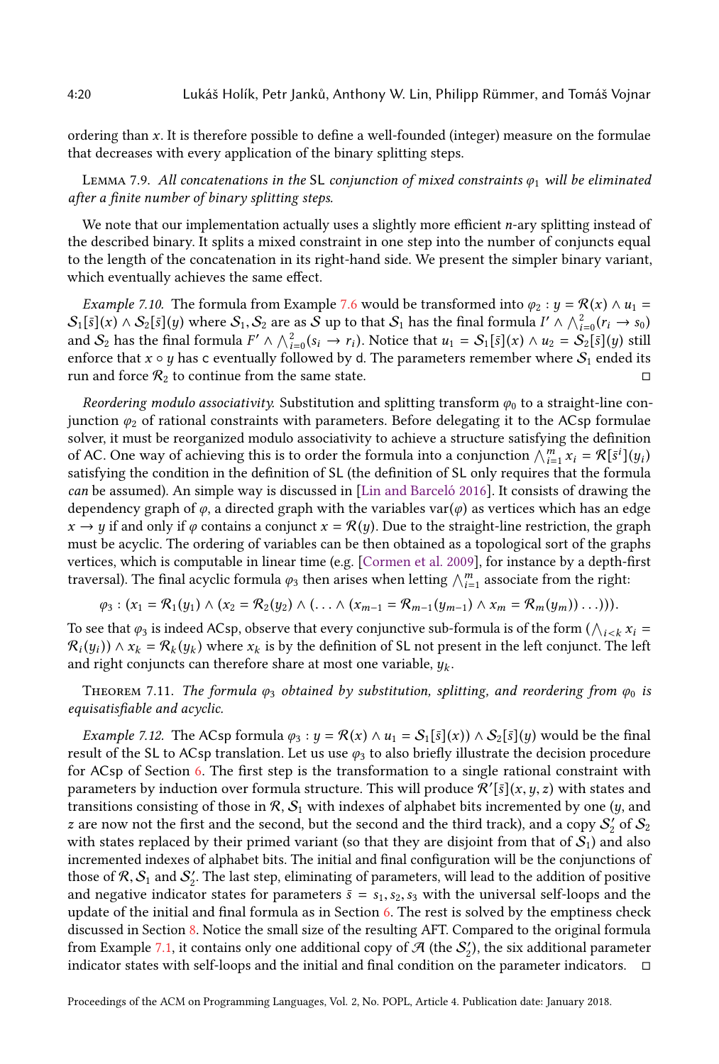ordering than $x$. It is therefore possible to define a well-founded (integer) measure on the formulae that decreases with every application of the binary splitting steps.

Lemma 7.9. *All concatenations in the* SL *conjunction of mixed constraints $\varphi_1$ will be eliminated after a finite number of binary splitting steps.*

We note that our implementation actually uses a slightly more efficient $n$-ary splitting instead of the described binary. It splits a mixed constraint in one step into the number of conjuncts equal to the length of the concatenation in its right-hand side. We present the simpler binary variant, which eventually achieves the same effect.

*Example 7.10.* The formula from Example 7.6 would be transformed into $\varphi_2 : y = \mathcal{R}(x) \land u_1 = \mathcal{S}_1[\bar{s}](x) \land \mathcal{S}_2[\bar{s}](y)$ where $\mathcal{S}_1, \mathcal{S}_2$ are as $\mathcal{S}$ up to that $\mathcal{S}_1$ has the final formula $I' \land \bigwedge_{i=0}^{2}(r_i \to s_0)$ and $\mathcal{S}_2$ has the final formula $F' \land \bigwedge_{i=0}^{2}(s_i \to r_i)$. Notice that $u_1 = \mathcal{S}_1[\bar{s}](x) \land u_2 = \mathcal{S}_2[\bar{s}](y)$ still enforce that $x \circ y$ has c eventually followed by d. The parameters remember where $\mathcal{S}_1$ ended its run and force $\mathcal{R}_2$ to continue from the same state. ◻

*Reordering modulo associativity.* Substitution and splitting transform $\varphi_0$ to a straight-line conjunction $\varphi_2$ of rational constraints with parameters. Before delegating it to the ACsp formulae solver, it must be reorganized modulo associativity to achieve a structure satisfying the definition of AC. One way of achieving this is to order the formula into a conjunction $\bigwedge_{i=1}^{m} x_i = \mathcal{R}[\bar{s}^i](y_i)$ satisfying the condition in the definition of SL (the definition of SL only requires that the formula *can* be assumed). An simple way is discussed in [Lin and Barceló 2016]. It consists of drawing the dependency graph of $\varphi$, a directed graph with the variables $\mathrm{var}(\varphi)$ as vertices which has an edge $x \to y$ if and only if $\varphi$ contains a conjunct $x = \mathcal{R}(y)$. Due to the straight-line restriction, the graph must be acyclic. The ordering of variables can be then obtained as a topological sort of the graphs vertices, which is computable in linear time (e.g. [Cormen et al. 2009], for instance by a depth-first traversal). The final acyclic formula $\varphi_3$ then arises when letting $\bigwedge_{i=1}^{m}$ associate from the right:

$$\varphi_3 : (x_1 = \mathcal{R}_1(y_1) \land (x_2 = \mathcal{R}_2(y_2) \land (\ldots \land (x_{m-1} = \mathcal{R}_{m-1}(y_{m-1}) \land x_m = \mathcal{R}_m(y_m)) \ldots))).$$

To see that $\varphi_3$ is indeed ACsp, observe that every conjunctive sub-formula is of the form $(\bigwedge_{i<k} x_i = \mathcal{R}_i(y_i)) \land x_k = \mathcal{R}_k(y_k)$ where $x_k$ is by the definition of SL not present in the left conjunct. The left and right conjuncts can therefore share at most one variable, $y_k$.

Theorem 7.11. *The formula $\varphi_3$ obtained by substitution, splitting, and reordering from $\varphi_0$ is equisatisfiable and acyclic.*

*Example 7.12.* The ACsp formula $\varphi_3 : y = \mathcal{R}(x) \land u_1 = \mathcal{S}_1[\bar{s}](x)) \land \mathcal{S}_2[\bar{s}](y)$ would be the final result of the SL to ACsp translation. Let us use $\varphi_3$ to also briefly illustrate the decision procedure for ACsp of Section 6. The first step is the transformation to a single rational constraint with parameters by induction over formula structure. This will produce $\mathcal{R}'[\bar{s}](x, y, z)$ with states and transitions consisting of those in $\mathcal{R}, \mathcal{S}_1$ with indexes of alphabet bits incremented by one ($y$, and $z$ are now not the first and the second, but the second and the third track), and a copy $\mathcal{S}_2'$ of $\mathcal{S}_2$ with states replaced by their primed variant (so that they are disjoint from that of $\mathcal{S}_1$) and also incremented indexes of alphabet bits. The initial and final configuration will be the conjunctions of those of $\mathcal{R}, \mathcal{S}_1$ and $\mathcal{S}_2'$. The last step, eliminating of parameters, will lead to the addition of positive and negative indicator states for parameters $\bar{s} = s_1, s_2, s_3$ with the universal self-loops and the update of the initial and final formula as in Section 6. The rest is solved by the emptiness check discussed in Section 8. Notice the small size of the resulting AFT. Compared to the original formula from Example 7.1, it contains only one additional copy of $\mathcal{A}$ (the $\mathcal{S}_2'$), the six additional parameter indicator states with self-loops and the initial and final condition on the parameter indicators. ◻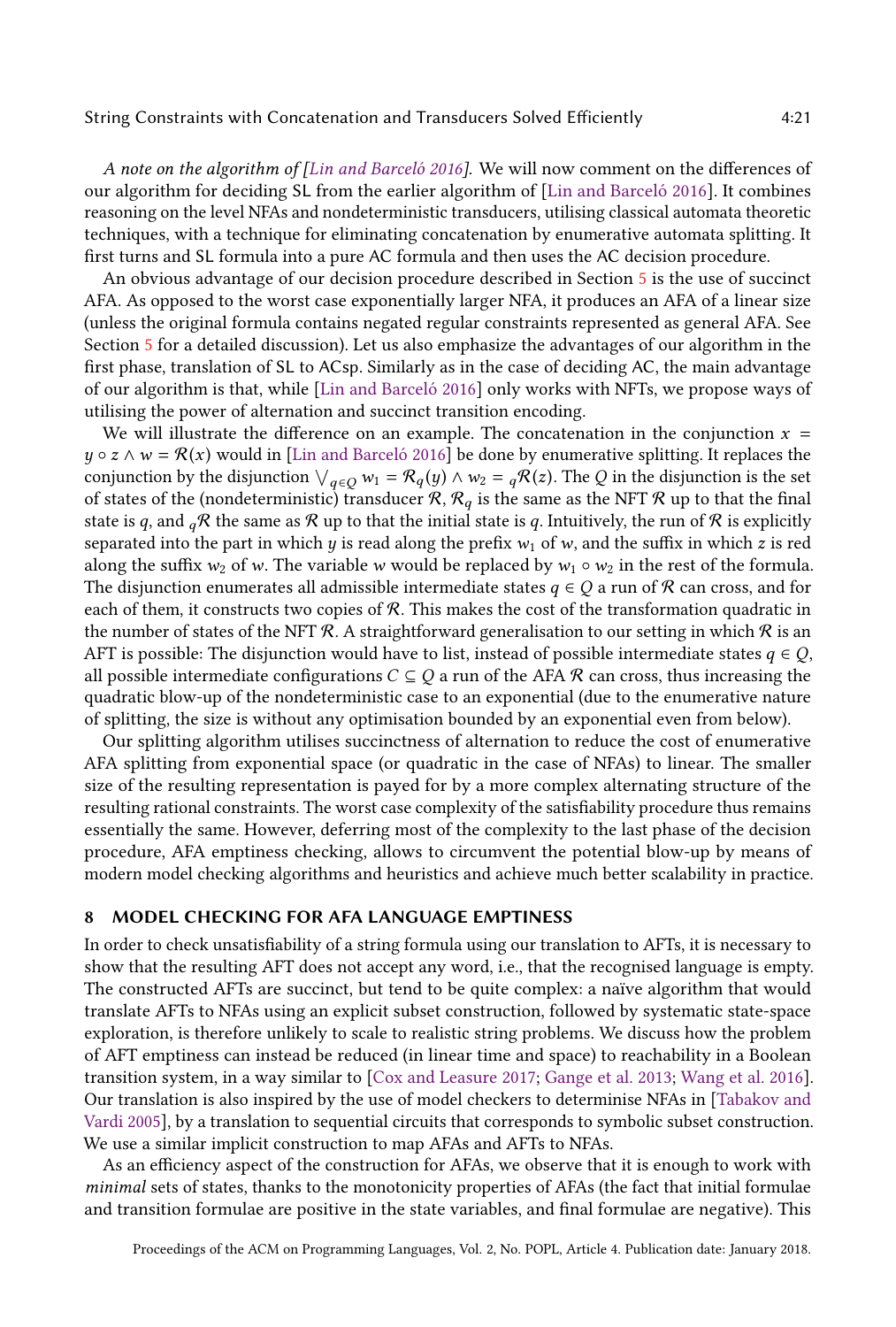*A note on the algorithm of [Lin and Barceló 2016].* We will now comment on the differences of our algorithm for deciding SL from the earlier algorithm of [Lin and Barceló 2016]. It combines reasoning on the level NFAs and nondeterministic transducers, utilising classical automata theoretic techniques, with a technique for eliminating concatenation by enumerative automata splitting. It first turns and SL formula into a pure AC formula and then uses the AC decision procedure.

An obvious advantage of our decision procedure described in Section 5 is the use of succinct AFA. As opposed to the worst case exponentially larger NFA, it produces an AFA of a linear size (unless the original formula contains negated regular constraints represented as general AFA. See Section 5 for a detailed discussion). Let us also emphasize the advantages of our algorithm in the first phase, translation of SL to ACsp. Similarly as in the case of deciding AC, the main advantage of our algorithm is that, while [Lin and Barceló 2016] only works with NFTs, we propose ways of utilising the power of alternation and succinct transition encoding.

We will illustrate the difference on an example. The concatenation in the conjunction $x = y \circ z \land w = \mathcal{R}(x)$ would in [Lin and Barceló 2016] be done by enumerative splitting. It replaces the conjunction by the disjunction $\bigvee_{q \in Q} w_1 = \mathcal{R}_q(y) \land w_2 = {}_q\mathcal{R}(z)$. The $Q$ in the disjunction is the set of states of the (nondeterministic) transducer $\mathcal{R}$, $\mathcal{R}_q$ is the same as the NFT $\mathcal{R}$ up to that the final state is $q$, and ${}_q\mathcal{R}$ the same as $\mathcal{R}$ up to that the initial state is $q$. Intuitively, the run of $\mathcal{R}$ is explicitly separated into the part in which $y$ is read along the prefix $w_1$ of $w$, and the suffix in which $z$ is red along the suffix $w_2$ of $w$. The variable $w$ would be replaced by $w_1 \circ w_2$ in the rest of the formula. The disjunction enumerates all admissible intermediate states $q \in Q$ a run of $\mathcal{R}$ can cross, and for each of them, it constructs two copies of $\mathcal{R}$. This makes the cost of the transformation quadratic in the number of states of the NFT $\mathcal{R}$. A straightforward generalisation to our setting in which $\mathcal{R}$ is an AFT is possible: The disjunction would have to list, instead of possible intermediate states $q \in Q$, all possible intermediate configurations $C \subseteq Q$ a run of the AFA $\mathcal{R}$ can cross, thus increasing the quadratic blow-up of the nondeterministic case to an exponential (due to the enumerative nature of splitting, the size is without any optimisation bounded by an exponential even from below).

Our splitting algorithm utilises succinctness of alternation to reduce the cost of enumerative AFA splitting from exponential space (or quadratic in the case of NFAs) to linear. The smaller size of the resulting representation is payed for by a more complex alternating structure of the resulting rational constraints. The worst case complexity of the satisfiability procedure thus remains essentially the same. However, deferring most of the complexity to the last phase of the decision procedure, AFA emptiness checking, allows to circumvent the potential blow-up by means of modern model checking algorithms and heuristics and achieve much better scalability in practice.

## 8 MODEL CHECKING FOR AFA LANGUAGE EMPTINESS

In order to check unsatisfiability of a string formula using our translation to AFTs, it is necessary to show that the resulting AFT does not accept any word, i.e., that the recognised language is empty. The constructed AFTs are succinct, but tend to be quite complex: a naïve algorithm that would translate AFTs to NFAs using an explicit subset construction, followed by systematic state-space exploration, is therefore unlikely to scale to realistic string problems. We discuss how the problem of AFT emptiness can instead be reduced (in linear time and space) to reachability in a Boolean transition system, in a way similar to [Cox and Leasure 2017; Gange et al. 2013; Wang et al. 2016]. Our translation is also inspired by the use of model checkers to determinise NFAs in [Tabakov and Vardi 2005], by a translation to sequential circuits that corresponds to symbolic subset construction. We use a similar implicit construction to map AFAs and AFTs to NFAs.

As an efficiency aspect of the construction for AFAs, we observe that it is enough to work with *minimal* sets of states, thanks to the monotonicity properties of AFAs (the fact that initial formulae and transition formulae are positive in the state variables, and final formulae are negative). This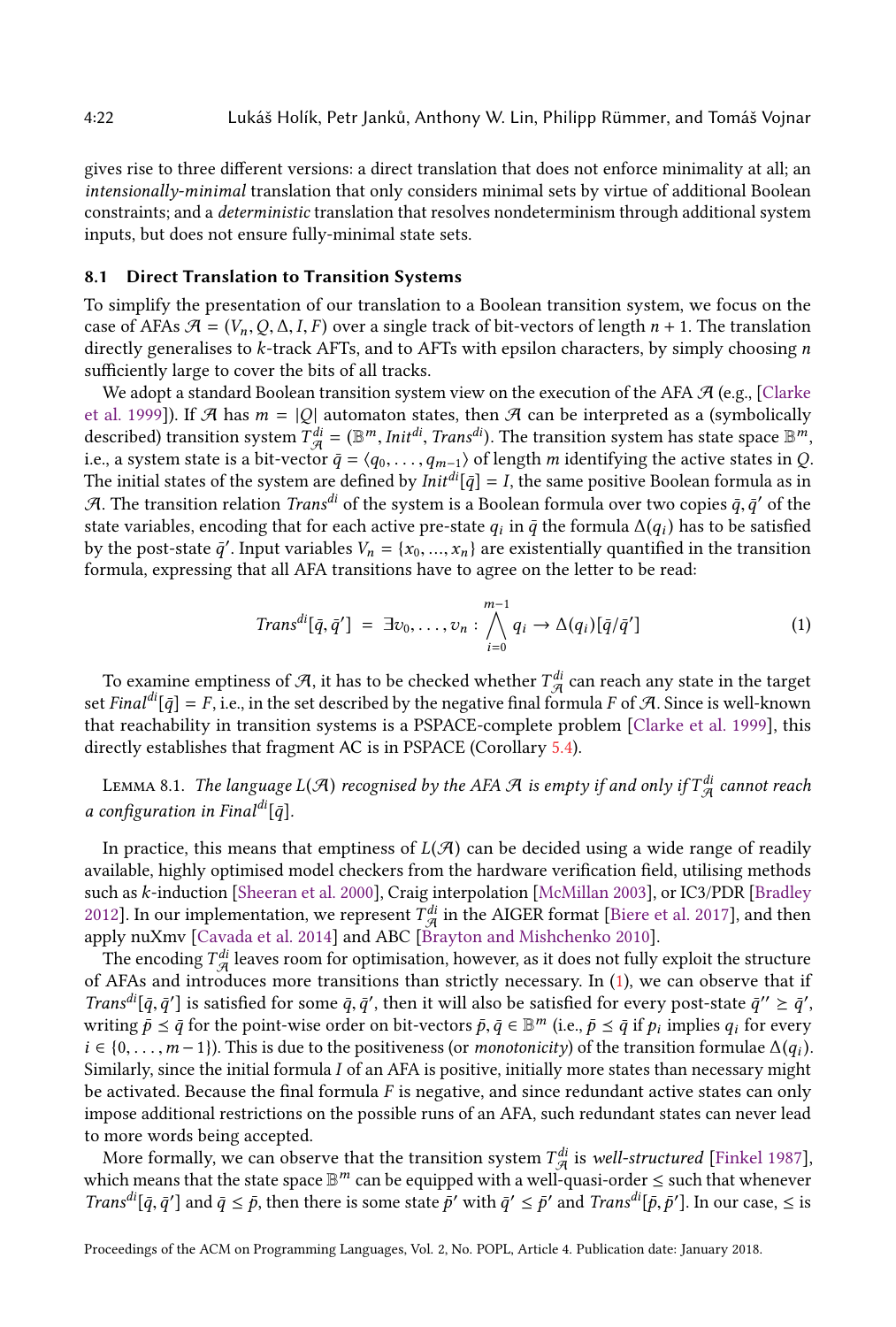gives rise to three different versions: a direct translation that does not enforce minimality at all; an *intensionally-minimal* translation that only considers minimal sets by virtue of additional Boolean constraints; and a *deterministic* translation that resolves nondeterminism through additional system inputs, but does not ensure fully-minimal state sets.

## 8.1 Direct Translation to Transition Systems

To simplify the presentation of our translation to a Boolean transition system, we focus on the case of AFAs $\mathcal{A} = (V_n, Q, \Delta, I, F)$ over a single track of bit-vectors of length $n + 1$. The translation directly generalises to $k$-track AFTs, and to AFTs with epsilon characters, by simply choosing $n$ sufficiently large to cover the bits of all tracks.

We adopt a standard Boolean transition system view on the execution of the AFA $\mathcal{A}$ (e.g., [Clarke et al. 1999]). If $\mathcal{A}$ has $m = |Q|$ automaton states, then $\mathcal{A}$ can be interpreted as a (symbolically described) transition system $T^{di}_{\mathcal{A}} = (\mathbb{B}^m, Init^{di}, Trans^{di})$. The transition system has state space $\mathbb{B}^m$, i.e., a system state is a bit-vector $\bar{q} = \langle q_0, \ldots, q_{m-1} \rangle$ of length $m$ identifying the active states in $Q$. The initial states of the system are defined by $Init^{di}[\bar{q}] = I$, the same positive Boolean formula as in $\mathcal{A}$. The transition relation $Trans^{di}$ of the system is a Boolean formula over two copies $\bar{q}, \bar{q}'$ of the state variables, encoding that for each active pre-state $q_i$ in $\bar{q}$ the formula $\Delta(q_i)$ has to be satisfied by the post-state $\bar{q}'$. Input variables $V_n = \{x_0, ..., x_n\}$ are existentially quantified in the transition formula, expressing that all AFA transitions have to agree on the letter to be read:

$$Trans^{di}[\bar{q}, \bar{q}'] \;=\; \exists v_0, \ldots, v_n : \bigwedge_{i=0}^{m-1} q_i \rightarrow \Delta(q_i)[\bar{q}/\bar{q}'] \tag{1}$$

To examine emptiness of $\mathcal{A}$, it has to be checked whether $T^{di}_{\mathcal{A}}$ can reach any state in the target set $Final^{di}[\bar{q}] = F$, i.e., in the set described by the negative final formula $F$ of $\mathcal{A}$. Since is well-known that reachability in transition systems is a PSPACE-complete problem [Clarke et al. 1999], this directly establishes that fragment AC is in PSPACE (Corollary 5.4).

Lemma 8.1. *The language $L(\mathcal{A})$ recognised by the AFA $\mathcal{A}$ is empty if and only if $T^{di}_{\mathcal{A}}$ cannot reach a configuration in $Final^{di}[\bar{q}]$.*

In practice, this means that emptiness of $L(\mathcal{A})$ can be decided using a wide range of readily available, highly optimised model checkers from the hardware verification field, utilising methods such as $k$-induction [Sheeran et al. 2000], Craig interpolation [McMillan 2003], or IC3/PDR [Bradley 2012]. In our implementation, we represent $T^{di}_{\mathcal{A}}$ in the AIGER format [Biere et al. 2017], and then apply nuXmv [Cavada et al. 2014] and ABC [Brayton and Mishchenko 2010].

The encoding $T^{di}_{\mathcal{A}}$ leaves room for optimisation, however, as it does not fully exploit the structure of AFAs and introduces more transitions than strictly necessary. In (1), we can observe that if $Trans^{di}[\bar{q}, \bar{q}']$ is satisfied for some $\bar{q}, \bar{q}'$, then it will also be satisfied for every post-state $\bar{q}'' \succeq \bar{q}'$, writing $\bar{p} \preceq \bar{q}$ for the point-wise order on bit-vectors $\bar{p}, \bar{q} \in \mathbb{B}^m$ (i.e., $\bar{p} \preceq \bar{q}$ if $p_i$ implies $q_i$ for every $i \in \{0, \ldots, m-1\}$). This is due to the positiveness (or *monotonicity*) of the transition formulae $\Delta(q_i)$. Similarly, since the initial formula $I$ of an AFA is positive, initially more states than necessary might be activated. Because the final formula $F$ is negative, and since redundant active states can only impose additional restrictions on the possible runs of an AFA, such redundant states can never lead to more words being accepted.

More formally, we can observe that the transition system $T^{di}_{\mathcal{A}}$ is *well-structured* [Finkel 1987], which means that the state space $\mathbb{B}^m$ can be equipped with a well-quasi-order $\leq$ such that whenever $Trans^{di}[\bar{q}, \bar{q}']$ and $\bar{q} \leq \bar{p}$, then there is some state $\bar{p}'$ with $\bar{q}' \leq \bar{p}'$ and $Trans^{di}[\bar{p}, \bar{p}']$. In our case, $\leq$ is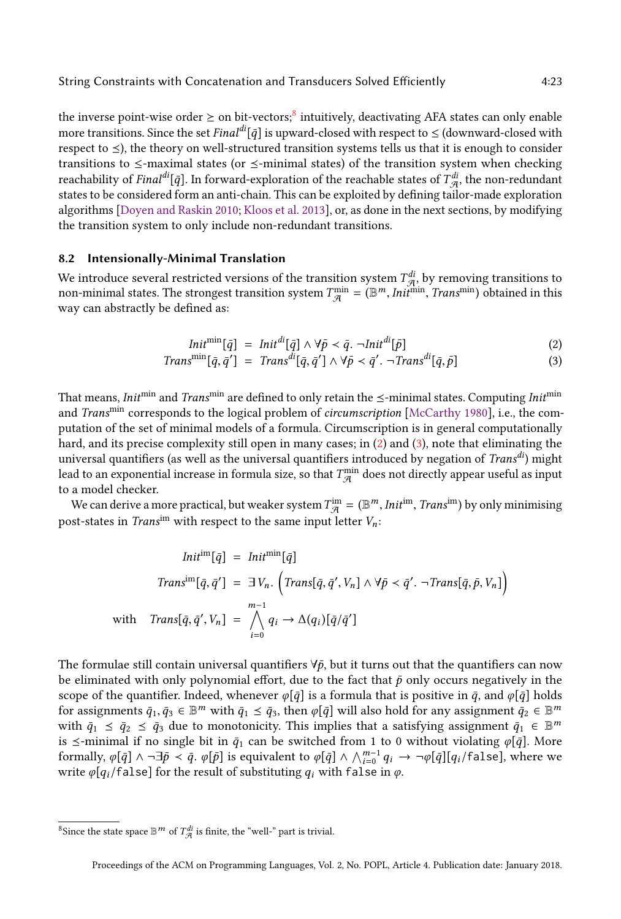the inverse point-wise order $\geq$ on bit-vectors;[8] intuitively, deactivating AFA states can only enable more transitions. Since the set $Final^{di}[\bar{q}]$ is upward-closed with respect to $\leq$ (downward-closed with respect to $\preceq$), the theory on well-structured transition systems tells us that it is enough to consider transitions to $\preceq$-maximal states (or $\preceq$-minimal states) of the transition system when checking reachability of $Final^{di}[\bar{q}]$. In forward-exploration of the reachable states of $T^{di}_{\mathcal{A}}$, the non-redundant states to be considered form an anti-chain. This can be exploited by defining tailor-made exploration algorithms [Doyen and Raskin 2010; Kloos et al. 2013], or, as done in the next sections, by modifying the transition system to only include non-redundant transitions.

## 8.2 Intensionally-Minimal Translation

We introduce several restricted versions of the transition system $T^{di}_{\mathcal{A}}$, by removing transitions to non-minimal states. The strongest transition system $T^{\min}_{\mathcal{A}} = (\mathbb{B}^m, Init^{\min}, Trans^{\min})$ obtained in this way can abstractly be defined as:

$$Init^{\min}[\bar{q}] = Init^{di}[\bar{q}] \wedge \forall \bar{p} \prec \bar{q}.\ \neg Init^{di}[\bar{p}] \tag{2}$$

$$Trans^{\min}[\bar{q}, \bar{q}'] = Trans^{di}[\bar{q}, \bar{q}'] \wedge \forall \bar{p} \prec \bar{q}'.\ \neg Trans^{di}[\bar{q}, \bar{p}] \tag{3}$$

That means, $Init^{\min}$ and $Trans^{\min}$ are defined to only retain the $\preceq$-minimal states. Computing $Init^{\min}$ and $Trans^{\min}$ corresponds to the logical problem of *circumscription* [McCarthy 1980], i.e., the computation of the set of minimal models of a formula. Circumscription is in general computationally hard, and its precise complexity still open in many cases; in (2) and (3), note that eliminating the universal quantifiers (as well as the universal quantifiers introduced by negation of $Trans^{di}$) might lead to an exponential increase in formula size, so that $T^{\min}_{\mathcal{A}}$ does not directly appear useful as input to a model checker.

We can derive a more practical, but weaker system $T^{\mathrm{im}}_{\mathcal{A}} = (\mathbb{B}^m, Init^{\mathrm{im}}, Trans^{\mathrm{im}})$ by only minimising post-states in $Trans^{\mathrm{im}}$ with respect to the same input letter $V_n$:

$$Init^{\mathrm{im}}[\bar{q}] = Init^{\min}[\bar{q}]$$

$$Trans^{\mathrm{im}}[\bar{q}, \bar{q}'] = \exists V_n.\ \Big( Trans[\bar{q}, \bar{q}', V_n] \wedge \forall \bar{p} \prec \bar{q}'.\ \neg Trans[\bar{q}, \bar{p}, V_n] \Big)$$

$$\text{with} \quad Trans[\bar{q}, \bar{q}', V_n] = \bigwedge_{i=0}^{m-1} q_i \rightarrow \Delta(q_i)[\bar{q}/\bar{q}']$$

The formulae still contain universal quantifiers $\forall \bar{p}$, but it turns out that the quantifiers can now be eliminated with only polynomial effort, due to the fact that $\bar{p}$ only occurs negatively in the scope of the quantifier. Indeed, whenever $\varphi[\bar{q}]$ is a formula that is positive in $\bar{q}$, and $\varphi[\bar{q}]$ holds for assignments $\bar{q}_1, \bar{q}_3 \in \mathbb{B}^m$ with $\bar{q}_1 \preceq \bar{q}_3$, then $\varphi[\bar{q}]$ will also hold for any assignment $\bar{q}_2 \in \mathbb{B}^m$ with $\bar{q}_1 \preceq \bar{q}_2 \preceq \bar{q}_3$ due to monotonicity. This implies that a satisfying assignment $\bar{q}_1 \in \mathbb{B}^m$ is $\preceq$-minimal if no single bit in $\bar{q}_1$ can be switched from 1 to 0 without violating $\varphi[\bar{q}]$. More formally, $\varphi[\bar{q}] \wedge \neg\exists \bar{p} \prec \bar{q}.\ \varphi[\bar{p}]$ is equivalent to $\varphi[\bar{q}] \wedge \bigwedge_{i=0}^{m-1} q_i \rightarrow \neg\varphi[\bar{q}][q_i/\mathtt{false}]$, where we write $\varphi[q_i/\mathtt{false}]$ for the result of substituting $q_i$ with `false` in $\varphi$.

[8] Since the state space $\mathbb{B}^m$ of $T^{di}_{\mathcal{A}}$ is finite, the "well-" part is trivial.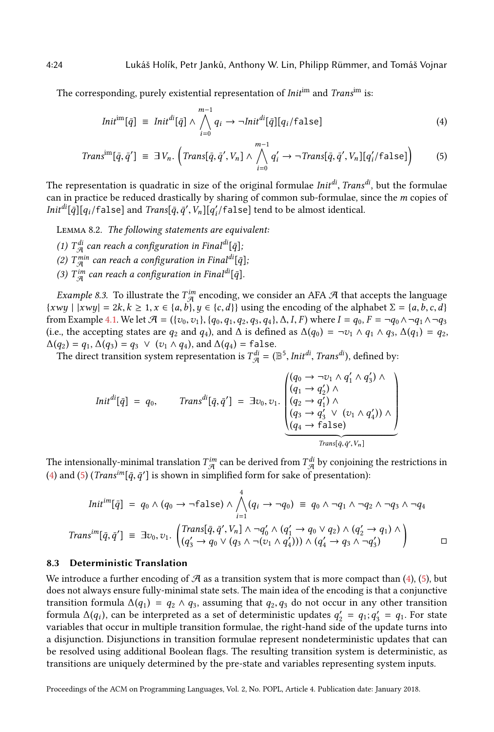The corresponding, purely existential representation of $Init^{\mathrm{im}}$ and $Trans^{\mathrm{im}}$ is:

$$Init^{\mathrm{im}}[\bar{q}] \;\equiv\; Init^{di}[\bar{q}] \wedge \bigwedge_{i=0}^{m-1} q_i \rightarrow \neg Init^{di}[\bar{q}][q_i/\mathtt{false}] \tag{4}$$

$$Trans^{\mathrm{im}}[\bar{q}, \bar{q}'] \;\equiv\; \exists\, V_n.\; \left( Trans[\bar{q}, \bar{q}', V_n] \wedge \bigwedge_{i=0}^{m-1} q'_i \rightarrow \neg\, Trans[\bar{q}, \bar{q}', V_n][q'_i/\mathtt{false}] \right) \tag{5}$$

The representation is quadratic in size of the original formulae $Init^{di}$, $Trans^{di}$, but the formulae can in practice be reduced drastically by sharing of common sub-formulae, since the $m$ copies of $Init^{di}[\bar{q}][q_i/\mathtt{false}]$ and $Trans[\bar{q}, \bar{q}', V_n][q'_i/\mathtt{false}]$ tend to be almost identical.

Lemma 8.2. *The following statements are equivalent:*

*(1) $T^{di}_{\mathcal{A}}$ can reach a configuration in $Final^{di}[\bar{q}]$;*

*(2) $T^{min}_{\mathcal{A}}$ can reach a configuration in $Final^{di}[\bar{q}]$;*

*(3) $T^{im}_{\mathcal{A}}$ can reach a configuration in $Final^{di}[\bar{q}]$.*

*Example 8.3.* To illustrate the $T^{im}_{\mathcal{A}}$ encoding, we consider an AFA $\mathcal{A}$ that accepts the language $\{xwy \mid |xwy| = 2k, k \geq 1, x \in \{a, b\}, y \in \{c, d\}\}$ using the encoding of the alphabet $\Sigma = \{a, b, c, d\}$ from Example 4.1. We let $\mathcal{A} = (\{v_0, v_1\}, \{q_0, q_1, q_2, q_3, q_4\}, \Delta, I, F)$ where $I = q_0$, $F = \neg q_0 \wedge \neg q_1 \wedge \neg q_3$ (i.e., the accepting states are $q_2$ and $q_4$), and $\Delta$ is defined as $\Delta(q_0) = \neg v_1 \wedge q_1 \wedge q_3$, $\Delta(q_1) = q_2$, $\Delta(q_2) = q_1$, $\Delta(q_3) = q_3 \;\vee\; (v_1 \wedge q_4)$, and $\Delta(q_4) = \mathtt{false}$.

The direct transition system representation is $T^{di}_{\mathcal{A}} = (\mathbb{B}^5, Init^{di}, Trans^{di})$, defined by:

$$Init^{di}[\bar{q}] \;=\; q_0, \qquad Trans^{di}[\bar{q}, \bar{q}'] \;=\; \exists v_0, v_1.\; \underbrace{\begin{pmatrix} (q_0 \rightarrow \neg v_1 \wedge q'_1 \wedge q'_3) \wedge \\ (q_1 \rightarrow q'_2) \wedge \\ (q_2 \rightarrow q'_1) \wedge \\ (q_3 \rightarrow q'_3 \;\vee\; (v_1 \wedge q'_4)) \wedge \\ (q_4 \rightarrow \mathtt{false}) \end{pmatrix}}_{Trans[\bar{q}, \bar{q}', V_n]}$$

The intensionally-minimal translation $T^{im}_{\mathcal{A}}$ can be derived from $T^{di}_{\mathcal{A}}$ by conjoining the restrictions in (4) and (5) ($Trans^{im}[\bar{q}, \bar{q}']$ is shown in simplified form for sake of presentation):

$$Init^{im}[\bar{q}] \;=\; q_0 \wedge (q_0 \rightarrow \neg\mathtt{false}) \wedge \bigwedge_{i=1}^{4} (q_i \rightarrow \neg q_0) \;\equiv\; q_0 \wedge \neg q_1 \wedge \neg q_2 \wedge \neg q_3 \wedge \neg q_4$$

$$Trans^{im}[\bar{q}, \bar{q}'] \;\equiv\; \exists v_0, v_1.\; \begin{pmatrix} Trans[\bar{q}, \bar{q}', V_n] \wedge \neg q'_0 \wedge (q'_1 \rightarrow q_0 \vee q_2) \wedge (q'_2 \rightarrow q_1) \wedge \\ (q'_3 \rightarrow q_0 \vee (q_3 \wedge \neg(v_1 \wedge q'_4))) \wedge (q'_4 \rightarrow q_3 \wedge \neg q'_3) \end{pmatrix}$$

□

### 8.3 Deterministic Translation

We introduce a further encoding of $\mathcal{A}$ as a transition system that is more compact than (4), (5), but does not always ensure fully-minimal state sets. The main idea of the encoding is that a conjunctive transition formula $\Delta(q_1) = q_2 \wedge q_3$, assuming that $q_2, q_3$ do not occur in any other transition formula $\Delta(q_i)$, can be interpreted as a set of deterministic updates $q'_2 = q_1; q'_3 = q_1$. For state variables that occur in multiple transition formulae, the right-hand side of the update turns into a disjunction. Disjunctions in transition formulae represent nondeterministic updates that can be resolved using additional Boolean flags. The resulting transition system is deterministic, as transitions are uniquely determined by the pre-state and variables representing system inputs.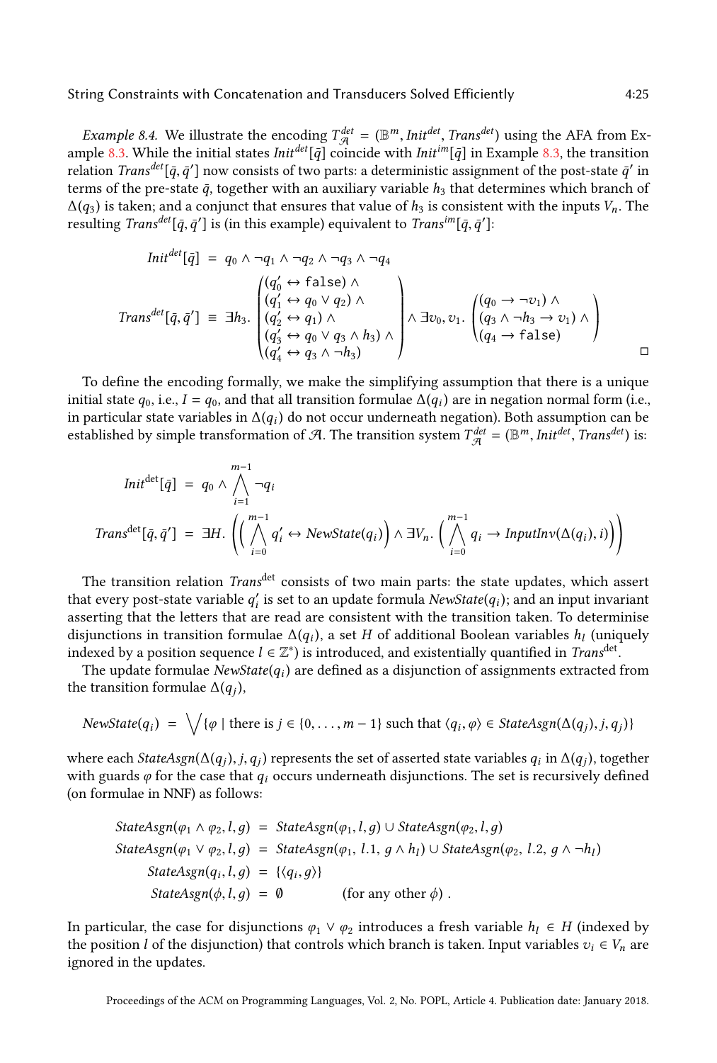*Example 8.4.* We illustrate the encoding $T^{det}_{\mathcal{A}} = (\mathbb{B}^m, Init^{det}, Trans^{det})$ using the AFA from Example 8.3. While the initial states $Init^{det}[\bar{q}]$ coincide with $Init^{im}[\bar{q}]$ in Example 8.3, the transition relation $Trans^{det}[\bar{q}, \bar{q}']$ now consists of two parts: a deterministic assignment of the post-state $\bar{q}'$ in terms of the pre-state $\bar{q}$, together with an auxiliary variable $h_3$ that determines which branch of $\Delta(q_3)$ is taken; and a conjunct that ensures that value of $h_3$ is consistent with the inputs $V_n$. The resulting $Trans^{det}[\bar{q}, \bar{q}']$ is (in this example) equivalent to $Trans^{im}[\bar{q}, \bar{q}']$:

$$Init^{det}[\bar{q}] \;=\; q_0 \wedge \neg q_1 \wedge \neg q_2 \wedge \neg q_3 \wedge \neg q_4$$

$$Trans^{det}[\bar{q}, \bar{q}'] \;\equiv\; \exists h_3.\, \begin{pmatrix} (q_0' \leftrightarrow \mathtt{false}) \wedge \\ (q_1' \leftrightarrow q_0 \vee q_2) \wedge \\ (q_2' \leftrightarrow q_1) \wedge \\ (q_3' \leftrightarrow q_0 \vee q_3 \wedge h_3) \wedge \\ (q_4' \leftrightarrow q_3 \wedge \neg h_3) \end{pmatrix} \wedge \exists v_0, v_1.\, \begin{pmatrix} (q_0 \rightarrow \neg v_1) \wedge \\ (q_3 \wedge \neg h_3 \rightarrow v_1) \wedge \\ (q_4 \rightarrow \mathtt{false}) \end{pmatrix}$$

□

To define the encoding formally, we make the simplifying assumption that there is a unique initial state $q_0$, i.e., $I = q_0$, and that all transition formulae $\Delta(q_i)$ are in negation normal form (i.e., in particular state variables in $\Delta(q_i)$ do not occur underneath negation). Both assumption can be established by simple transformation of $\mathcal{A}$. The transition system $T^{det}_{\mathcal{A}} = (\mathbb{B}^m, Init^{det}, Trans^{det})$ is:

$$Init^{\mathrm{det}}[\bar{q}] \;=\; q_0 \wedge \bigwedge_{i=1}^{m-1} \neg q_i$$

$$Trans^{\mathrm{det}}[\bar{q}, \bar{q}'] \;=\; \exists H.\, \left( \left( \bigwedge_{i=0}^{m-1} q_i' \leftrightarrow NewState(q_i) \right) \wedge \exists V_n.\, \left( \bigwedge_{i=0}^{m-1} q_i \rightarrow InputInv(\Delta(q_i), i) \right) \right)$$

The transition relation $Trans^{\mathrm{det}}$ consists of two main parts: the state updates, which assert that every post-state variable $q_i'$ is set to an update formula $NewState(q_i)$; and an input invariant asserting that the letters that are read are consistent with the transition taken. To determinise disjunctions in transition formulae $\Delta(q_i)$, a set $H$ of additional Boolean variables $h_l$ (uniquely indexed by a position sequence $l \in \mathbb{Z}^*$) is introduced, and existentially quantified in $Trans^{\mathrm{det}}$.

The update formulae $NewState(q_i)$ are defined as a disjunction of assignments extracted from the transition formulae $\Delta(q_j)$,

$$NewState(q_i) \;=\; \bigvee \{\varphi \mid \text{there is } j \in \{0, \dots, m-1\} \text{ such that } \langle q_i, \varphi \rangle \in StateAsgn(\Delta(q_j), j, q_j)\}$$

where each $StateAsgn(\Delta(q_j), j, q_j)$ represents the set of asserted state variables $q_i$ in $\Delta(q_j)$, together with guards $\varphi$ for the case that $q_i$ occurs underneath disjunctions. The set is recursively defined (on formulae in NNF) as follows:

$$\begin{aligned}
StateAsgn(\varphi_1 \wedge \varphi_2, l, g) &= StateAsgn(\varphi_1, l, g) \cup StateAsgn(\varphi_2, l, g) \\
StateAsgn(\varphi_1 \vee \varphi_2, l, g) &= StateAsgn(\varphi_1,\, l.1,\, g \wedge h_l) \cup StateAsgn(\varphi_2,\, l.2,\, g \wedge \neg h_l) \\
StateAsgn(q_i, l, g) &= \{\langle q_i, g \rangle\} \\
StateAsgn(\phi, l, g) &= \emptyset \qquad\qquad (\text{for any other } \phi)\ .
\end{aligned}$$

In particular, the case for disjunctions $\varphi_1 \vee \varphi_2$ introduces a fresh variable $h_l \in H$ (indexed by the position $l$ of the disjunction) that controls which branch is taken. Input variables $v_i \in V_n$ are ignored in the updates.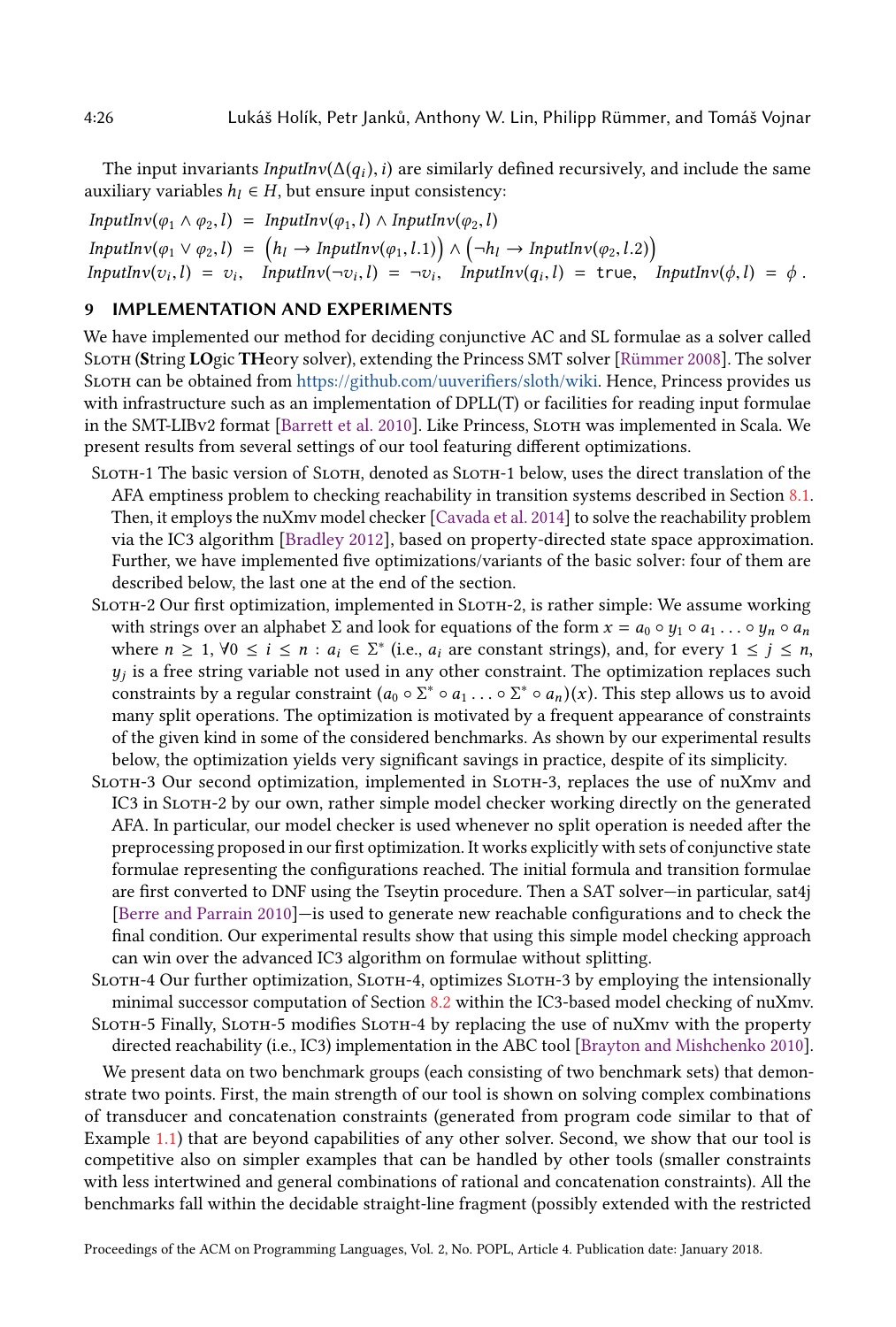The input invariants $\mathit{InputInv}(\Delta(q_i), i)$ are similarly defined recursively, and include the same auxiliary variables $h_l \in H$, but ensure input consistency:

$$\mathit{InputInv}(\varphi_1 \wedge \varphi_2, l) \ = \ \mathit{InputInv}(\varphi_1, l) \wedge \mathit{InputInv}(\varphi_2, l)$$

$$\mathit{InputInv}(\varphi_1 \vee \varphi_2, l) \ = \ \big(h_l \rightarrow \mathit{InputInv}(\varphi_1, l.1)\big) \wedge \big(\neg h_l \rightarrow \mathit{InputInv}(\varphi_2, l.2)\big)$$

$$\mathit{InputInv}(v_i, l) \ = \ v_i, \quad \mathit{InputInv}(\neg v_i, l) \ = \ \neg v_i, \quad \mathit{InputInv}(q_i, l) \ = \ \mathtt{true}, \quad \mathit{InputInv}(\phi, l) \ = \ \phi\,.$$

## 9 IMPLEMENTATION AND EXPERIMENTS

We have implemented our method for deciding conjunctive AC and SL formulae as a solver called Sloth (**S**tring **LO**gic **TH**eory solver), extending the Princess SMT solver [Rümmer 2008]. The solver Sloth can be obtained from https://github.com/uuverifiers/sloth/wiki. Hence, Princess provides us with infrastructure such as an implementation of DPLL(T) or facilities for reading input formulae in the SMT-LIBv2 format [Barrett et al. 2010]. Like Princess, Sloth was implemented in Scala. We present results from several settings of our tool featuring different optimizations.

- Sloth-1 The basic version of Sloth, denoted as Sloth-1 below, uses the direct translation of the AFA emptiness problem to checking reachability in transition systems described in Section 8.1. Then, it employs the nuXmv model checker [Cavada et al. 2014] to solve the reachability problem via the IC3 algorithm [Bradley 2012], based on property-directed state space approximation. Further, we have implemented five optimizations/variants of the basic solver: four of them are described below, the last one at the end of the section.
- Sloth-2 Our first optimization, implemented in Sloth-2, is rather simple: We assume working with strings over an alphabet $\Sigma$ and look for equations of the form $x = a_0 \circ y_1 \circ a_1 \ldots \circ y_n \circ a_n$ where $n \geq 1$, $\forall 0 \leq i \leq n : a_i \in \Sigma^*$ (i.e., $a_i$ are constant strings), and, for every $1 \leq j \leq n$, $y_j$ is a free string variable not used in any other constraint. The optimization replaces such constraints by a regular constraint $(a_0 \circ \Sigma^* \circ a_1 \ldots \circ \Sigma^* \circ a_n)(x)$. This step allows us to avoid many split operations. The optimization is motivated by a frequent appearance of constraints of the given kind in some of the considered benchmarks. As shown by our experimental results below, the optimization yields very significant savings in practice, despite of its simplicity.
- Sloth-3 Our second optimization, implemented in Sloth-3, replaces the use of nuXmv and IC3 in Sloth-2 by our own, rather simple model checker working directly on the generated AFA. In particular, our model checker is used whenever no split operation is needed after the preprocessing proposed in our first optimization. It works explicitly with sets of conjunctive state formulae representing the configurations reached. The initial formula and transition formulae are first converted to DNF using the Tseytin procedure. Then a SAT solver—in particular, sat4j [Berre and Parrain 2010]—is used to generate new reachable configurations and to check the final condition. Our experimental results show that using this simple model checking approach can win over the advanced IC3 algorithm on formulae without splitting.
- Sloth-4 Our further optimization, Sloth-4, optimizes Sloth-3 by employing the intensionally minimal successor computation of Section 8.2 within the IC3-based model checking of nuXmv.
- Sloth-5 Finally, Sloth-5 modifies Sloth-4 by replacing the use of nuXmv with the property directed reachability (i.e., IC3) implementation in the ABC tool [Brayton and Mishchenko 2010].

We present data on two benchmark groups (each consisting of two benchmark sets) that demonstrate two points. First, the main strength of our tool is shown on solving complex combinations of transducer and concatenation constraints (generated from program code similar to that of Example 1.1) that are beyond capabilities of any other solver. Second, we show that our tool is competitive also on simpler examples that can be handled by other tools (smaller constraints with less intertwined and general combinations of rational and concatenation constraints). All the benchmarks fall within the decidable straight-line fragment (possibly extended with the restricted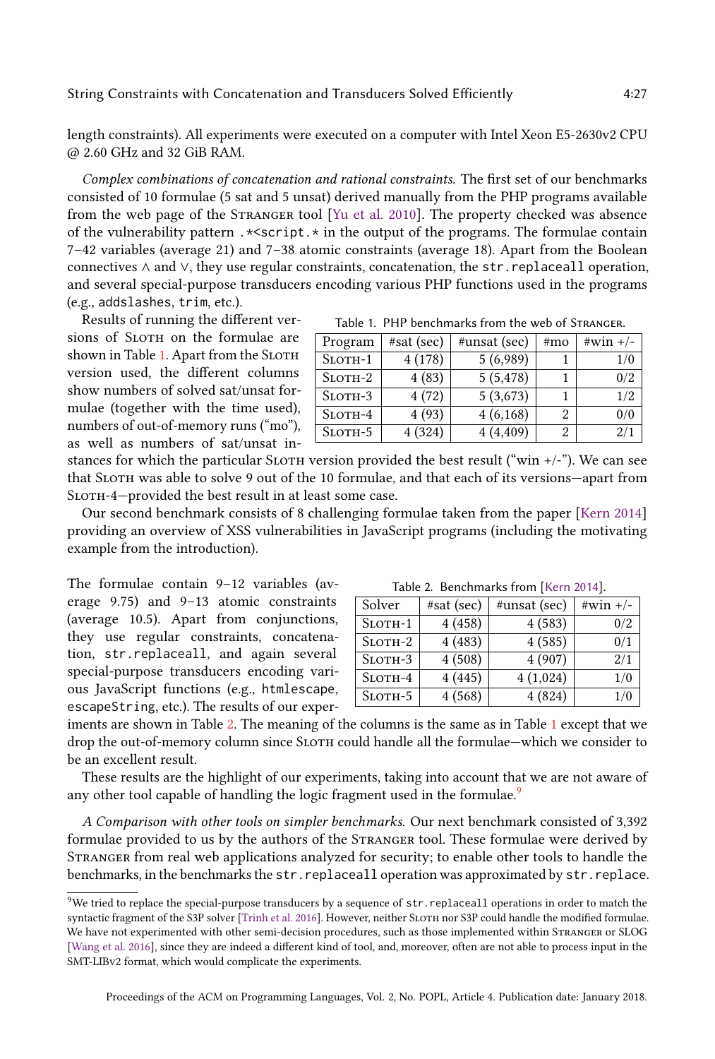length constraints). All experiments were executed on a computer with Intel Xeon E5-2630v2 CPU @ 2.60 GHz and 32 GiB RAM.

*Complex combinations of concatenation and rational constraints.* The first set of our benchmarks consisted of 10 formulae (5 sat and 5 unsat) derived manually from the PHP programs available from the web page of the Stranger tool [Yu et al. 2010]. The property checked was absence of the vulnerability pattern `.*<script.*` in the output of the programs. The formulae contain 7–42 variables (average 21) and 7–38 atomic constraints (average 18). Apart from the Boolean connectives ∧ and ∨, they use regular constraints, concatenation, the `str.replaceall` operation, and several special-purpose transducers encoding various PHP functions used in the programs (e.g., `addslashes`, `trim`, etc.).

Results of running the different versions of Sloth on the formulae are shown in Table 1. Apart from the Sloth version used, the different columns show numbers of solved sat/unsat formulae (together with the time used), numbers of out-of-memory runs ("mo"), as well as numbers of sat/unsat instances for which the particular Sloth version provided the best result ("win +/-"). We can see that Sloth was able to solve 9 out of the 10 formulae, and that each of its versions—apart from Sloth-4—provided the best result in at least some case.

Table 1. PHP benchmarks from the web of Stranger.

| Program | #sat (sec) | #unsat (sec) | #mo | #win +/- |
|---|---|---|---|---|
| Sloth-1 | 4 (178) | 5 (6,989) | 1 | 1/0 |
| Sloth-2 | 4 (83) | 5 (5,478) | 1 | 0/2 |
| Sloth-3 | 4 (72) | 5 (3,673) | 1 | 1/2 |
| Sloth-4 | 4 (93) | 4 (6,168) | 2 | 0/0 |
| Sloth-5 | 4 (324) | 4 (4,409) | 2 | 2/1 |

Our second benchmark consists of 8 challenging formulae taken from the paper [Kern 2014] providing an overview of XSS vulnerabilities in JavaScript programs (including the motivating example from the introduction).

The formulae contain 9–12 variables (average 9.75) and 9–13 atomic constraints (average 10.5). Apart from conjunctions, they use regular constraints, concatenation, `str.replaceall`, and again several special-purpose transducers encoding various JavaScript functions (e.g., `htmlescape`, `escapeString`, etc.). The results of our experiments are shown in Table 2. The meaning of the columns is the same as in Table 1 except that we drop the out-of-memory column since Sloth could handle all the formulae—which we consider to be an excellent result.

Table 2. Benchmarks from [Kern 2014].

| Solver | #sat (sec) | #unsat (sec) | #win +/- |
|---|---|---|---|
| Sloth-1 | 4 (458) | 4 (583) | 0/2 |
| Sloth-2 | 4 (483) | 4 (585) | 0/1 |
| Sloth-3 | 4 (508) | 4 (907) | 2/1 |
| Sloth-4 | 4 (445) | 4 (1,024) | 1/0 |
| Sloth-5 | 4 (568) | 4 (824) | 1/0 |

These results are the highlight of our experiments, taking into account that we are not aware of any other tool capable of handling the logic fragment used in the formulae.[9]

*A Comparison with other tools on simpler benchmarks.* Our next benchmark consisted of 3,392 formulae provided to us by the authors of the Stranger tool. These formulae were derived by Stranger from real web applications analyzed for security; to enable other tools to handle the benchmarks, in the benchmarks the `str.replaceall` operation was approximated by `str.replace`.

[9] We tried to replace the special-purpose transducers by a sequence of `str.replaceall` operations in order to match the syntactic fragment of the S3P solver [Trinh et al. 2016]. However, neither Sloth nor S3P could handle the modified formulae. We have not experimented with other semi-decision procedures, such as those implemented within Stranger or SLOG [Wang et al. 2016], since they are indeed a different kind of tool, and, moreover, often are not able to process input in the SMT-LIBv2 format, which would complicate the experiments.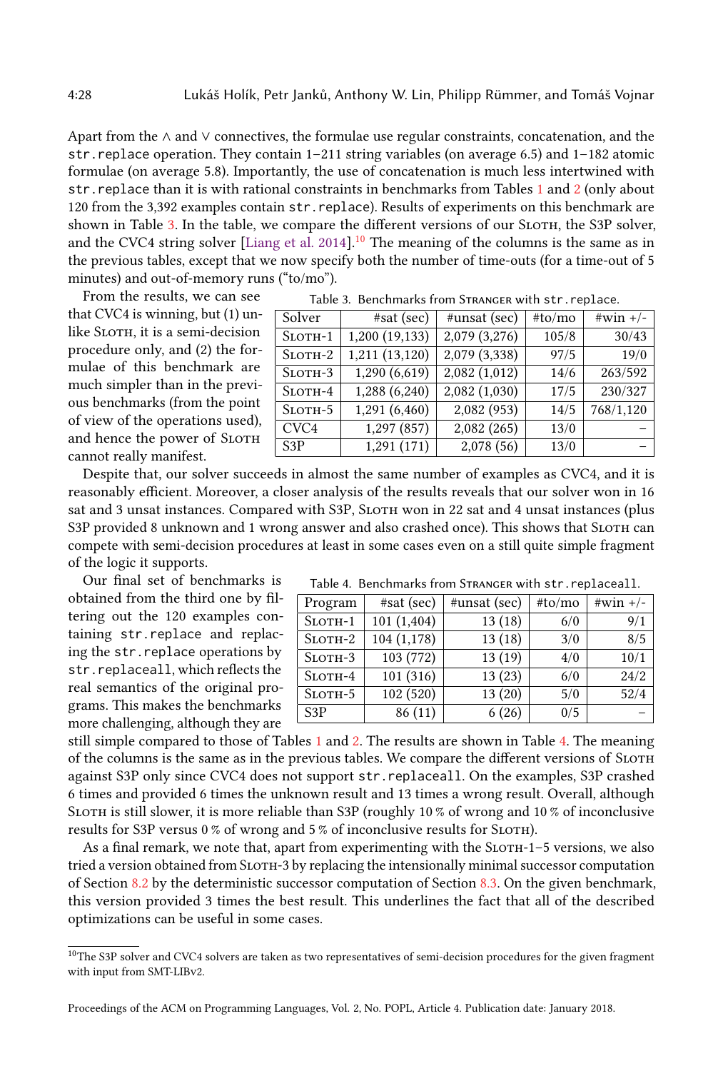Apart from the ∧ and ∨ connectives, the formulae use regular constraints, concatenation, and the str.replace operation. They contain 1–211 string variables (on average 6.5) and 1–182 atomic formulae (on average 5.8). Importantly, the use of concatenation is much less intertwined with str.replace than it is with rational constraints in benchmarks from Tables 1 and 2 (only about 120 from the 3,392 examples contain str.replace). Results of experiments on this benchmark are shown in Table 3. In the table, we compare the different versions of our Sloth, the S3P solver, and the CVC4 string solver [Liang et al. 2014].[10] The meaning of the columns is the same as in the previous tables, except that we now specify both the number of time-outs (for a time-out of 5 minutes) and out-of-memory runs ("to/mo").

Table 3. Benchmarks from Stranger with str.replace.

| Solver | #sat (sec) | #unsat (sec) | #to/mo | #win +/- |
|---|---|---|---|---|
| Sloth-1 | 1,200 (19,133) | 2,079 (3,276) | 105/8 | 30/43 |
| Sloth-2 | 1,211 (13,120) | 2,079 (3,338) | 97/5 | 19/0 |
| Sloth-3 | 1,290 (6,619) | 2,082 (1,012) | 14/6 | 263/592 |
| Sloth-4 | 1,288 (6,240) | 2,082 (1,030) | 17/5 | 230/327 |
| Sloth-5 | 1,291 (6,460) | 2,082 (953) | 14/5 | 768/1,120 |
| CVC4 | 1,297 (857) | 2,082 (265) | 13/0 | – |
| S3P | 1,291 (171) | 2,078 (56) | 13/0 | – |

From the results, we can see that CVC4 is winning, but (1) unlike Sloth, it is a semi-decision procedure only, and (2) the formulae of this benchmark are much simpler than in the previous benchmarks (from the point of view of the operations used), and hence the power of Sloth cannot really manifest.

Despite that, our solver succeeds in almost the same number of examples as CVC4, and it is reasonably efficient. Moreover, a closer analysis of the results reveals that our solver won in 16 sat and 3 unsat instances. Compared with S3P, Sloth won in 22 sat and 4 unsat instances (plus S3P provided 8 unknown and 1 wrong answer and also crashed once). This shows that Sloth can compete with semi-decision procedures at least in some cases even on a still quite simple fragment of the logic it supports.

Our final set of benchmarks is obtained from the third one by filtering out the 120 examples containing str.replace and replacing the str.replace operations by str.replaceall, which reflects the real semantics of the original programs. This makes the benchmarks more challenging, although they are still simple compared to those of Tables 1 and 2. The results are shown in Table 4. The meaning of the columns is the same as in the previous tables. We compare the different versions of Sloth against S3P only since CVC4 does not support str.replaceall. On the examples, S3P crashed 6 times and provided 6 times the unknown result and 13 times a wrong result. Overall, although Sloth is still slower, it is more reliable than S3P (roughly 10 % of wrong and 10 % of inconclusive results for S3P versus 0 % of wrong and 5 % of inconclusive results for Sloth).

Table 4. Benchmarks from Stranger with str.replaceall.

| Program | #sat (sec) | #unsat (sec) | #to/mo | #win +/- |
|---|---|---|---|---|
| Sloth-1 | 101 (1,404) | 13 (18) | 6/0 | 9/1 |
| Sloth-2 | 104 (1,178) | 13 (18) | 3/0 | 8/5 |
| Sloth-3 | 103 (772) | 13 (19) | 4/0 | 10/1 |
| Sloth-4 | 101 (316) | 13 (23) | 6/0 | 24/2 |
| Sloth-5 | 102 (520) | 13 (20) | 5/0 | 52/4 |
| S3P | 86 (11) | 6 (26) | 0/5 | – |

As a final remark, we note that, apart from experimenting with the Sloth-1–5 versions, we also tried a version obtained from Sloth-3 by replacing the intensionally minimal successor computation of Section 8.2 by the deterministic successor computation of Section 8.3. On the given benchmark, this version provided 3 times the best result. This underlines the fact that all of the described optimizations can be useful in some cases.

[10] The S3P solver and CVC4 solvers are taken as two representatives of semi-decision procedures for the given fragment with input from SMT-LIBv2.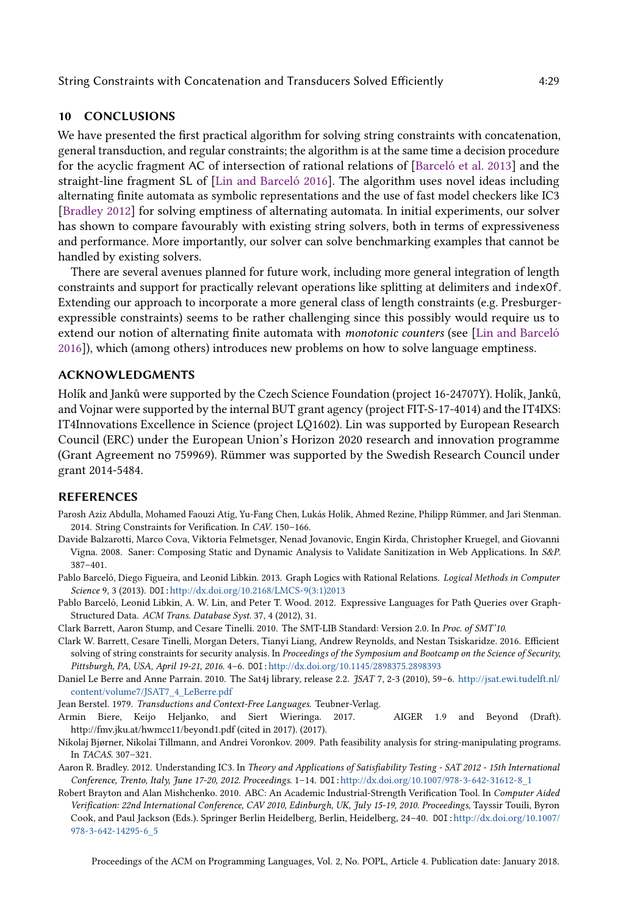## 10 CONCLUSIONS

We have presented the first practical algorithm for solving string constraints with concatenation, general transduction, and regular constraints; the algorithm is at the same time a decision procedure for the acyclic fragment AC of intersection of rational relations of [Barceló et al. 2013] and the straight-line fragment SL of [Lin and Barceló 2016]. The algorithm uses novel ideas including alternating finite automata as symbolic representations and the use of fast model checkers like IC3 [Bradley 2012] for solving emptiness of alternating automata. In initial experiments, our solver has shown to compare favourably with existing string solvers, both in terms of expressiveness and performance. More importantly, our solver can solve benchmarking examples that cannot be handled by existing solvers.

There are several avenues planned for future work, including more general integration of length constraints and support for practically relevant operations like splitting at delimiters and `indexOf`. Extending our approach to incorporate a more general class of length constraints (e.g. Presburger-expressible constraints) seems to be rather challenging since this possibly would require us to extend our notion of alternating finite automata with *monotonic counters* (see [Lin and Barceló 2016]), which (among others) introduces new problems on how to solve language emptiness.

## ACKNOWLEDGMENTS

Holík and Janků were supported by the Czech Science Foundation (project 16-24707Y). Holík, Janků, and Vojnar were supported by the internal BUT grant agency (project FIT-S-17-4014) and the IT4IXS: IT4Innovations Excellence in Science (project LQ1602). Lin was supported by European Research Council (ERC) under the European Union's Horizon 2020 research and innovation programme (Grant Agreement no 759969). Rümmer was supported by the Swedish Research Council under grant 2014-5484.

## REFERENCES

Parosh Aziz Abdulla, Mohamed Faouzi Atig, Yu-Fang Chen, Lukás Holík, Ahmed Rezine, Philipp Rümmer, and Jari Stenman. 2014. String Constraints for Verification. In *CAV*. 150–166.

Davide Balzarotti, Marco Cova, Viktoria Felmetsger, Nenad Jovanovic, Engin Kirda, Christopher Kruegel, and Giovanni Vigna. 2008. Saner: Composing Static and Dynamic Analysis to Validate Sanitization in Web Applications. In *S&P*. 387–401.

Pablo Barceló, Diego Figueira, and Leonid Libkin. 2013. Graph Logics with Rational Relations. *Logical Methods in Computer Science* 9, 3 (2013). DOI: http://dx.doi.org/10.2168/LMCS-9(3:1)2013

Pablo Barceló, Leonid Libkin, A. W. Lin, and Peter T. Wood. 2012. Expressive Languages for Path Queries over Graph-Structured Data. *ACM Trans. Database Syst.* 37, 4 (2012), 31.

Clark Barrett, Aaron Stump, and Cesare Tinelli. 2010. The SMT-LIB Standard: Version 2.0. In *Proc. of SMT'10.*

Clark W. Barrett, Cesare Tinelli, Morgan Deters, Tianyi Liang, Andrew Reynolds, and Nestan Tsiskaridze. 2016. Efficient solving of string constraints for security analysis. In *Proceedings of the Symposium and Bootcamp on the Science of Security, Pittsburgh, PA, USA, April 19-21, 2016.* 4–6. DOI: http://dx.doi.org/10.1145/2898375.2898393

Daniel Le Berre and Anne Parrain. 2010. The Sat4j library, release 2.2. *JSAT* 7, 2-3 (2010), 59–6. http://jsat.ewi.tudelft.nl/content/volume7/JSAT7_4_LeBerre.pdf

Jean Berstel. 1979. *Transductions and Context-Free Languages*. Teubner-Verlag.

Armin Biere, Keijo Heljanko, and Siert Wieringa. 2017. AIGER 1.9 and Beyond (Draft). http://fmv.jku.at/hwmcc11/beyond1.pdf (cited in 2017). (2017).

Nikolaj Bjørner, Nikolai Tillmann, and Andrei Voronkov. 2009. Path feasibility analysis for string-manipulating programs. In *TACAS*. 307–321.

Aaron R. Bradley. 2012. Understanding IC3. In *Theory and Applications of Satisfiability Testing - SAT 2012 - 15th International Conference, Trento, Italy, June 17-20, 2012. Proceedings*. 1–14. DOI: http://dx.doi.org/10.1007/978-3-642-31612-8_1

Robert Brayton and Alan Mishchenko. 2010. ABC: An Academic Industrial-Strength Verification Tool. In *Computer Aided Verification: 22nd International Conference, CAV 2010, Edinburgh, UK, July 15-19, 2010. Proceedings*, Tayssir Touili, Byron Cook, and Paul Jackson (Eds.). Springer Berlin Heidelberg, Berlin, Heidelberg, 24–40. DOI: http://dx.doi.org/10.1007/978-3-642-14295-6_5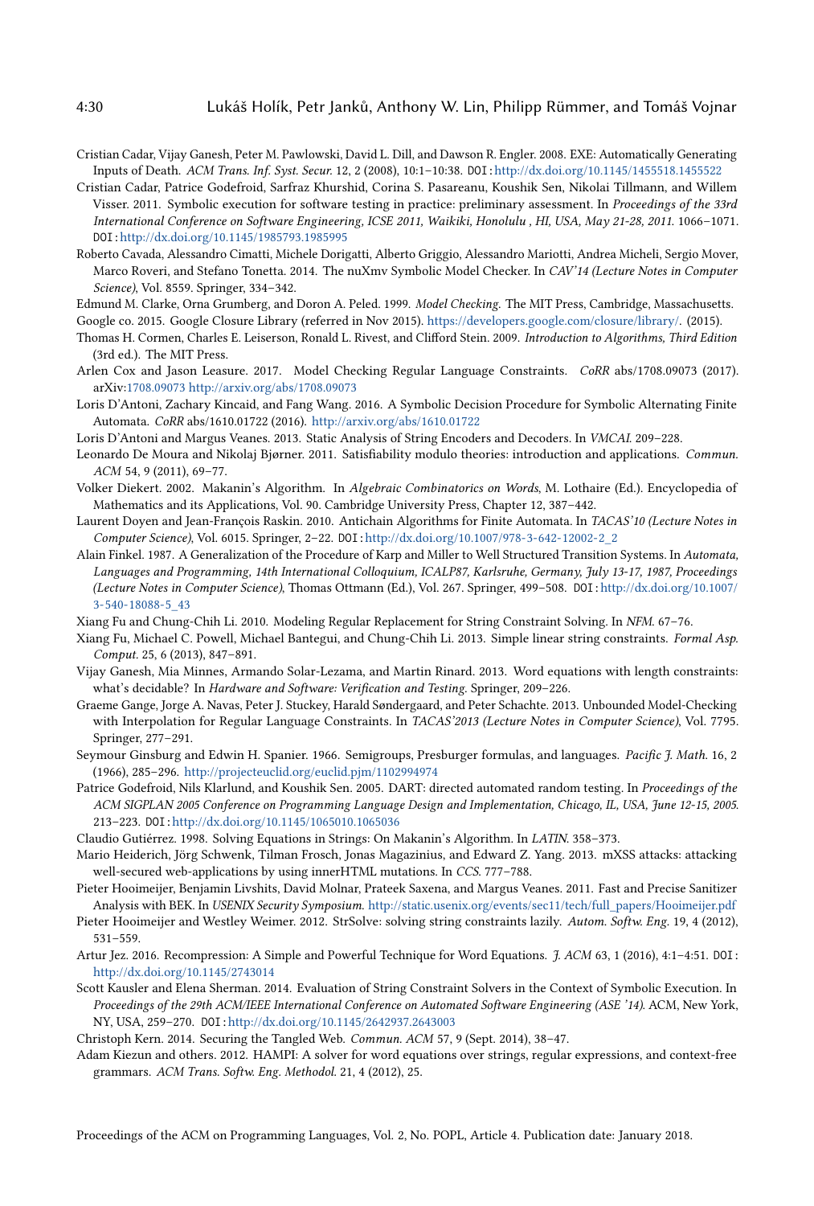Cristian Cadar, Vijay Ganesh, Peter M. Pawlowski, David L. Dill, and Dawson R. Engler. 2008. EXE: Automatically Generating Inputs of Death. *ACM Trans. Inf. Syst. Secur.* 12, 2 (2008), 10:1–10:38. DOI: http://dx.doi.org/10.1145/1455518.1455522

Cristian Cadar, Patrice Godefroid, Sarfraz Khurshid, Corina S. Pasareanu, Koushik Sen, Nikolai Tillmann, and Willem Visser. 2011. Symbolic execution for software testing in practice: preliminary assessment. In *Proceedings of the 33rd International Conference on Software Engineering, ICSE 2011, Waikiki, Honolulu , HI, USA, May 21-28, 2011*. 1066–1071. DOI: http://dx.doi.org/10.1145/1985793.1985995

Roberto Cavada, Alessandro Cimatti, Michele Dorigatti, Alberto Griggio, Alessandro Mariotti, Andrea Micheli, Sergio Mover, Marco Roveri, and Stefano Tonetta. 2014. The nuXmv Symbolic Model Checker. In *CAV'14 (Lecture Notes in Computer Science)*, Vol. 8559. Springer, 334–342.

Edmund M. Clarke, Orna Grumberg, and Doron A. Peled. 1999. *Model Checking*. The MIT Press, Cambridge, Massachusetts.

Google co. 2015. Google Closure Library (referred in Nov 2015). https://developers.google.com/closure/library/. (2015).

Thomas H. Cormen, Charles E. Leiserson, Ronald L. Rivest, and Clifford Stein. 2009. *Introduction to Algorithms, Third Edition* (3rd ed.). The MIT Press.

Arlen Cox and Jason Leasure. 2017. Model Checking Regular Language Constraints. *CoRR* abs/1708.09073 (2017). arXiv:1708.09073 http://arxiv.org/abs/1708.09073

Loris D'Antoni, Zachary Kincaid, and Fang Wang. 2016. A Symbolic Decision Procedure for Symbolic Alternating Finite Automata. *CoRR* abs/1610.01722 (2016). http://arxiv.org/abs/1610.01722

Loris D'Antoni and Margus Veanes. 2013. Static Analysis of String Encoders and Decoders. In *VMCAI*. 209–228.

Leonardo De Moura and Nikolaj Bjørner. 2011. Satisfiability modulo theories: introduction and applications. *Commun. ACM* 54, 9 (2011), 69–77.

Volker Diekert. 2002. Makanin's Algorithm. In *Algebraic Combinatorics on Words*, M. Lothaire (Ed.). Encyclopedia of Mathematics and its Applications, Vol. 90. Cambridge University Press, Chapter 12, 387–442.

Laurent Doyen and Jean-François Raskin. 2010. Antichain Algorithms for Finite Automata. In *TACAS'10 (Lecture Notes in Computer Science)*, Vol. 6015. Springer, 2–22. DOI: http://dx.doi.org/10.1007/978-3-642-12002-2_2

Alain Finkel. 1987. A Generalization of the Procedure of Karp and Miller to Well Structured Transition Systems. In *Automata, Languages and Programming, 14th International Colloquium, ICALP87, Karlsruhe, Germany, July 13-17, 1987, Proceedings (Lecture Notes in Computer Science)*, Thomas Ottmann (Ed.), Vol. 267. Springer, 499–508. DOI: http://dx.doi.org/10.1007/3-540-18088-5_43

Xiang Fu and Chung-Chih Li. 2010. Modeling Regular Replacement for String Constraint Solving. In *NFM*. 67–76.

Xiang Fu, Michael C. Powell, Michael Bantegui, and Chung-Chih Li. 2013. Simple linear string constraints. *Formal Asp. Comput.* 25, 6 (2013), 847–891.

Vijay Ganesh, Mia Minnes, Armando Solar-Lezama, and Martin Rinard. 2013. Word equations with length constraints: what's decidable? In *Hardware and Software: Verification and Testing*. Springer, 209–226.

Graeme Gange, Jorge A. Navas, Peter J. Stuckey, Harald Søndergaard, and Peter Schachte. 2013. Unbounded Model-Checking with Interpolation for Regular Language Constraints. In *TACAS'2013 (Lecture Notes in Computer Science)*, Vol. 7795. Springer, 277–291.

Seymour Ginsburg and Edwin H. Spanier. 1966. Semigroups, Presburger formulas, and languages. *Pacific J. Math.* 16, 2 (1966), 285–296. http://projecteuclid.org/euclid.pjm/1102994974

Patrice Godefroid, Nils Klarlund, and Koushik Sen. 2005. DART: directed automated random testing. In *Proceedings of the ACM SIGPLAN 2005 Conference on Programming Language Design and Implementation, Chicago, IL, USA, June 12-15, 2005*. 213–223. DOI: http://dx.doi.org/10.1145/1065010.1065036

Claudio Gutiérrez. 1998. Solving Equations in Strings: On Makanin's Algorithm. In *LATIN*. 358–373.

Mario Heiderich, Jörg Schwenk, Tilman Frosch, Jonas Magazinius, and Edward Z. Yang. 2013. mXSS attacks: attacking well-secured web-applications by using innerHTML mutations. In *CCS*. 777–788.

Pieter Hooimeijer, Benjamin Livshits, David Molnar, Prateek Saxena, and Margus Veanes. 2011. Fast and Precise Sanitizer Analysis with BEK. In *USENIX Security Symposium*. http://static.usenix.org/events/sec11/tech/full_papers/Hooimeijer.pdf

Pieter Hooimeijer and Westley Weimer. 2012. StrSolve: solving string constraints lazily. *Autom. Softw. Eng.* 19, 4 (2012), 531–559.

Artur Jez. 2016. Recompression: A Simple and Powerful Technique for Word Equations. *J. ACM* 63, 1 (2016), 4:1–4:51. DOI: http://dx.doi.org/10.1145/2743014

Scott Kausler and Elena Sherman. 2014. Evaluation of String Constraint Solvers in the Context of Symbolic Execution. In *Proceedings of the 29th ACM/IEEE International Conference on Automated Software Engineering (ASE '14)*. ACM, New York, NY, USA, 259–270. DOI: http://dx.doi.org/10.1145/2642937.2643003

Christoph Kern. 2014. Securing the Tangled Web. *Commun. ACM* 57, 9 (Sept. 2014), 38–47.

Adam Kiezun and others. 2012. HAMPI: A solver for word equations over strings, regular expressions, and context-free grammars. *ACM Trans. Softw. Eng. Methodol.* 21, 4 (2012), 25.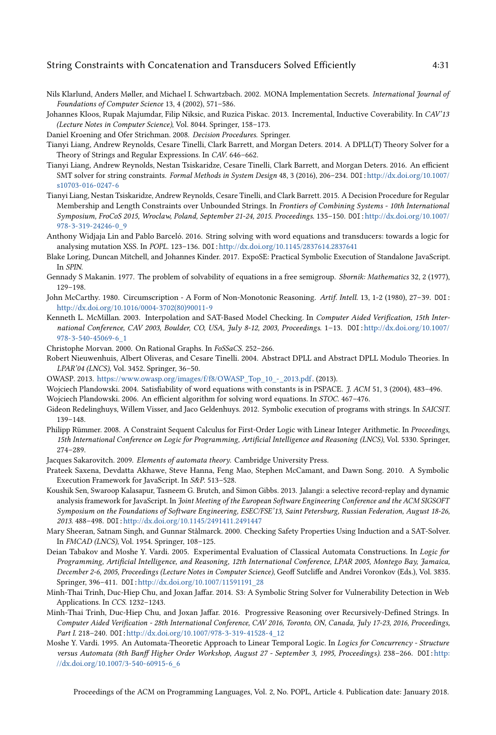Nils Klarlund, Anders Møller, and Michael I. Schwartzbach. 2002. MONA Implementation Secrets. *International Journal of Foundations of Computer Science* 13, 4 (2002), 571–586.

Johannes Kloos, Rupak Majumdar, Filip Niksic, and Ruzica Piskac. 2013. Incremental, Inductive Coverability. In *CAV'13 (Lecture Notes in Computer Science)*, Vol. 8044. Springer, 158–173.

Daniel Kroening and Ofer Strichman. 2008. *Decision Procedures.* Springer.

Tianyi Liang, Andrew Reynolds, Cesare Tinelli, Clark Barrett, and Morgan Deters. 2014. A DPLL(T) Theory Solver for a Theory of Strings and Regular Expressions. In *CAV*. 646–662.

Tianyi Liang, Andrew Reynolds, Nestan Tsiskaridze, Cesare Tinelli, Clark Barrett, and Morgan Deters. 2016. An efficient SMT solver for string constraints. *Formal Methods in System Design* 48, 3 (2016), 206–234. DOI: http://dx.doi.org/10.1007/s10703-016-0247-6

Tianyi Liang, Nestan Tsiskaridze, Andrew Reynolds, Cesare Tinelli, and Clark Barrett. 2015. A Decision Procedure for Regular Membership and Length Constraints over Unbounded Strings. In *Frontiers of Combining Systems - 10th International Symposium, FroCoS 2015, Wroclaw, Poland, September 21-24, 2015. Proceedings*. 135–150. DOI: http://dx.doi.org/10.1007/978-3-319-24246-0_9

Anthony Widjaja Lin and Pablo Barceló. 2016. String solving with word equations and transducers: towards a logic for analysing mutation XSS. In *POPL*. 123–136. DOI: http://dx.doi.org/10.1145/2837614.2837641

Blake Loring, Duncan Mitchell, and Johannes Kinder. 2017. ExpoSE: Practical Symbolic Execution of Standalone JavaScript. In *SPIN*.

Gennady S Makanin. 1977. The problem of solvability of equations in a free semigroup. *Sbornik: Mathematics* 32, 2 (1977), 129–198.

John McCarthy. 1980. Circumscription - A Form of Non-Monotonic Reasoning. *Artif. Intell.* 13, 1-2 (1980), 27–39. DOI: http://dx.doi.org/10.1016/0004-3702(80)90011-9

Kenneth L. McMillan. 2003. Interpolation and SAT-Based Model Checking. In *Computer Aided Verification, 15th International Conference, CAV 2003, Boulder, CO, USA, July 8-12, 2003, Proceedings*. 1–13. DOI: http://dx.doi.org/10.1007/978-3-540-45069-6_1

Christophe Morvan. 2000. On Rational Graphs. In *FoSSaCS*. 252–266.

Robert Nieuwenhuis, Albert Oliveras, and Cesare Tinelli. 2004. Abstract DPLL and Abstract DPLL Modulo Theories. In *LPAR'04 (LNCS)*, Vol. 3452. Springer, 36–50.

OWASP. 2013. https://www.owasp.org/images/f/f8/OWASP_Top_10_-_2013.pdf. (2013).

Wojciech Plandowski. 2004. Satisfiability of word equations with constants is in PSPACE. *J. ACM* 51, 3 (2004), 483–496.

Wojciech Plandowski. 2006. An efficient algorithm for solving word equations. In *STOC*. 467–476.

Gideon Redelinghuys, Willem Visser, and Jaco Geldenhuys. 2012. Symbolic execution of programs with strings. In *SAICSIT*. 139–148.

Philipp Rümmer. 2008. A Constraint Sequent Calculus for First-Order Logic with Linear Integer Arithmetic. In *Proceedings, 15th International Conference on Logic for Programming, Artificial Intelligence and Reasoning (LNCS)*, Vol. 5330. Springer, 274–289.

Jacques Sakarovitch. 2009. *Elements of automata theory.* Cambridge University Press.

Prateek Saxena, Devdatta Akhawe, Steve Hanna, Feng Mao, Stephen McCamant, and Dawn Song. 2010. A Symbolic Execution Framework for JavaScript. In *S&P*. 513–528.

Koushik Sen, Swaroop Kalasapur, Tasneem G. Brutch, and Simon Gibbs. 2013. Jalangi: a selective record-replay and dynamic analysis framework for JavaScript. In *Joint Meeting of the European Software Engineering Conference and the ACM SIGSOFT Symposium on the Foundations of Software Engineering, ESEC/FSE'13, Saint Petersburg, Russian Federation, August 18-26, 2013*. 488–498. DOI: http://dx.doi.org/10.1145/2491411.2491447

Mary Sheeran, Satnam Singh, and Gunnar Stålmarck. 2000. Checking Safety Properties Using Induction and a SAT-Solver. In *FMCAD (LNCS)*, Vol. 1954. Springer, 108–125.

Deian Tabakov and Moshe Y. Vardi. 2005. Experimental Evaluation of Classical Automata Constructions. In *Logic for Programming, Artificial Intelligence, and Reasoning, 12th International Conference, LPAR 2005, Montego Bay, Jamaica, December 2-6, 2005, Proceedings (Lecture Notes in Computer Science)*, Geoff Sutcliffe and Andrei Voronkov (Eds.), Vol. 3835. Springer, 396–411. DOI: http://dx.doi.org/10.1007/11591191_28

Minh-Thai Trinh, Duc-Hiep Chu, and Joxan Jaffar. 2014. S3: A Symbolic String Solver for Vulnerability Detection in Web Applications. In *CCS*. 1232–1243.

Minh-Thai Trinh, Duc-Hiep Chu, and Joxan Jaffar. 2016. Progressive Reasoning over Recursively-Defined Strings. In *Computer Aided Verification - 28th International Conference, CAV 2016, Toronto, ON, Canada, July 17-23, 2016, Proceedings, Part I*. 218–240. DOI: http://dx.doi.org/10.1007/978-3-319-41528-4_12

Moshe Y. Vardi. 1995. An Automata-Theoretic Approach to Linear Temporal Logic. In *Logics for Concurrency - Structure versus Automata (8th Banff Higher Order Workshop, August 27 - September 3, 1995, Proceedings)*. 238–266. DOI: http://dx.doi.org/10.1007/3-540-60915-6_6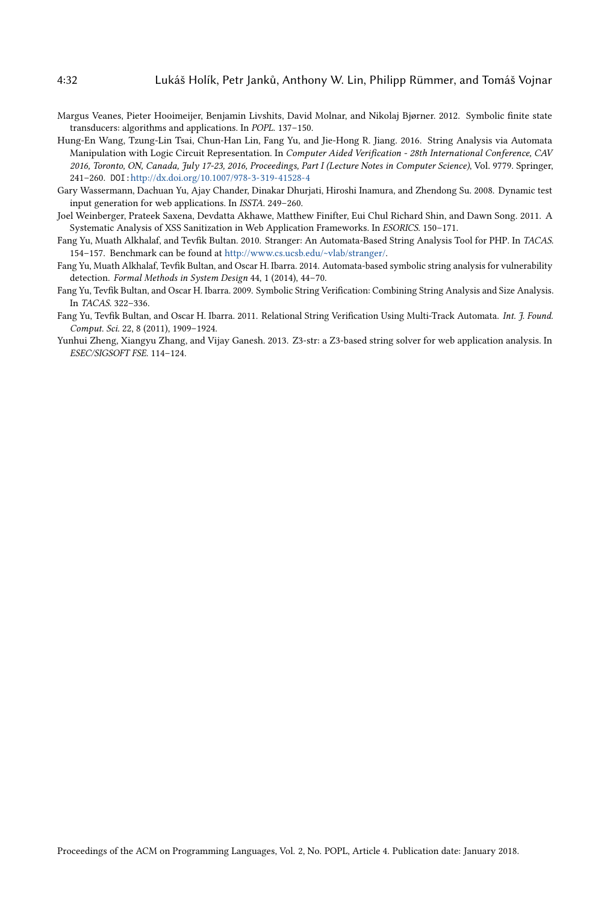Margus Veanes, Pieter Hooimeijer, Benjamin Livshits, David Molnar, and Nikolaj Bjørner. 2012. Symbolic finite state transducers: algorithms and applications. In *POPL*. 137–150.

Hung-En Wang, Tzung-Lin Tsai, Chun-Han Lin, Fang Yu, and Jie-Hong R. Jiang. 2016. String Analysis via Automata Manipulation with Logic Circuit Representation. In *Computer Aided Verification - 28th International Conference, CAV 2016, Toronto, ON, Canada, July 17-23, 2016, Proceedings, Part I (Lecture Notes in Computer Science)*, Vol. 9779. Springer, 241–260. DOI: http://dx.doi.org/10.1007/978-3-319-41528-4

Gary Wassermann, Dachuan Yu, Ajay Chander, Dinakar Dhurjati, Hiroshi Inamura, and Zhendong Su. 2008. Dynamic test input generation for web applications. In *ISSTA*. 249–260.

Joel Weinberger, Prateek Saxena, Devdatta Akhawe, Matthew Finifter, Eui Chul Richard Shin, and Dawn Song. 2011. A Systematic Analysis of XSS Sanitization in Web Application Frameworks. In *ESORICS*. 150–171.

Fang Yu, Muath Alkhalaf, and Tevfik Bultan. 2010. Stranger: An Automata-Based String Analysis Tool for PHP. In *TACAS*. 154–157. Benchmark can be found at http://www.cs.ucsb.edu/~vlab/stranger/.

Fang Yu, Muath Alkhalaf, Tevfik Bultan, and Oscar H. Ibarra. 2014. Automata-based symbolic string analysis for vulnerability detection. *Formal Methods in System Design* 44, 1 (2014), 44–70.

Fang Yu, Tevfik Bultan, and Oscar H. Ibarra. 2009. Symbolic String Verification: Combining String Analysis and Size Analysis. In *TACAS*. 322–336.

Fang Yu, Tevfik Bultan, and Oscar H. Ibarra. 2011. Relational String Verification Using Multi-Track Automata. *Int. J. Found. Comput. Sci.* 22, 8 (2011), 1909–1924.

Yunhui Zheng, Xiangyu Zhang, and Vijay Ganesh. 2013. Z3-str: a Z3-based string solver for web application analysis. In *ESEC/SIGSOFT FSE*. 114–124.